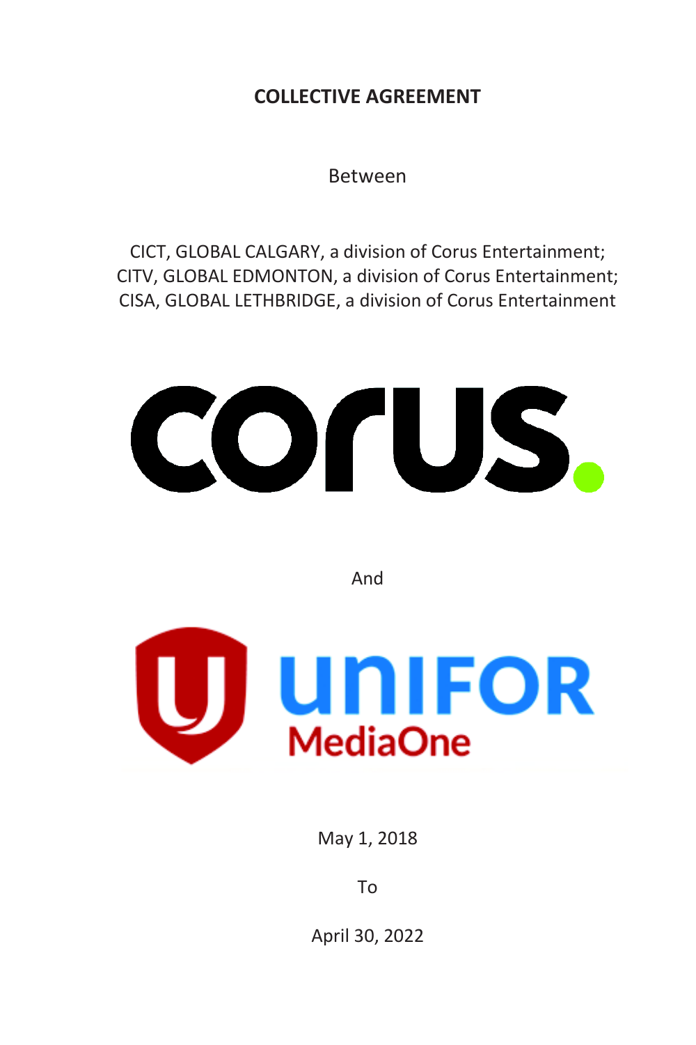# COLLECTIVE AGREEMENT

Between

CICT, GLOBAL CALGARY, a division of Corus Entertainment;
CITV, GLOBAL EDMONTON, a division of Corus Entertainment;
CISA, GLOBAL LETHBRIDGE, a division of Corus Entertainment

corus.

And

UNIFOR
MediaOne

May 1, 2018

To

April 30, 2022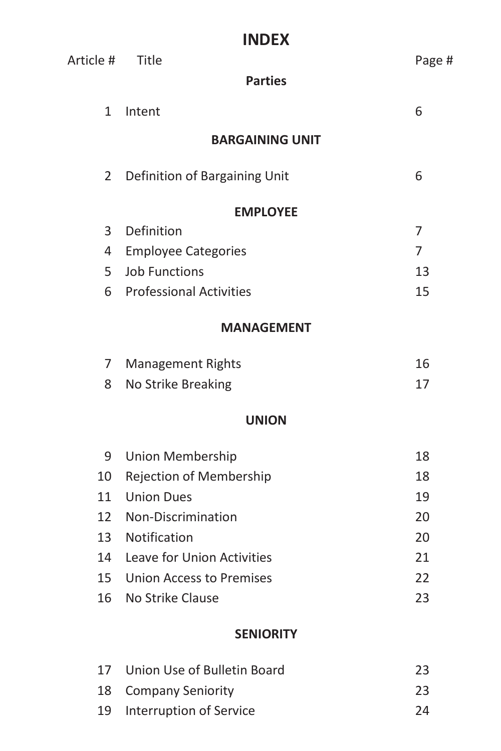# INDEX

| Article # | Title | Page # |
|---|---|---|
| | **Parties** | |
| 1 | Intent | 6 |
| | **BARGAINING UNIT** | |
| 2 | Definition of Bargaining Unit | 6 |
| | **EMPLOYEE** | |
| 3 | Definition | 7 |
| 4 | Employee Categories | 7 |
| 5 | Job Functions | 13 |
| 6 | Professional Activities | 15 |
| | **MANAGEMENT** | |
| 7 | Management Rights | 16 |
| 8 | No Strike Breaking | 17 |
| | **UNION** | |
| 9 | Union Membership | 18 |
| 10 | Rejection of Membership | 18 |
| 11 | Union Dues | 19 |
| 12 | Non-Discrimination | 20 |
| 13 | Notification | 20 |
| 14 | Leave for Union Activities | 21 |
| 15 | Union Access to Premises | 22 |
| 16 | No Strike Clause | 23 |
| | **SENIORITY** | |
| 17 | Union Use of Bulletin Board | 23 |
| 18 | Company Seniority | 23 |
| 19 | Interruption of Service | 24 |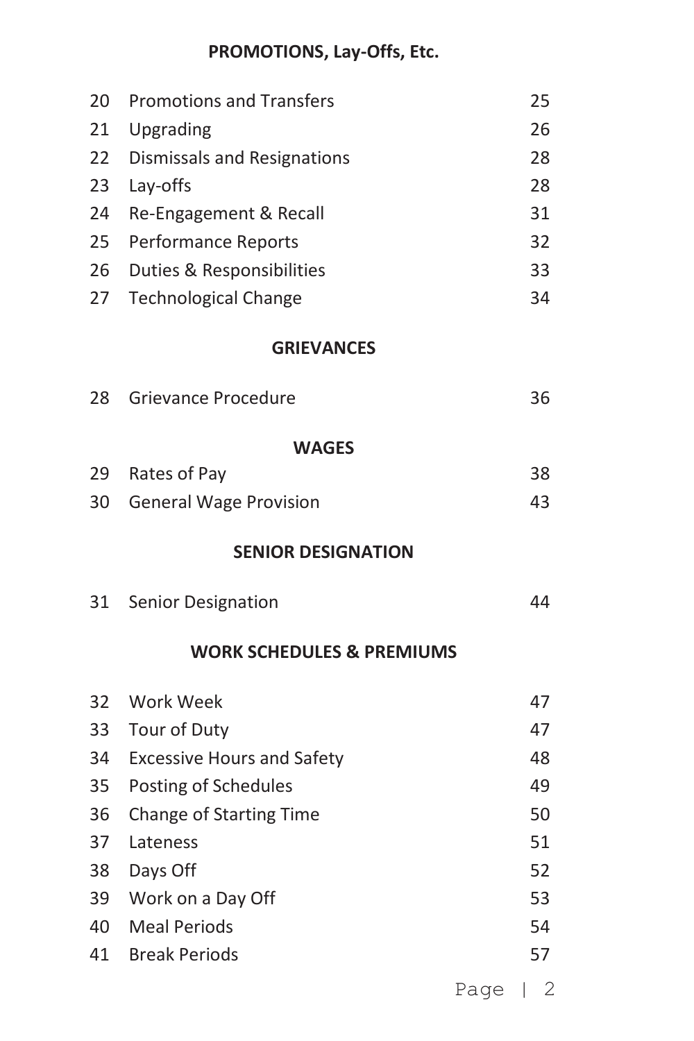**PROMOTIONS, Lay-Offs, Etc.**

| | | |
|---|---|---|
| 20 | Promotions and Transfers | 25 |
| 21 | Upgrading | 26 |
| 22 | Dismissals and Resignations | 28 |
| 23 | Lay-offs | 28 |
| 24 | Re-Engagement & Recall | 31 |
| 25 | Performance Reports | 32 |
| 26 | Duties & Responsibilities | 33 |
| 27 | Technological Change | 34 |

**GRIEVANCES**

| | | |
|---|---|---|
| 28 | Grievance Procedure | 36 |

**WAGES**

| | | |
|---|---|---|
| 29 | Rates of Pay | 38 |
| 30 | General Wage Provision | 43 |

**SENIOR DESIGNATION**

| | | |
|---|---|---|
| 31 | Senior Designation | 44 |

**WORK SCHEDULES & PREMIUMS**

| | | |
|---|---|---|
| 32 | Work Week | 47 |
| 33 | Tour of Duty | 47 |
| 34 | Excessive Hours and Safety | 48 |
| 35 | Posting of Schedules | 49 |
| 36 | Change of Starting Time | 50 |
| 37 | Lateness | 51 |
| 38 | Days Off | 52 |
| 39 | Work on a Day Off | 53 |
| 40 | Meal Periods | 54 |
| 41 | Break Periods | 57 |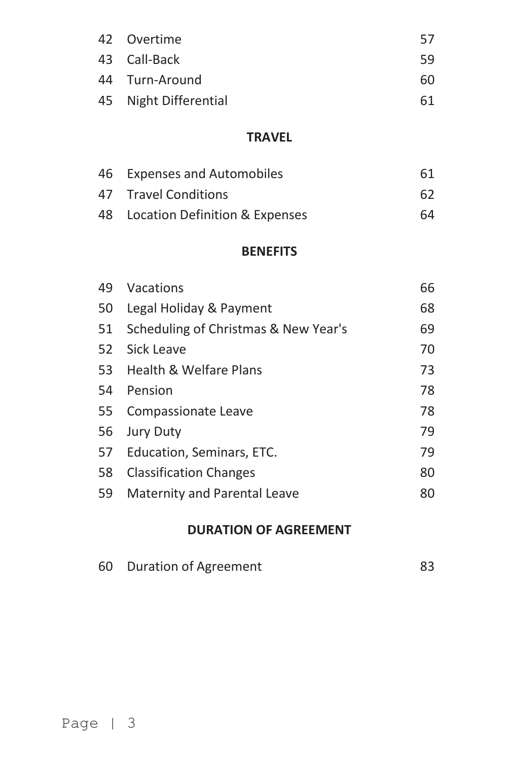| | | |
|---|---|---|
| 42 | Overtime | 57 |
| 43 | Call-Back | 59 |
| 44 | Turn-Around | 60 |
| 45 | Night Differential | 61 |

**TRAVEL**

| | | |
|---|---|---|
| 46 | Expenses and Automobiles | 61 |
| 47 | Travel Conditions | 62 |
| 48 | Location Definition & Expenses | 64 |

**BENEFITS**

| | | |
|---|---|---|
| 49 | Vacations | 66 |
| 50 | Legal Holiday & Payment | 68 |
| 51 | Scheduling of Christmas & New Year's | 69 |
| 52 | Sick Leave | 70 |
| 53 | Health & Welfare Plans | 73 |
| 54 | Pension | 78 |
| 55 | Compassionate Leave | 78 |
| 56 | Jury Duty | 79 |
| 57 | Education, Seminars, ETC. | 79 |
| 58 | Classification Changes | 80 |
| 59 | Maternity and Parental Leave | 80 |

**DURATION OF AGREEMENT**

| | | |
|---|---|---|
| 60 | Duration of Agreement | 83 |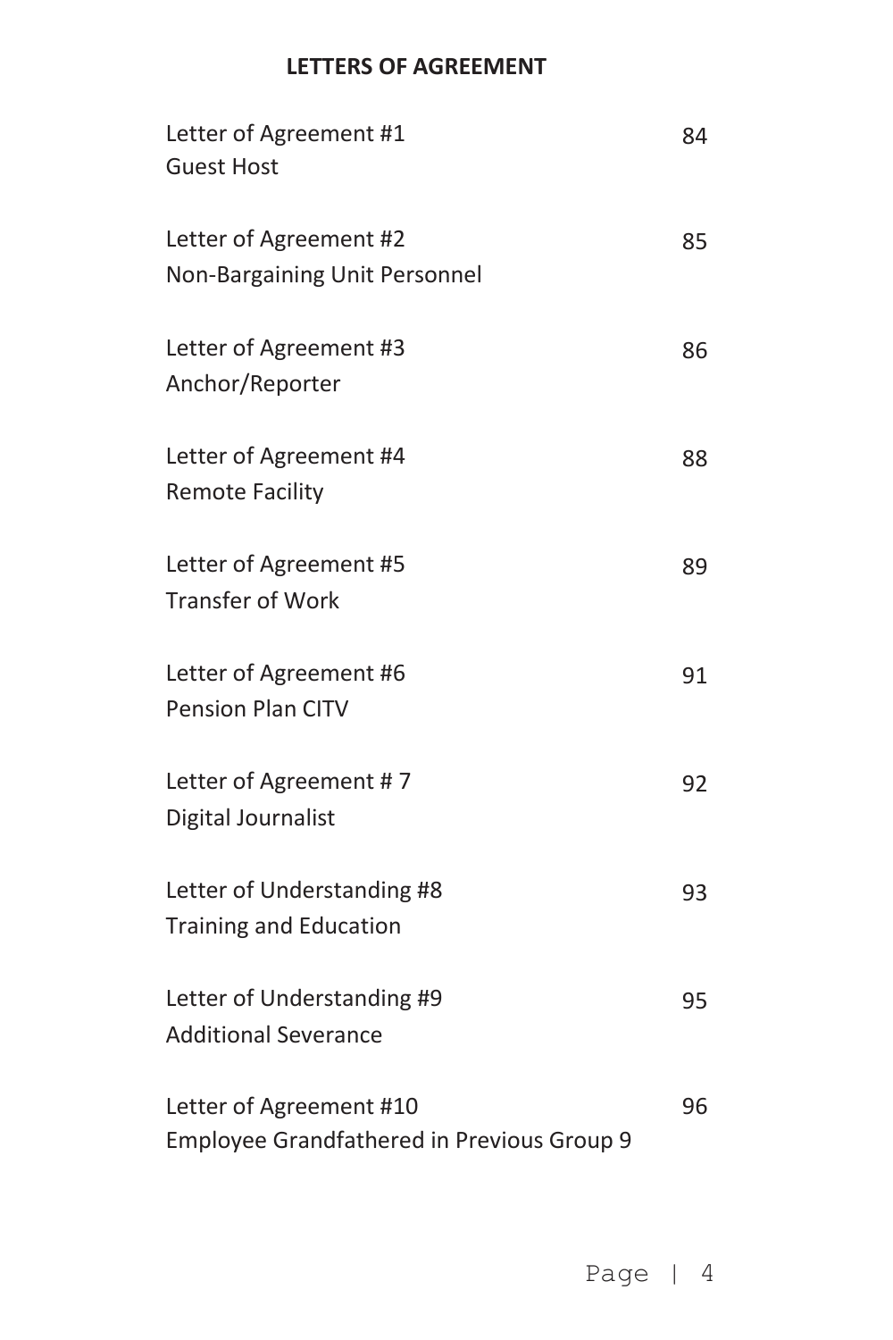## LETTERS OF AGREEMENT

| | |
|---|---|
| Letter of Agreement #1<br>Guest Host | 84 |
| Letter of Agreement #2<br>Non-Bargaining Unit Personnel | 85 |
| Letter of Agreement #3<br>Anchor/Reporter | 86 |
| Letter of Agreement #4<br>Remote Facility | 88 |
| Letter of Agreement #5<br>Transfer of Work | 89 |
| Letter of Agreement #6<br>Pension Plan CITV | 91 |
| Letter of Agreement # 7<br>Digital Journalist | 92 |
| Letter of Understanding #8<br>Training and Education | 93 |
| Letter of Understanding #9<br>Additional Severance | 95 |
| Letter of Agreement #10<br>Employee Grandfathered in Previous Group 9 | 96 |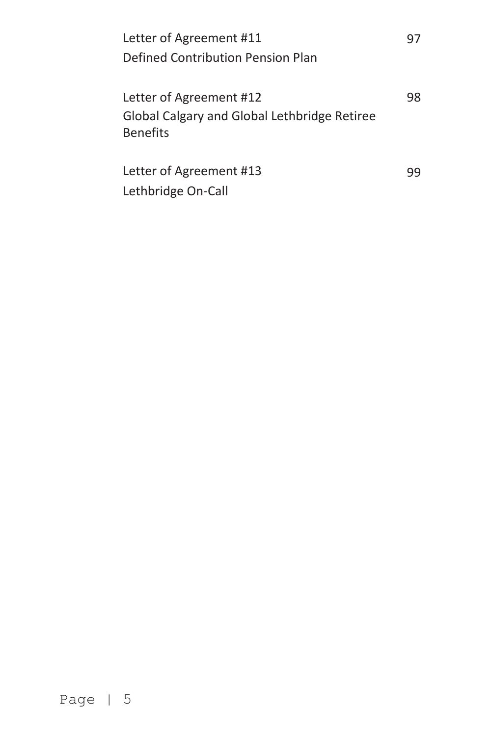| | |
|---|---|
| Letter of Agreement #11<br>Defined Contribution Pension Plan | 97 |
| Letter of Agreement #12<br>Global Calgary and Global Lethbridge Retiree Benefits | 98 |
| Letter of Agreement #13<br>Lethbridge On-Call | 99 |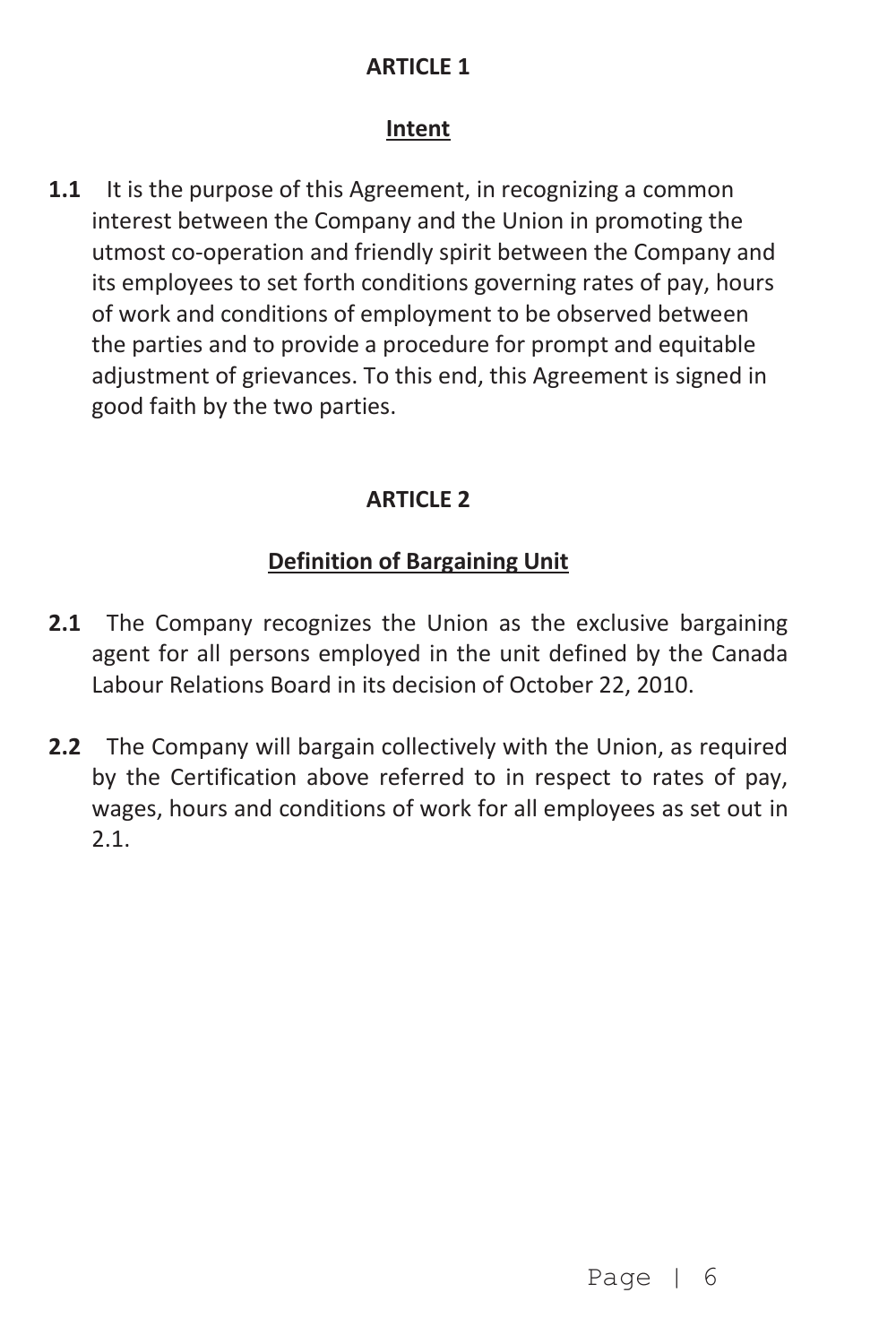## ARTICLE 1

### Intent

**1.1** It is the purpose of this Agreement, in recognizing a common interest between the Company and the Union in promoting the utmost co-operation and friendly spirit between the Company and its employees to set forth conditions governing rates of pay, hours of work and conditions of employment to be observed between the parties and to provide a procedure for prompt and equitable adjustment of grievances. To this end, this Agreement is signed in good faith by the two parties.

## ARTICLE 2

### Definition of Bargaining Unit

**2.1** The Company recognizes the Union as the exclusive bargaining agent for all persons employed in the unit defined by the Canada Labour Relations Board in its decision of October 22, 2010.

**2.2** The Company will bargain collectively with the Union, as required by the Certification above referred to in respect to rates of pay, wages, hours and conditions of work for all employees as set out in 2.1.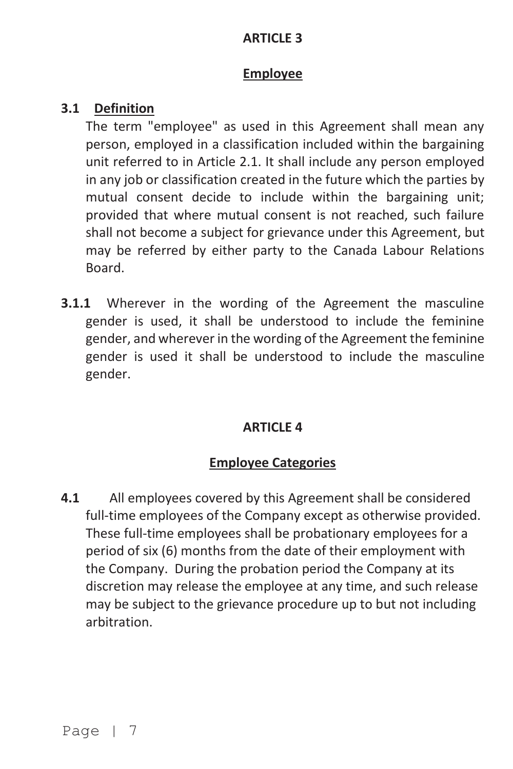## ARTICLE 3

### Employee

**3.1 Definition**

The term "employee" as used in this Agreement shall mean any person, employed in a classification included within the bargaining unit referred to in Article 2.1. It shall include any person employed in any job or classification created in the future which the parties by mutual consent decide to include within the bargaining unit; provided that where mutual consent is not reached, such failure shall not become a subject for grievance under this Agreement, but may be referred by either party to the Canada Labour Relations Board.

**3.1.1** Wherever in the wording of the Agreement the masculine gender is used, it shall be understood to include the feminine gender, and wherever in the wording of the Agreement the feminine gender is used it shall be understood to include the masculine gender.

## ARTICLE 4

### Employee Categories

**4.1** All employees covered by this Agreement shall be considered full-time employees of the Company except as otherwise provided. These full-time employees shall be probationary employees for a period of six (6) months from the date of their employment with the Company. During the probation period the Company at its discretion may release the employee at any time, and such release may be subject to the grievance procedure up to but not including arbitration.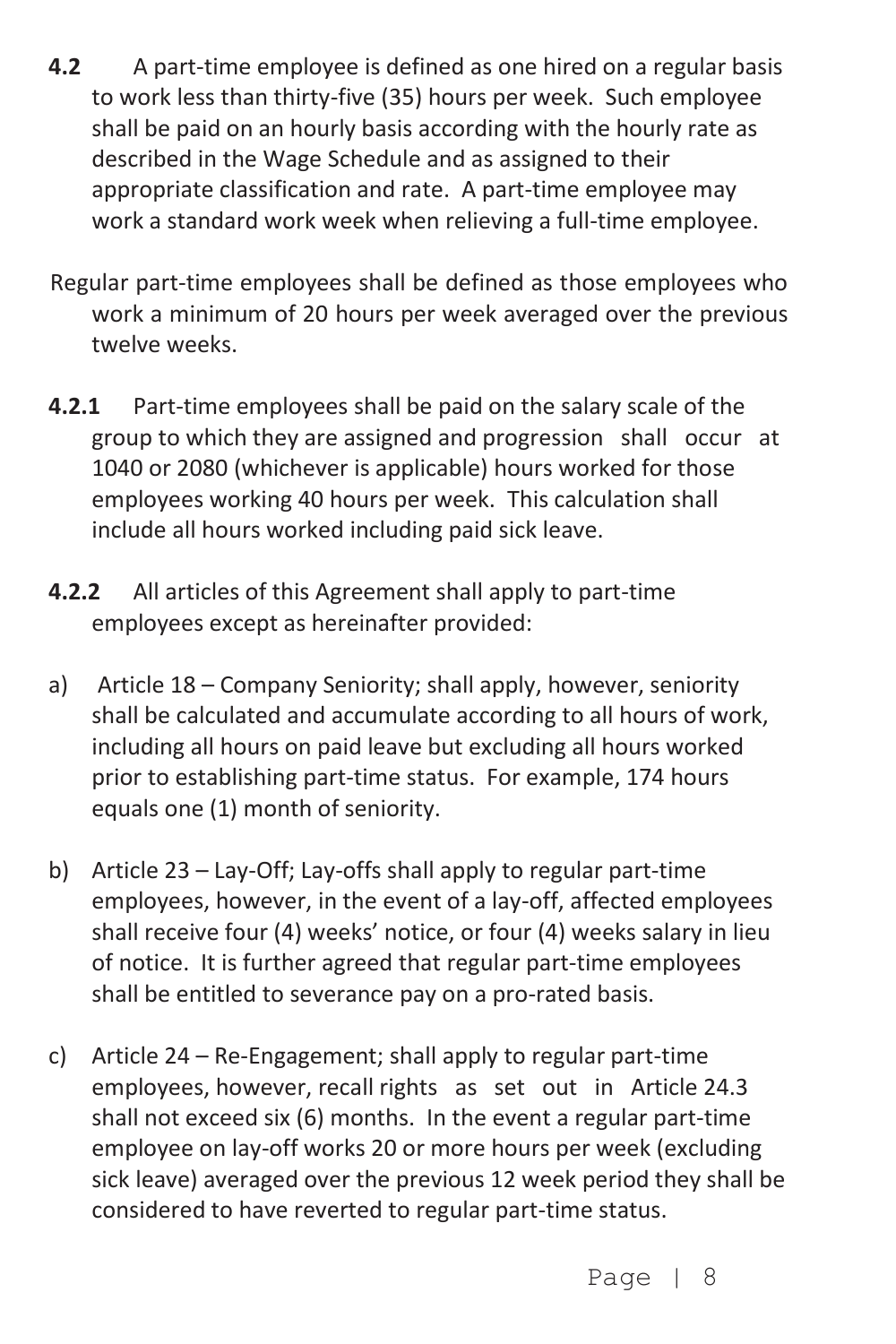**4.2** A part-time employee is defined as one hired on a regular basis to work less than thirty-five (35) hours per week. Such employee shall be paid on an hourly basis according with the hourly rate as described in the Wage Schedule and as assigned to their appropriate classification and rate. A part-time employee may work a standard work week when relieving a full-time employee.

Regular part-time employees shall be defined as those employees who work a minimum of 20 hours per week averaged over the previous twelve weeks.

**4.2.1** Part-time employees shall be paid on the salary scale of the group to which they are assigned and progression shall occur at 1040 or 2080 (whichever is applicable) hours worked for those employees working 40 hours per week. This calculation shall include all hours worked including paid sick leave.

**4.2.2** All articles of this Agreement shall apply to part-time employees except as hereinafter provided:

a) Article 18 – Company Seniority; shall apply, however, seniority shall be calculated and accumulate according to all hours of work, including all hours on paid leave but excluding all hours worked prior to establishing part-time status. For example, 174 hours equals one (1) month of seniority.

b) Article 23 – Lay-Off; Lay-offs shall apply to regular part-time employees, however, in the event of a lay-off, affected employees shall receive four (4) weeks' notice, or four (4) weeks salary in lieu of notice. It is further agreed that regular part-time employees shall be entitled to severance pay on a pro-rated basis.

c) Article 24 – Re-Engagement; shall apply to regular part-time employees, however, recall rights as set out in Article 24.3 shall not exceed six (6) months. In the event a regular part-time employee on lay-off works 20 or more hours per week (excluding sick leave) averaged over the previous 12 week period they shall be considered to have reverted to regular part-time status.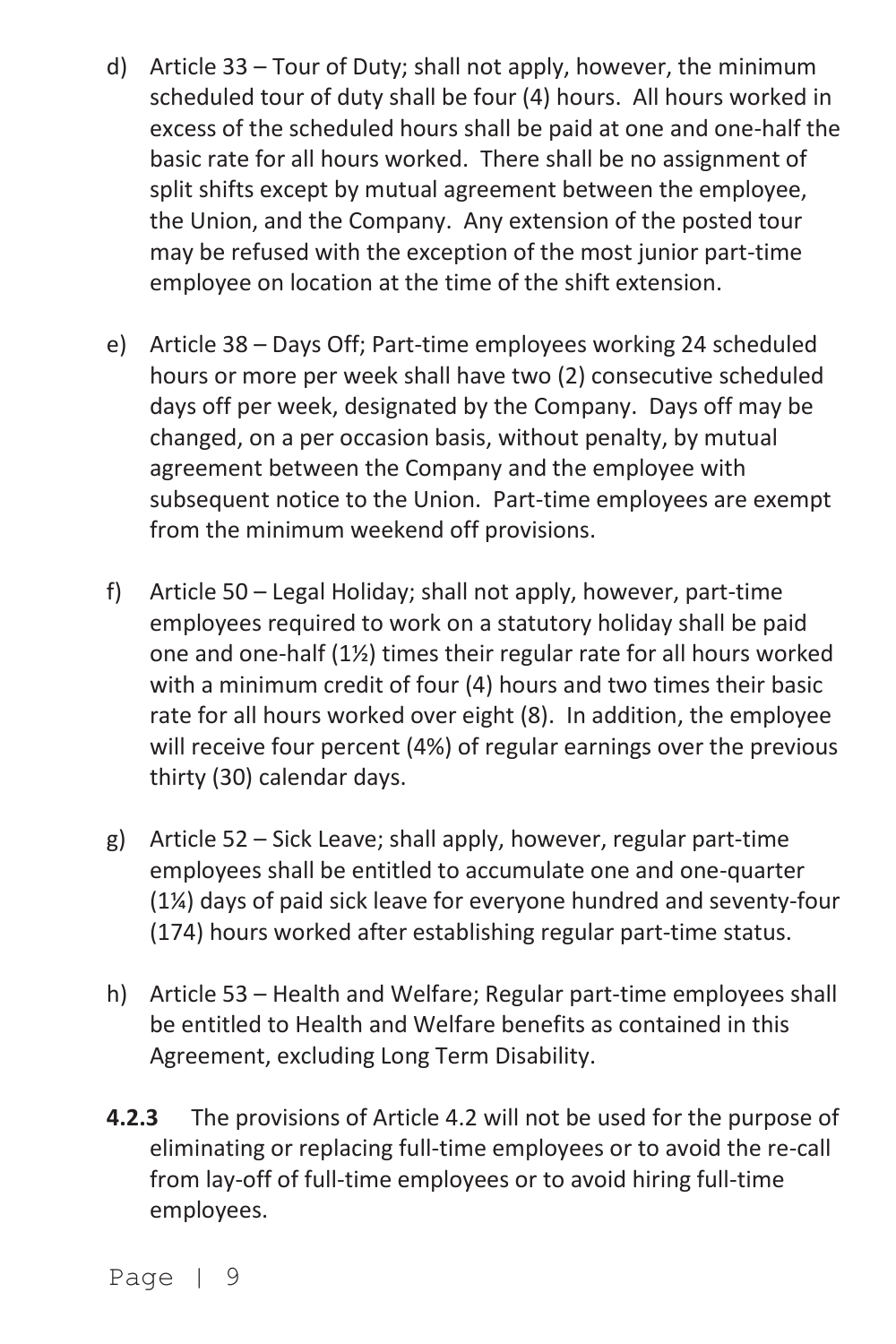d) Article 33 – Tour of Duty; shall not apply, however, the minimum scheduled tour of duty shall be four (4) hours. All hours worked in excess of the scheduled hours shall be paid at one and one-half the basic rate for all hours worked. There shall be no assignment of split shifts except by mutual agreement between the employee, the Union, and the Company. Any extension of the posted tour may be refused with the exception of the most junior part-time employee on location at the time of the shift extension.

e) Article 38 – Days Off; Part-time employees working 24 scheduled hours or more per week shall have two (2) consecutive scheduled days off per week, designated by the Company. Days off may be changed, on a per occasion basis, without penalty, by mutual agreement between the Company and the employee with subsequent notice to the Union. Part-time employees are exempt from the minimum weekend off provisions.

f) Article 50 – Legal Holiday; shall not apply, however, part-time employees required to work on a statutory holiday shall be paid one and one-half (1½) times their regular rate for all hours worked with a minimum credit of four (4) hours and two times their basic rate for all hours worked over eight (8). In addition, the employee will receive four percent (4%) of regular earnings over the previous thirty (30) calendar days.

g) Article 52 – Sick Leave; shall apply, however, regular part-time employees shall be entitled to accumulate one and one-quarter (1¼) days of paid sick leave for everyone hundred and seventy-four (174) hours worked after establishing regular part-time status.

h) Article 53 – Health and Welfare; Regular part-time employees shall be entitled to Health and Welfare benefits as contained in this Agreement, excluding Long Term Disability.

**4.2.3** The provisions of Article 4.2 will not be used for the purpose of eliminating or replacing full-time employees or to avoid the re-call from lay-off of full-time employees or to avoid hiring full-time employees.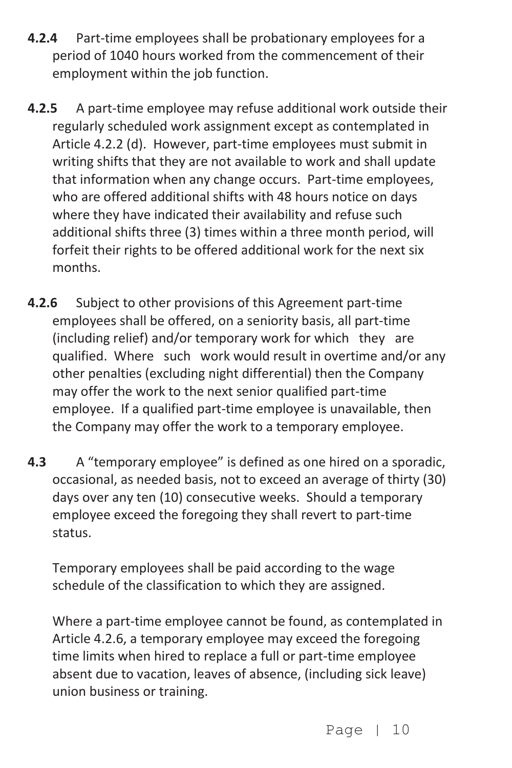**4.2.4** Part-time employees shall be probationary employees for a period of 1040 hours worked from the commencement of their employment within the job function.

**4.2.5** A part-time employee may refuse additional work outside their regularly scheduled work assignment except as contemplated in Article 4.2.2 (d). However, part-time employees must submit in writing shifts that they are not available to work and shall update that information when any change occurs. Part-time employees, who are offered additional shifts with 48 hours notice on days where they have indicated their availability and refuse such additional shifts three (3) times within a three month period, will forfeit their rights to be offered additional work for the next six months.

**4.2.6** Subject to other provisions of this Agreement part-time employees shall be offered, on a seniority basis, all part-time (including relief) and/or temporary work for which they are qualified. Where such work would result in overtime and/or any other penalties (excluding night differential) then the Company may offer the work to the next senior qualified part-time employee. If a qualified part-time employee is unavailable, then the Company may offer the work to a temporary employee.

**4.3** A "temporary employee" is defined as one hired on a sporadic, occasional, as needed basis, not to exceed an average of thirty (30) days over any ten (10) consecutive weeks. Should a temporary employee exceed the foregoing they shall revert to part-time status.

Temporary employees shall be paid according to the wage schedule of the classification to which they are assigned.

Where a part-time employee cannot be found, as contemplated in Article 4.2.6, a temporary employee may exceed the foregoing time limits when hired to replace a full or part-time employee absent due to vacation, leaves of absence, (including sick leave) union business or training.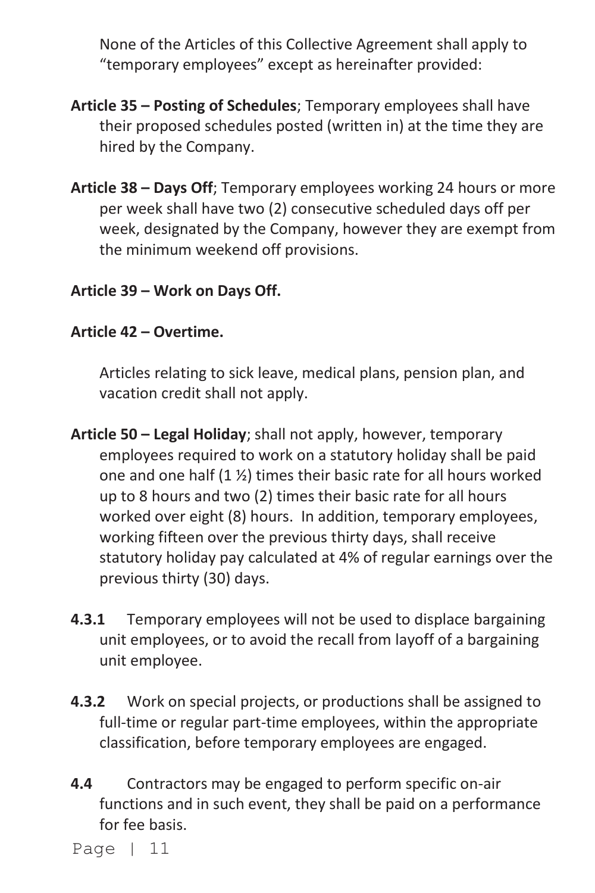None of the Articles of this Collective Agreement shall apply to "temporary employees" except as hereinafter provided:

**Article 35 – Posting of Schedules**; Temporary employees shall have their proposed schedules posted (written in) at the time they are hired by the Company.

**Article 38 – Days Off**; Temporary employees working 24 hours or more per week shall have two (2) consecutive scheduled days off per week, designated by the Company, however they are exempt from the minimum weekend off provisions.

**Article 39 – Work on Days Off.**

**Article 42 – Overtime.**

Articles relating to sick leave, medical plans, pension plan, and vacation credit shall not apply.

**Article 50 – Legal Holiday**; shall not apply, however, temporary employees required to work on a statutory holiday shall be paid one and one half (1 ½) times their basic rate for all hours worked up to 8 hours and two (2) times their basic rate for all hours worked over eight (8) hours. In addition, temporary employees, working fifteen over the previous thirty days, shall receive statutory holiday pay calculated at 4% of regular earnings over the previous thirty (30) days.

**4.3.1** Temporary employees will not be used to displace bargaining unit employees, or to avoid the recall from layoff of a bargaining unit employee.

**4.3.2** Work on special projects, or productions shall be assigned to full-time or regular part-time employees, within the appropriate classification, before temporary employees are engaged.

**4.4** Contractors may be engaged to perform specific on-air functions and in such event, they shall be paid on a performance for fee basis.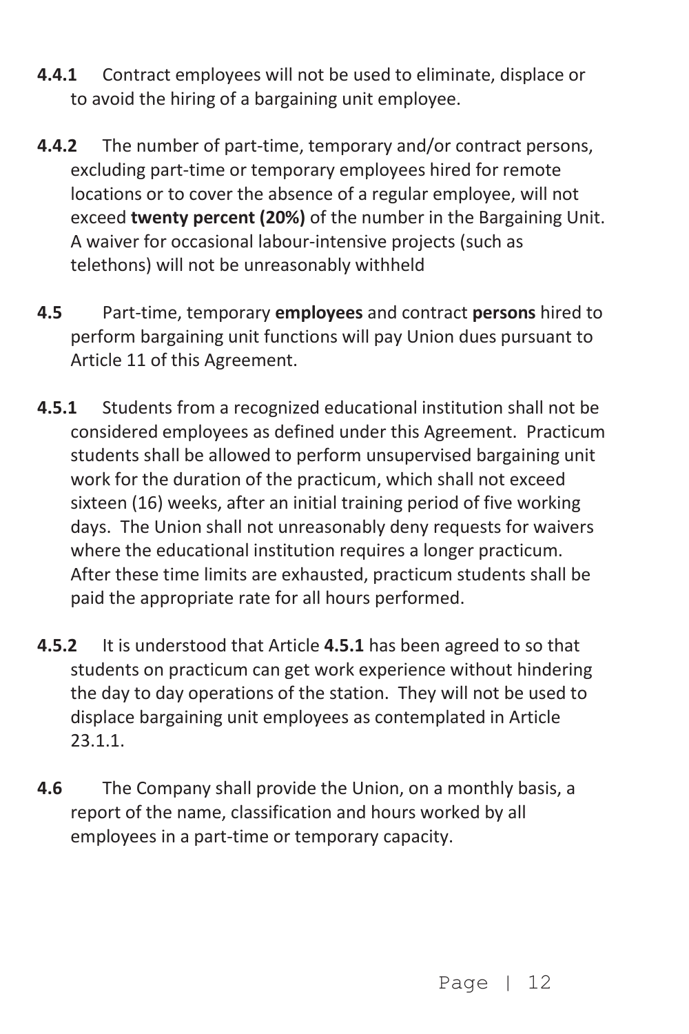**4.4.1** Contract employees will not be used to eliminate, displace or to avoid the hiring of a bargaining unit employee.

**4.4.2** The number of part-time, temporary and/or contract persons, excluding part-time or temporary employees hired for remote locations or to cover the absence of a regular employee, will not exceed **twenty percent (20%)** of the number in the Bargaining Unit. A waiver for occasional labour-intensive projects (such as telethons) will not be unreasonably withheld

**4.5** Part-time, temporary **employees** and contract **persons** hired to perform bargaining unit functions will pay Union dues pursuant to Article 11 of this Agreement.

**4.5.1** Students from a recognized educational institution shall not be considered employees as defined under this Agreement. Practicum students shall be allowed to perform unsupervised bargaining unit work for the duration of the practicum, which shall not exceed sixteen (16) weeks, after an initial training period of five working days. The Union shall not unreasonably deny requests for waivers where the educational institution requires a longer practicum. After these time limits are exhausted, practicum students shall be paid the appropriate rate for all hours performed.

**4.5.2** It is understood that Article **4.5.1** has been agreed to so that students on practicum can get work experience without hindering the day to day operations of the station. They will not be used to displace bargaining unit employees as contemplated in Article 23.1.1.

**4.6** The Company shall provide the Union, on a monthly basis, a report of the name, classification and hours worked by all employees in a part-time or temporary capacity.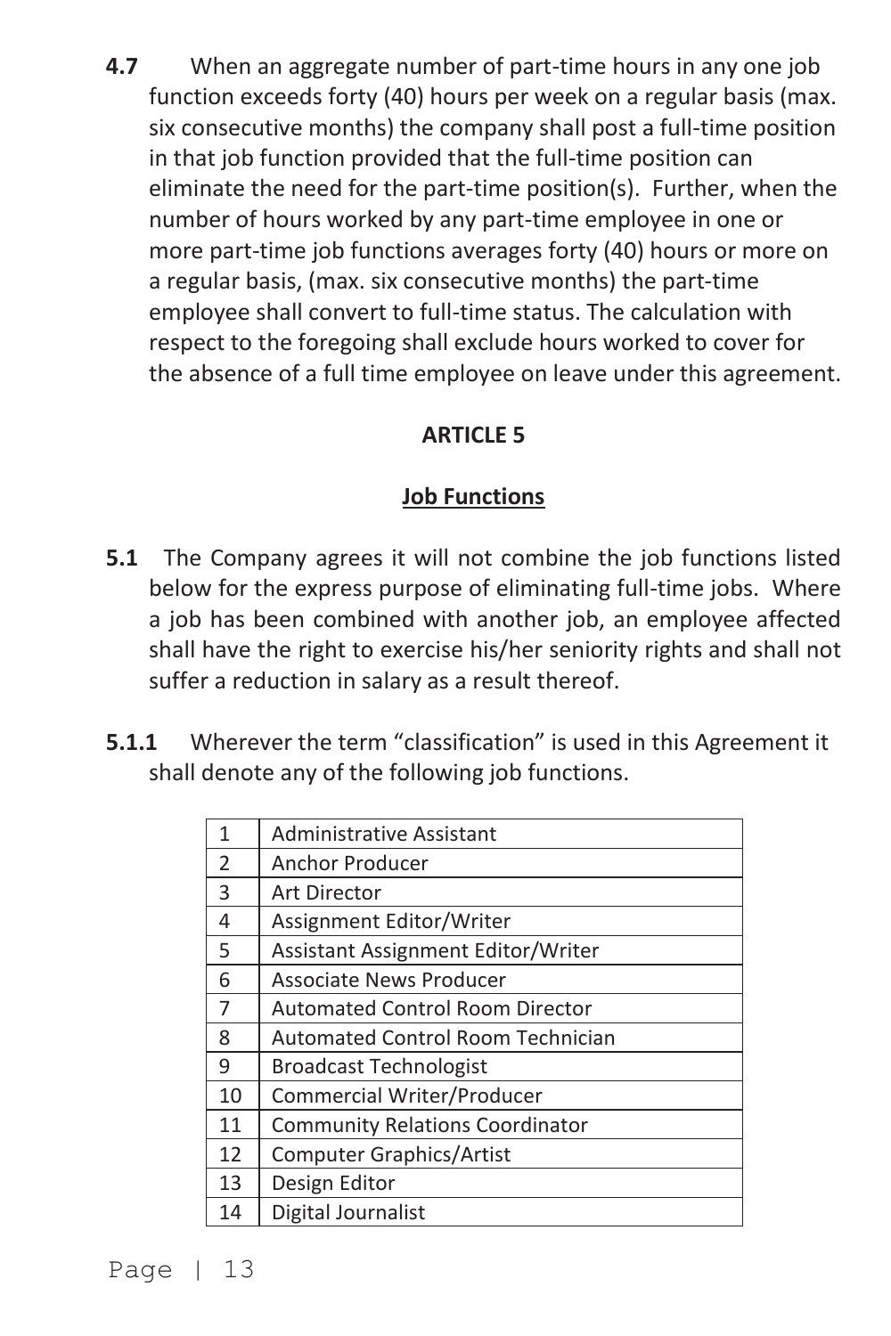**4.7** When an aggregate number of part-time hours in any one job function exceeds forty (40) hours per week on a regular basis (max. six consecutive months) the company shall post a full-time position in that job function provided that the full-time position can eliminate the need for the part-time position(s). Further, when the number of hours worked by any part-time employee in one or more part-time job functions averages forty (40) hours or more on a regular basis, (max. six consecutive months) the part-time employee shall convert to full-time status. The calculation with respect to the foregoing shall exclude hours worked to cover for the absence of a full time employee on leave under this agreement.

## ARTICLE 5

## Job Functions

**5.1** The Company agrees it will not combine the job functions listed below for the express purpose of eliminating full-time jobs. Where a job has been combined with another job, an employee affected shall have the right to exercise his/her seniority rights and shall not suffer a reduction in salary as a result thereof.

**5.1.1** Wherever the term "classification" is used in this Agreement it shall denote any of the following job functions.

| | |
|---|---|
| 1 | Administrative Assistant |
| 2 | Anchor Producer |
| 3 | Art Director |
| 4 | Assignment Editor/Writer |
| 5 | Assistant Assignment Editor/Writer |
| 6 | Associate News Producer |
| 7 | Automated Control Room Director |
| 8 | Automated Control Room Technician |
| 9 | Broadcast Technologist |
| 10 | Commercial Writer/Producer |
| 11 | Community Relations Coordinator |
| 12 | Computer Graphics/Artist |
| 13 | Design Editor |
| 14 | Digital Journalist |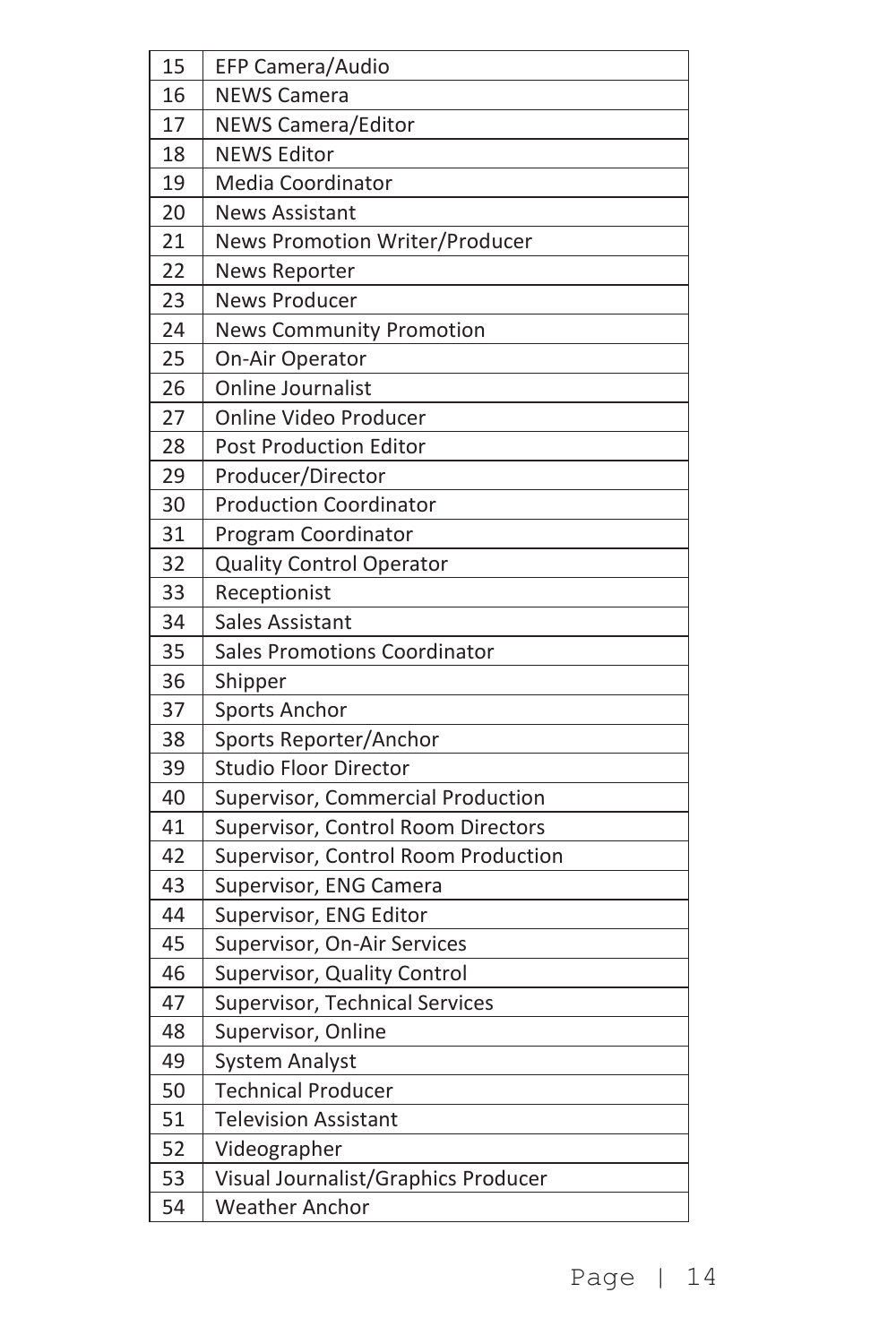| | |
|---|---|
| 15 | EFP Camera/Audio |
| 16 | NEWS Camera |
| 17 | NEWS Camera/Editor |
| 18 | NEWS Editor |
| 19 | Media Coordinator |
| 20 | News Assistant |
| 21 | News Promotion Writer/Producer |
| 22 | News Reporter |
| 23 | News Producer |
| 24 | News Community Promotion |
| 25 | On-Air Operator |
| 26 | Online Journalist |
| 27 | Online Video Producer |
| 28 | Post Production Editor |
| 29 | Producer/Director |
| 30 | Production Coordinator |
| 31 | Program Coordinator |
| 32 | Quality Control Operator |
| 33 | Receptionist |
| 34 | Sales Assistant |
| 35 | Sales Promotions Coordinator |
| 36 | Shipper |
| 37 | Sports Anchor |
| 38 | Sports Reporter/Anchor |
| 39 | Studio Floor Director |
| 40 | Supervisor, Commercial Production |
| 41 | Supervisor, Control Room Directors |
| 42 | Supervisor, Control Room Production |
| 43 | Supervisor, ENG Camera |
| 44 | Supervisor, ENG Editor |
| 45 | Supervisor, On-Air Services |
| 46 | Supervisor, Quality Control |
| 47 | Supervisor, Technical Services |
| 48 | Supervisor, Online |
| 49 | System Analyst |
| 50 | Technical Producer |
| 51 | Television Assistant |
| 52 | Videographer |
| 53 | Visual Journalist/Graphics Producer |
| 54 | Weather Anchor |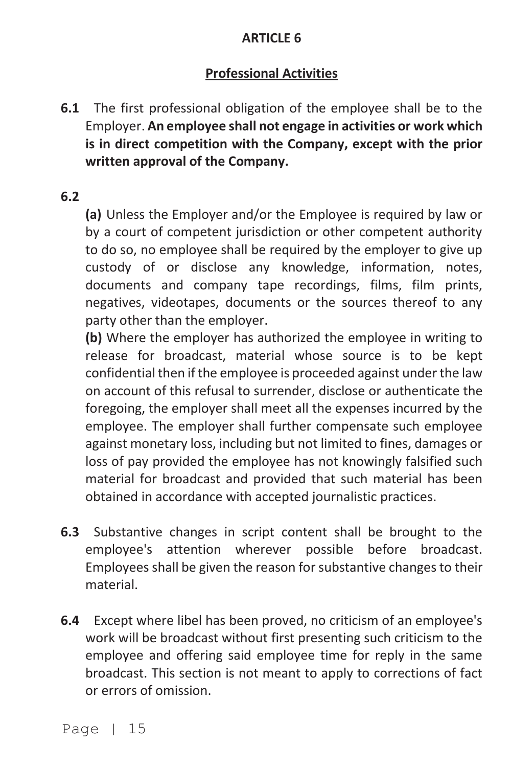## ARTICLE 6

### Professional Activities

**6.1** The first professional obligation of the employee shall be to the Employer. **An employee shall not engage in activities or work which is in direct competition with the Company, except with the prior written approval of the Company.**

**6.2**

**(a)** Unless the Employer and/or the Employee is required by law or by a court of competent jurisdiction or other competent authority to do so, no employee shall be required by the employer to give up custody of or disclose any knowledge, information, notes, documents and company tape recordings, films, film prints, negatives, videotapes, documents or the sources thereof to any party other than the employer.

**(b)** Where the employer has authorized the employee in writing to release for broadcast, material whose source is to be kept confidential then if the employee is proceeded against under the law on account of this refusal to surrender, disclose or authenticate the foregoing, the employer shall meet all the expenses incurred by the employee. The employer shall further compensate such employee against monetary loss, including but not limited to fines, damages or loss of pay provided the employee has not knowingly falsified such material for broadcast and provided that such material has been obtained in accordance with accepted journalistic practices.

**6.3** Substantive changes in script content shall be brought to the employee's attention wherever possible before broadcast. Employees shall be given the reason for substantive changes to their material.

**6.4** Except where libel has been proved, no criticism of an employee's work will be broadcast without first presenting such criticism to the employee and offering said employee time for reply in the same broadcast. This section is not meant to apply to corrections of fact or errors of omission.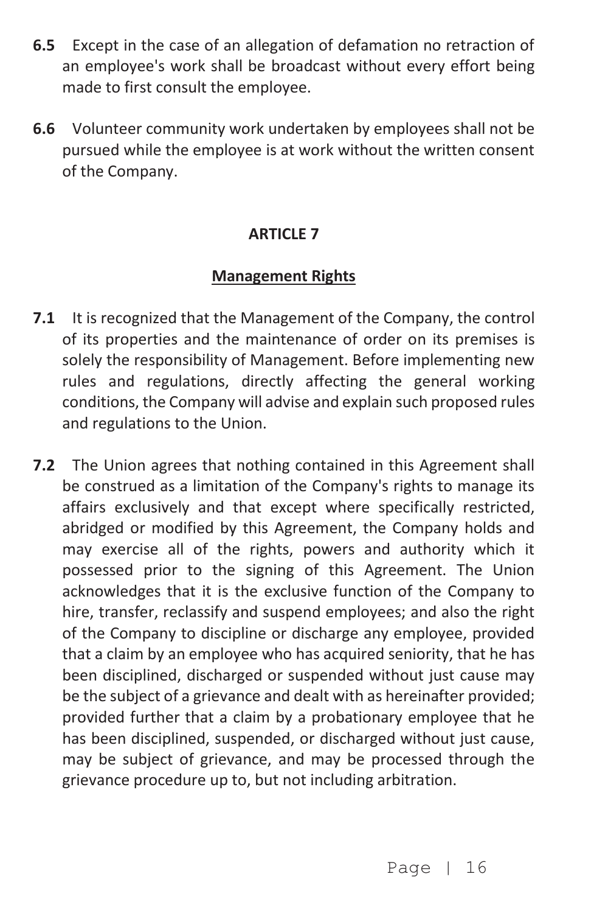**6.5** Except in the case of an allegation of defamation no retraction of an employee's work shall be broadcast without every effort being made to first consult the employee.

**6.6** Volunteer community work undertaken by employees shall not be pursued while the employee is at work without the written consent of the Company.

## ARTICLE 7

### Management Rights

**7.1** It is recognized that the Management of the Company, the control of its properties and the maintenance of order on its premises is solely the responsibility of Management. Before implementing new rules and regulations, directly affecting the general working conditions, the Company will advise and explain such proposed rules and regulations to the Union.

**7.2** The Union agrees that nothing contained in this Agreement shall be construed as a limitation of the Company's rights to manage its affairs exclusively and that except where specifically restricted, abridged or modified by this Agreement, the Company holds and may exercise all of the rights, powers and authority which it possessed prior to the signing of this Agreement. The Union acknowledges that it is the exclusive function of the Company to hire, transfer, reclassify and suspend employees; and also the right of the Company to discipline or discharge any employee, provided that a claim by an employee who has acquired seniority, that he has been disciplined, discharged or suspended without just cause may be the subject of a grievance and dealt with as hereinafter provided; provided further that a claim by a probationary employee that he has been disciplined, suspended, or discharged without just cause, may be subject of grievance, and may be processed through the grievance procedure up to, but not including arbitration.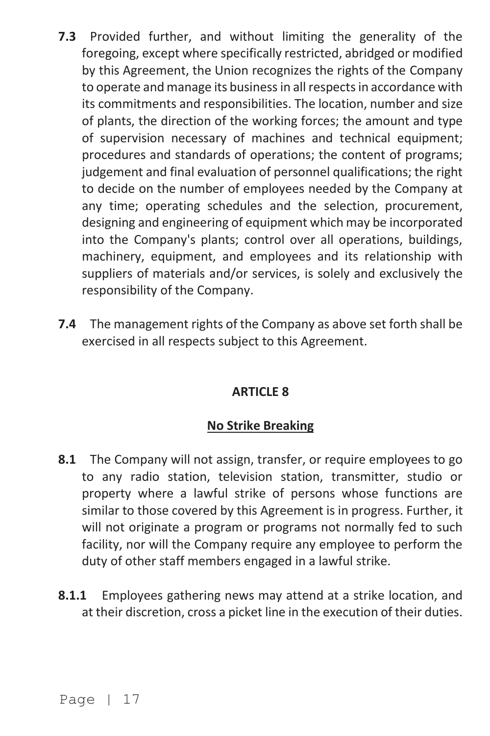**7.3** Provided further, and without limiting the generality of the foregoing, except where specifically restricted, abridged or modified by this Agreement, the Union recognizes the rights of the Company to operate and manage its business in all respects in accordance with its commitments and responsibilities. The location, number and size of plants, the direction of the working forces; the amount and type of supervision necessary of machines and technical equipment; procedures and standards of operations; the content of programs; judgement and final evaluation of personnel qualifications; the right to decide on the number of employees needed by the Company at any time; operating schedules and the selection, procurement, designing and engineering of equipment which may be incorporated into the Company's plants; control over all operations, buildings, machinery, equipment, and employees and its relationship with suppliers of materials and/or services, is solely and exclusively the responsibility of the Company.

**7.4** The management rights of the Company as above set forth shall be exercised in all respects subject to this Agreement.

## ARTICLE 8

### No Strike Breaking

**8.1** The Company will not assign, transfer, or require employees to go to any radio station, television station, transmitter, studio or property where a lawful strike of persons whose functions are similar to those covered by this Agreement is in progress. Further, it will not originate a program or programs not normally fed to such facility, nor will the Company require any employee to perform the duty of other staff members engaged in a lawful strike.

**8.1.1** Employees gathering news may attend at a strike location, and at their discretion, cross a picket line in the execution of their duties.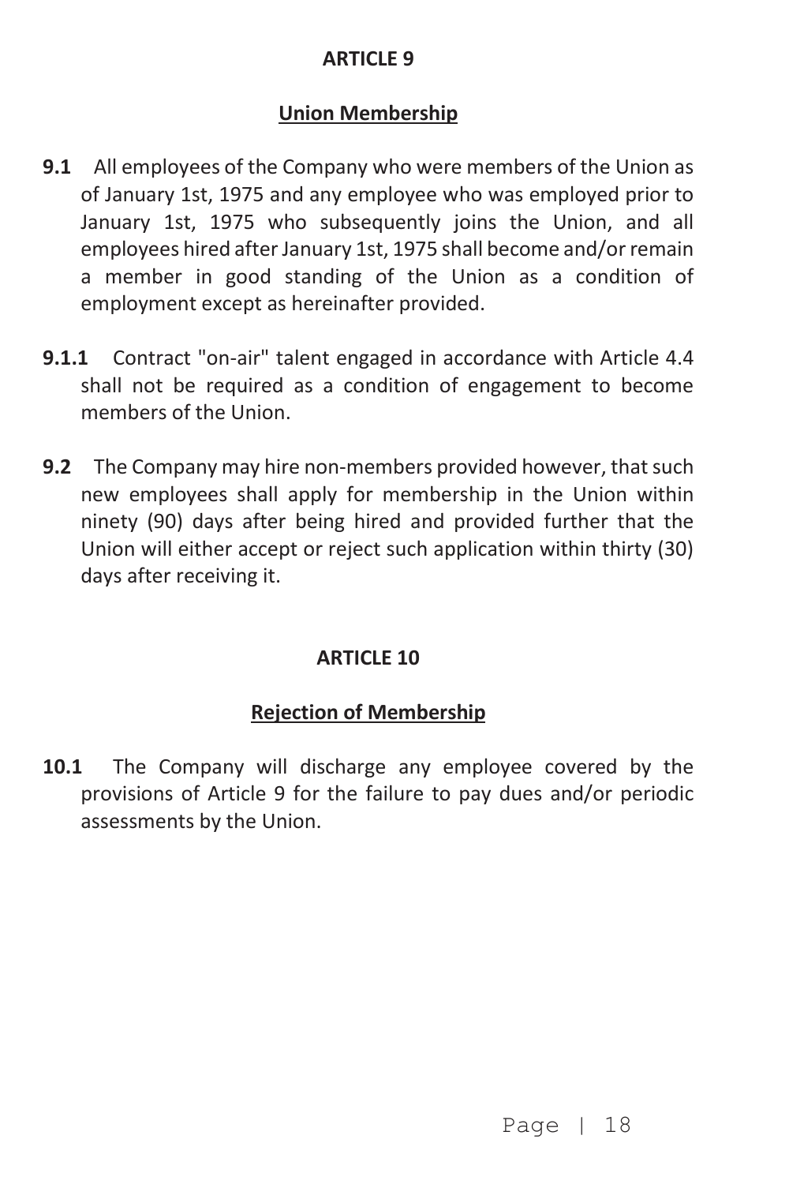## ARTICLE 9

### Union Membership

**9.1** All employees of the Company who were members of the Union as of January 1st, 1975 and any employee who was employed prior to January 1st, 1975 who subsequently joins the Union, and all employees hired after January 1st, 1975 shall become and/or remain a member in good standing of the Union as a condition of employment except as hereinafter provided.

**9.1.1** Contract "on-air" talent engaged in accordance with Article 4.4 shall not be required as a condition of engagement to become members of the Union.

**9.2** The Company may hire non-members provided however, that such new employees shall apply for membership in the Union within ninety (90) days after being hired and provided further that the Union will either accept or reject such application within thirty (30) days after receiving it.

## ARTICLE 10

### Rejection of Membership

**10.1** The Company will discharge any employee covered by the provisions of Article 9 for the failure to pay dues and/or periodic assessments by the Union.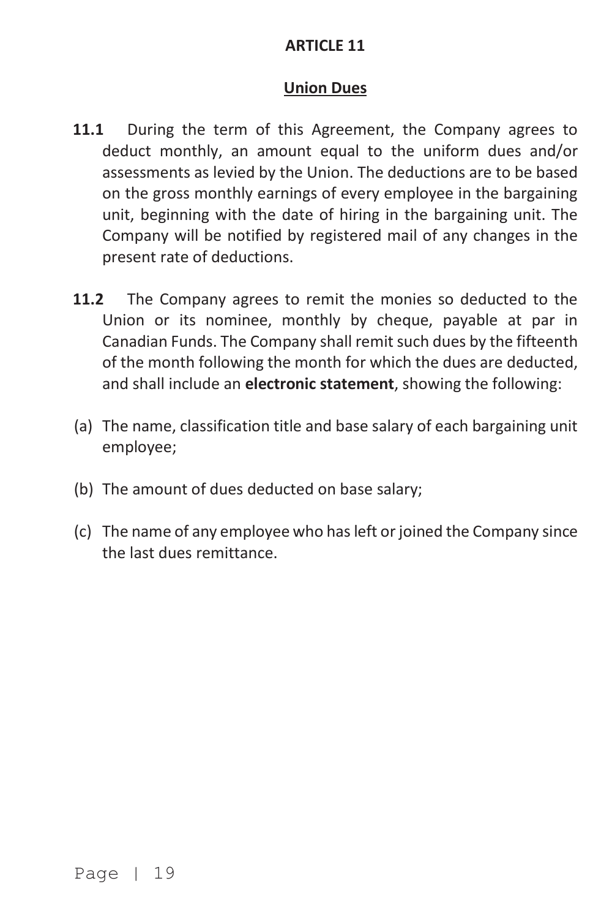## ARTICLE 11

### Union Dues

**11.1** During the term of this Agreement, the Company agrees to deduct monthly, an amount equal to the uniform dues and/or assessments as levied by the Union. The deductions are to be based on the gross monthly earnings of every employee in the bargaining unit, beginning with the date of hiring in the bargaining unit. The Company will be notified by registered mail of any changes in the present rate of deductions.

**11.2** The Company agrees to remit the monies so deducted to the Union or its nominee, monthly by cheque, payable at par in Canadian Funds. The Company shall remit such dues by the fifteenth of the month following the month for which the dues are deducted, and shall include an **electronic statement**, showing the following:

(a) The name, classification title and base salary of each bargaining unit employee;

(b) The amount of dues deducted on base salary;

(c) The name of any employee who has left or joined the Company since the last dues remittance.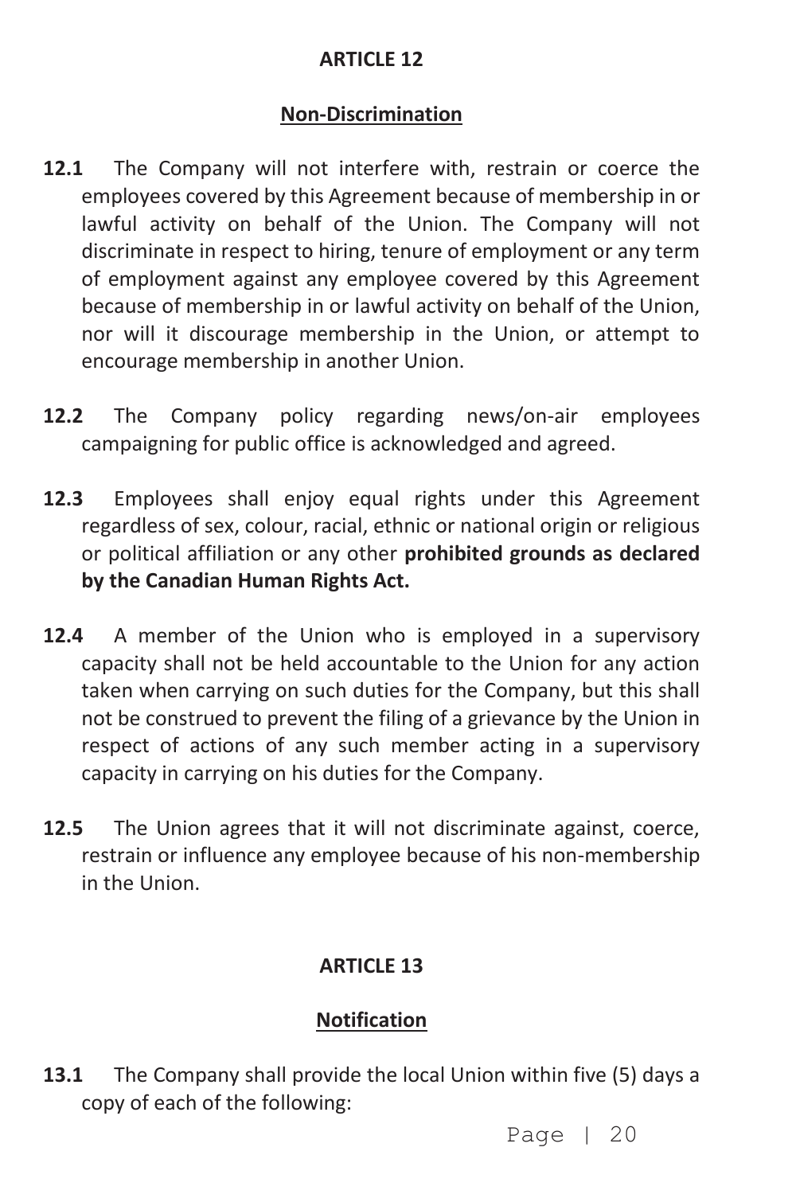## ARTICLE 12

### Non-Discrimination

**12.1** The Company will not interfere with, restrain or coerce the employees covered by this Agreement because of membership in or lawful activity on behalf of the Union. The Company will not discriminate in respect to hiring, tenure of employment or any term of employment against any employee covered by this Agreement because of membership in or lawful activity on behalf of the Union, nor will it discourage membership in the Union, or attempt to encourage membership in another Union.

**12.2** The Company policy regarding news/on-air employees campaigning for public office is acknowledged and agreed.

**12.3** Employees shall enjoy equal rights under this Agreement regardless of sex, colour, racial, ethnic or national origin or religious or political affiliation or any other **prohibited grounds as declared by the Canadian Human Rights Act.**

**12.4** A member of the Union who is employed in a supervisory capacity shall not be held accountable to the Union for any action taken when carrying on such duties for the Company, but this shall not be construed to prevent the filing of a grievance by the Union in respect of actions of any such member acting in a supervisory capacity in carrying on his duties for the Company.

**12.5** The Union agrees that it will not discriminate against, coerce, restrain or influence any employee because of his non-membership in the Union.

## ARTICLE 13

### Notification

**13.1** The Company shall provide the local Union within five (5) days a copy of each of the following: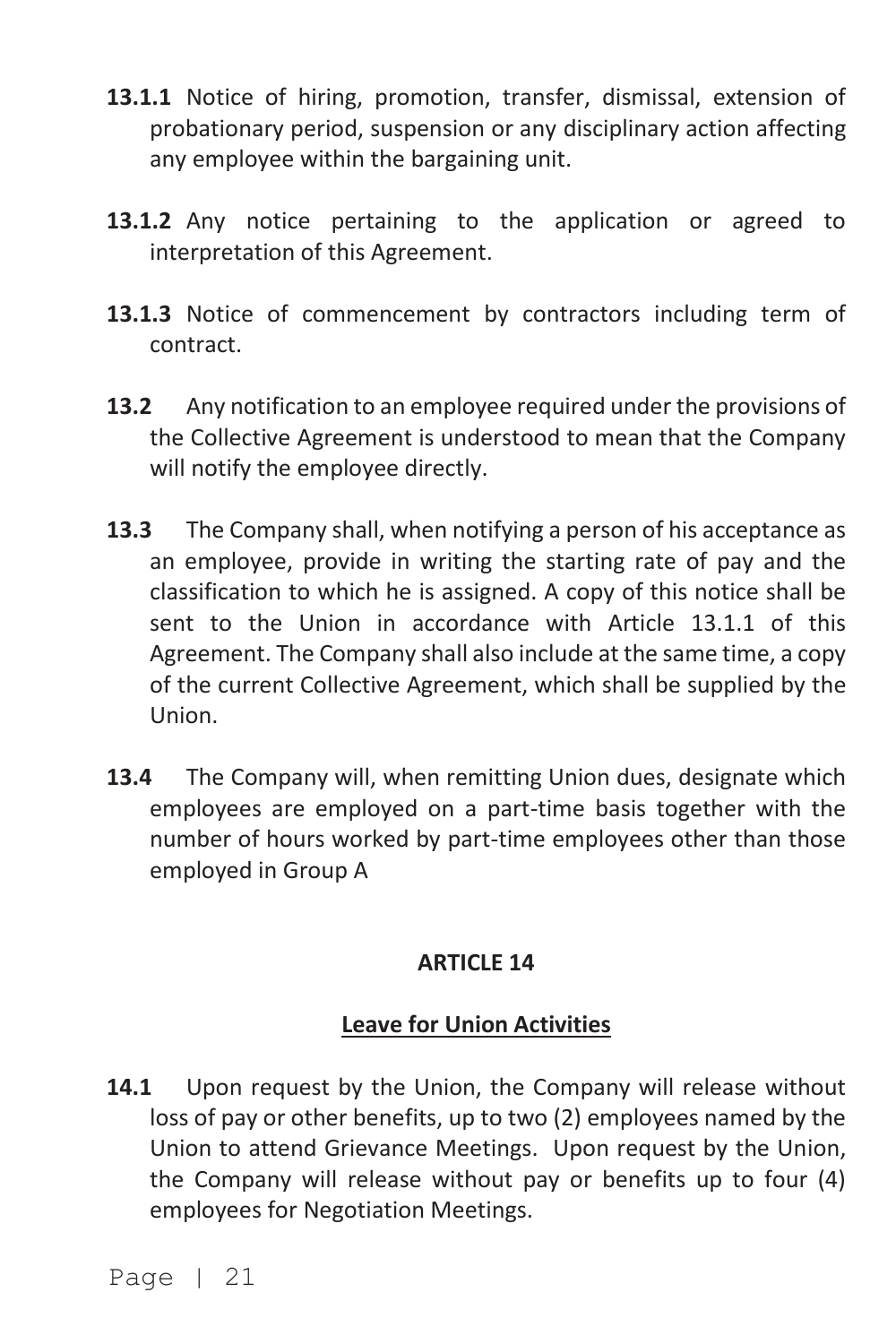**13.1.1** Notice of hiring, promotion, transfer, dismissal, extension of probationary period, suspension or any disciplinary action affecting any employee within the bargaining unit.

**13.1.2** Any notice pertaining to the application or agreed to interpretation of this Agreement.

**13.1.3** Notice of commencement by contractors including term of contract.

**13.2** Any notification to an employee required under the provisions of the Collective Agreement is understood to mean that the Company will notify the employee directly.

**13.3** The Company shall, when notifying a person of his acceptance as an employee, provide in writing the starting rate of pay and the classification to which he is assigned. A copy of this notice shall be sent to the Union in accordance with Article 13.1.1 of this Agreement. The Company shall also include at the same time, a copy of the current Collective Agreement, which shall be supplied by the Union.

**13.4** The Company will, when remitting Union dues, designate which employees are employed on a part-time basis together with the number of hours worked by part-time employees other than those employed in Group A

## ARTICLE 14

## Leave for Union Activities

**14.1** Upon request by the Union, the Company will release without loss of pay or other benefits, up to two (2) employees named by the Union to attend Grievance Meetings. Upon request by the Union, the Company will release without pay or benefits up to four (4) employees for Negotiation Meetings.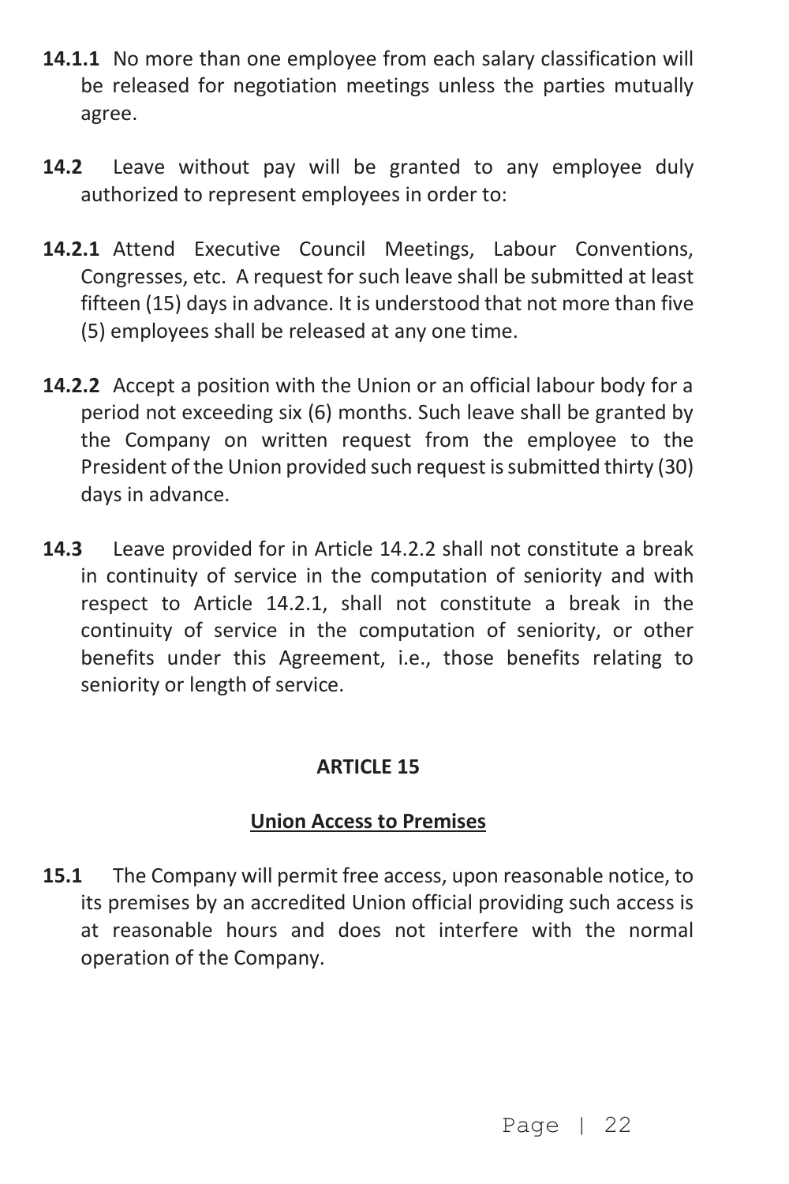**14.1.1** No more than one employee from each salary classification will be released for negotiation meetings unless the parties mutually agree.

**14.2** Leave without pay will be granted to any employee duly authorized to represent employees in order to:

**14.2.1** Attend Executive Council Meetings, Labour Conventions, Congresses, etc. A request for such leave shall be submitted at least fifteen (15) days in advance. It is understood that not more than five (5) employees shall be released at any one time.

**14.2.2** Accept a position with the Union or an official labour body for a period not exceeding six (6) months. Such leave shall be granted by the Company on written request from the employee to the President of the Union provided such request is submitted thirty (30) days in advance.

**14.3** Leave provided for in Article 14.2.2 shall not constitute a break in continuity of service in the computation of seniority and with respect to Article 14.2.1, shall not constitute a break in the continuity of service in the computation of seniority, or other benefits under this Agreement, i.e., those benefits relating to seniority or length of service.

## ARTICLE 15

## Union Access to Premises

**15.1** The Company will permit free access, upon reasonable notice, to its premises by an accredited Union official providing such access is at reasonable hours and does not interfere with the normal operation of the Company.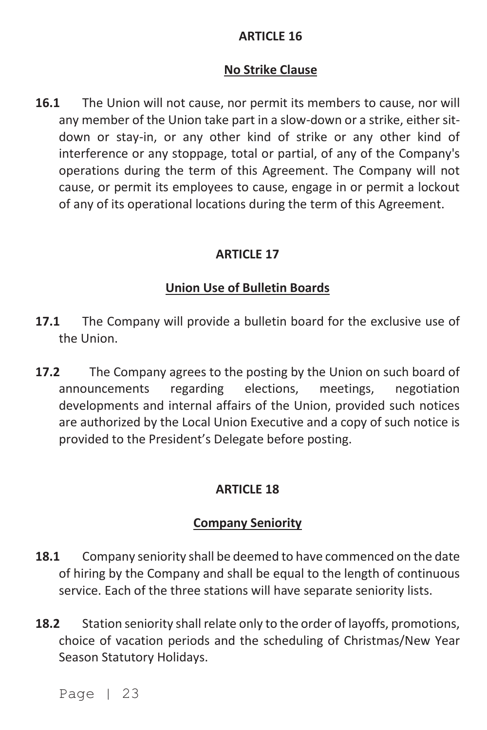## ARTICLE 16

### No Strike Clause

**16.1** The Union will not cause, nor permit its members to cause, nor will any member of the Union take part in a slow-down or a strike, either sit-down or stay-in, or any other kind of strike or any other kind of interference or any stoppage, total or partial, of any of the Company's operations during the term of this Agreement. The Company will not cause, or permit its employees to cause, engage in or permit a lockout of any of its operational locations during the term of this Agreement.

## ARTICLE 17

### Union Use of Bulletin Boards

**17.1** The Company will provide a bulletin board for the exclusive use of the Union.

**17.2** The Company agrees to the posting by the Union on such board of announcements regarding elections, meetings, negotiation developments and internal affairs of the Union, provided such notices are authorized by the Local Union Executive and a copy of such notice is provided to the President's Delegate before posting.

## ARTICLE 18

### Company Seniority

**18.1** Company seniority shall be deemed to have commenced on the date of hiring by the Company and shall be equal to the length of continuous service. Each of the three stations will have separate seniority lists.

**18.2** Station seniority shall relate only to the order of layoffs, promotions, choice of vacation periods and the scheduling of Christmas/New Year Season Statutory Holidays.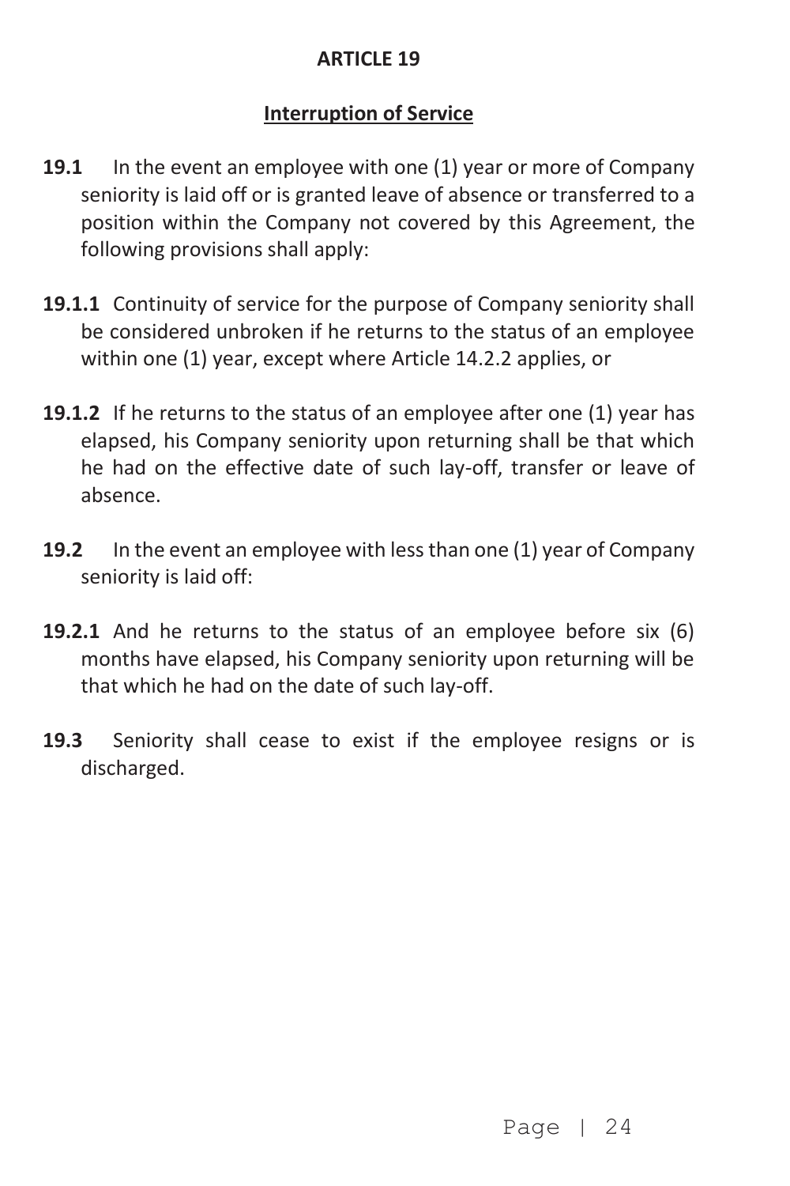# ARTICLE 19

## Interruption of Service

**19.1** In the event an employee with one (1) year or more of Company seniority is laid off or is granted leave of absence or transferred to a position within the Company not covered by this Agreement, the following provisions shall apply:

**19.1.1** Continuity of service for the purpose of Company seniority shall be considered unbroken if he returns to the status of an employee within one (1) year, except where Article 14.2.2 applies, or

**19.1.2** If he returns to the status of an employee after one (1) year has elapsed, his Company seniority upon returning shall be that which he had on the effective date of such lay-off, transfer or leave of absence.

**19.2** In the event an employee with less than one (1) year of Company seniority is laid off:

**19.2.1** And he returns to the status of an employee before six (6) months have elapsed, his Company seniority upon returning will be that which he had on the date of such lay-off.

**19.3** Seniority shall cease to exist if the employee resigns or is discharged.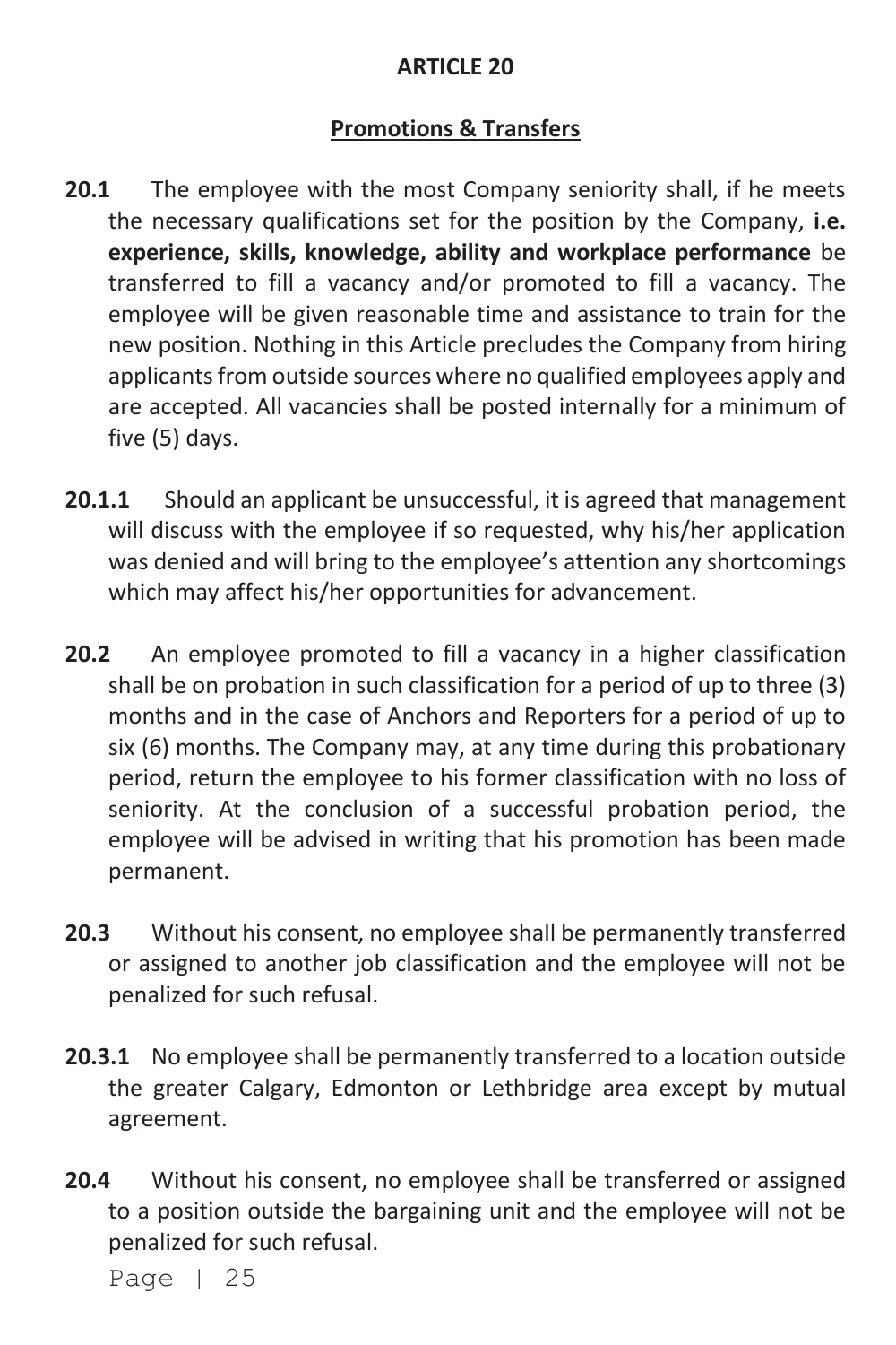## ARTICLE 20

### Promotions & Transfers

**20.1** The employee with the most Company seniority shall, if he meets the necessary qualifications set for the position by the Company, **i.e. experience, skills, knowledge, ability and workplace performance** be transferred to fill a vacancy and/or promoted to fill a vacancy. The employee will be given reasonable time and assistance to train for the new position. Nothing in this Article precludes the Company from hiring applicants from outside sources where no qualified employees apply and are accepted. All vacancies shall be posted internally for a minimum of five (5) days.

**20.1.1** Should an applicant be unsuccessful, it is agreed that management will discuss with the employee if so requested, why his/her application was denied and will bring to the employee's attention any shortcomings which may affect his/her opportunities for advancement.

**20.2** An employee promoted to fill a vacancy in a higher classification shall be on probation in such classification for a period of up to three (3) months and in the case of Anchors and Reporters for a period of up to six (6) months. The Company may, at any time during this probationary period, return the employee to his former classification with no loss of seniority. At the conclusion of a successful probation period, the employee will be advised in writing that his promotion has been made permanent.

**20.3** Without his consent, no employee shall be permanently transferred or assigned to another job classification and the employee will not be penalized for such refusal.

**20.3.1** No employee shall be permanently transferred to a location outside the greater Calgary, Edmonton or Lethbridge area except by mutual agreement.

**20.4** Without his consent, no employee shall be transferred or assigned to a position outside the bargaining unit and the employee will not be penalized for such refusal.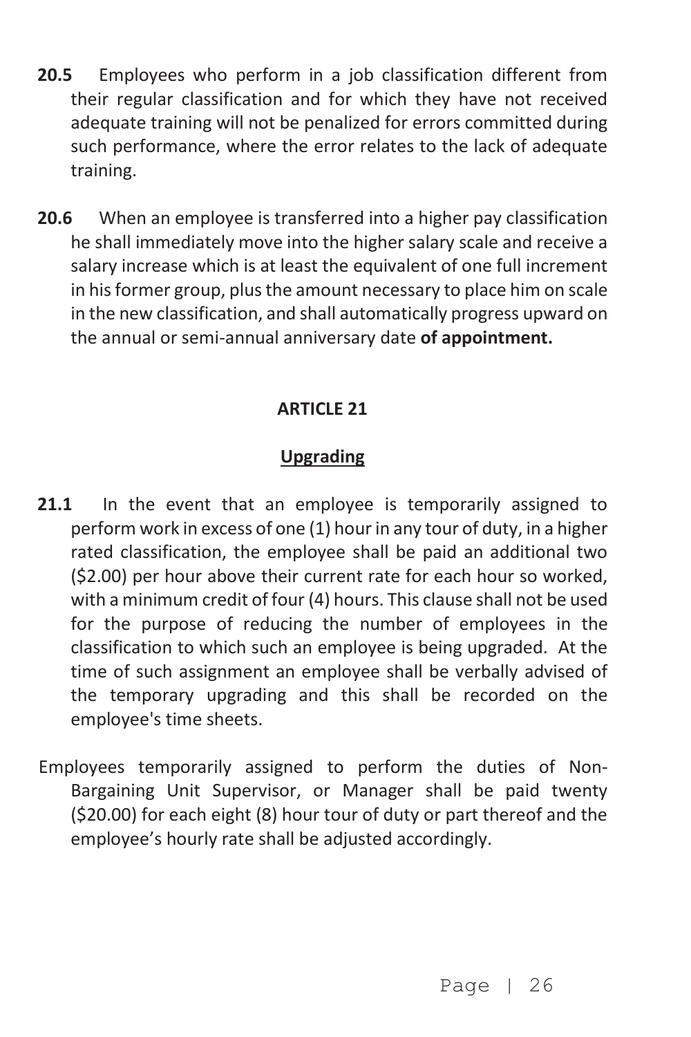**20.5** Employees who perform in a job classification different from their regular classification and for which they have not received adequate training will not be penalized for errors committed during such performance, where the error relates to the lack of adequate training.

**20.6** When an employee is transferred into a higher pay classification he shall immediately move into the higher salary scale and receive a salary increase which is at least the equivalent of one full increment in his former group, plus the amount necessary to place him on scale in the new classification, and shall automatically progress upward on the annual or semi-annual anniversary date **of appointment.**

## ARTICLE 21

## Upgrading

**21.1** In the event that an employee is temporarily assigned to perform work in excess of one (1) hour in any tour of duty, in a higher rated classification, the employee shall be paid an additional two ($2.00) per hour above their current rate for each hour so worked, with a minimum credit of four (4) hours. This clause shall not be used for the purpose of reducing the number of employees in the classification to which such an employee is being upgraded. At the time of such assignment an employee shall be verbally advised of the temporary upgrading and this shall be recorded on the employee's time sheets.

Employees temporarily assigned to perform the duties of Non-Bargaining Unit Supervisor, or Manager shall be paid twenty ($20.00) for each eight (8) hour tour of duty or part thereof and the employee's hourly rate shall be adjusted accordingly.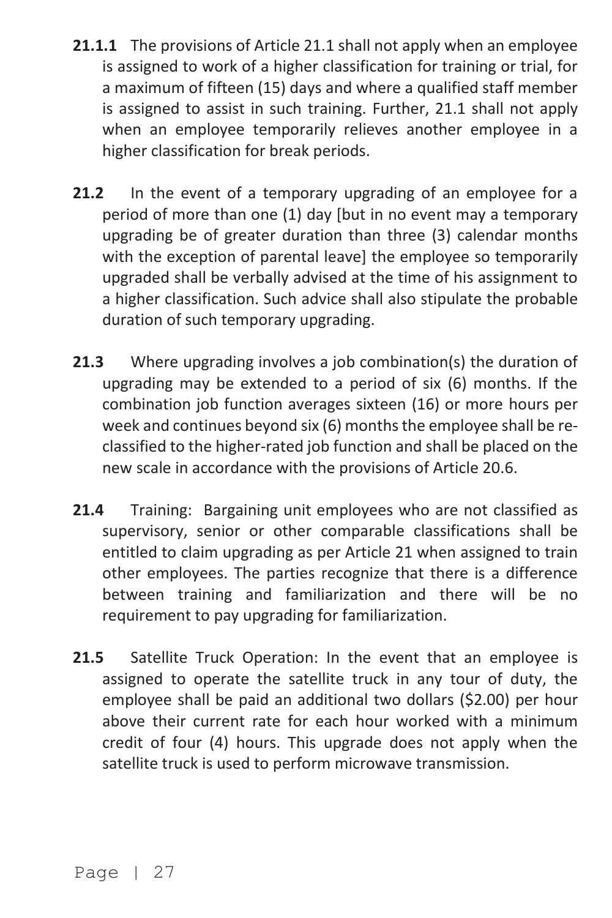**21.1.1** The provisions of Article 21.1 shall not apply when an employee is assigned to work of a higher classification for training or trial, for a maximum of fifteen (15) days and where a qualified staff member is assigned to assist in such training. Further, 21.1 shall not apply when an employee temporarily relieves another employee in a higher classification for break periods.

**21.2** In the event of a temporary upgrading of an employee for a period of more than one (1) day [but in no event may a temporary upgrading be of greater duration than three (3) calendar months with the exception of parental leave] the employee so temporarily upgraded shall be verbally advised at the time of his assignment to a higher classification. Such advice shall also stipulate the probable duration of such temporary upgrading.

**21.3** Where upgrading involves a job combination(s) the duration of upgrading may be extended to a period of six (6) months. If the combination job function averages sixteen (16) or more hours per week and continues beyond six (6) months the employee shall be re-classified to the higher-rated job function and shall be placed on the new scale in accordance with the provisions of Article 20.6.

**21.4** Training: Bargaining unit employees who are not classified as supervisory, senior or other comparable classifications shall be entitled to claim upgrading as per Article 21 when assigned to train other employees. The parties recognize that there is a difference between training and familiarization and there will be no requirement to pay upgrading for familiarization.

**21.5** Satellite Truck Operation: In the event that an employee is assigned to operate the satellite truck in any tour of duty, the employee shall be paid an additional two dollars ($2.00) per hour above their current rate for each hour worked with a minimum credit of four (4) hours. This upgrade does not apply when the satellite truck is used to perform microwave transmission.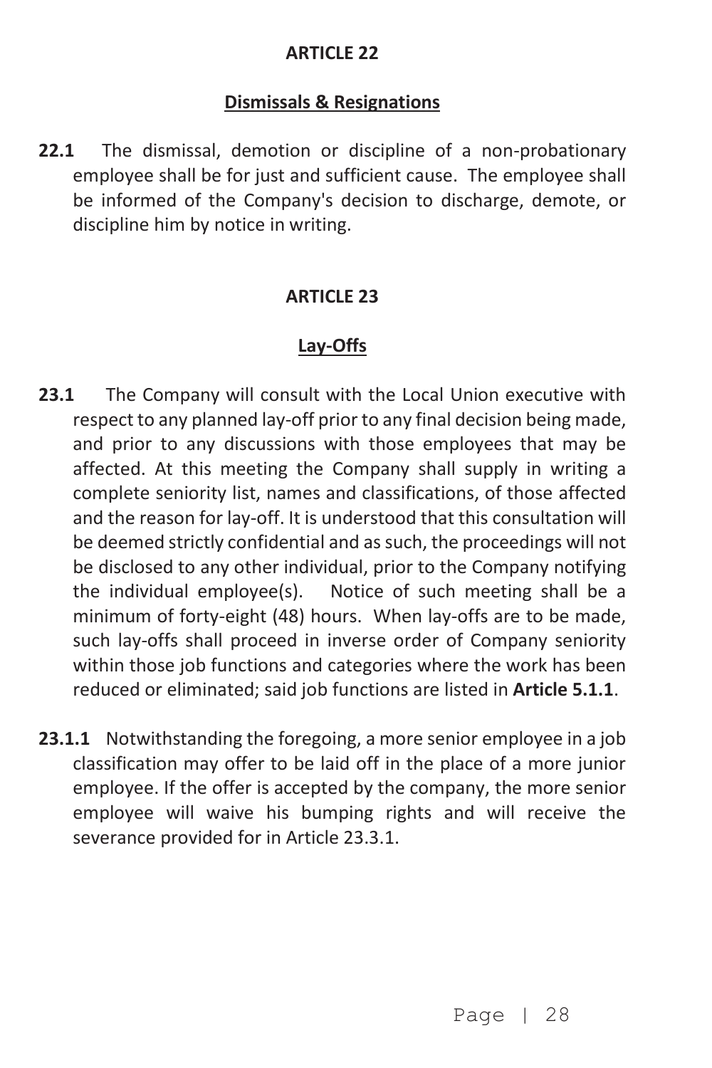## ARTICLE 22

### Dismissals & Resignations

**22.1** The dismissal, demotion or discipline of a non-probationary employee shall be for just and sufficient cause. The employee shall be informed of the Company's decision to discharge, demote, or discipline him by notice in writing.

## ARTICLE 23

### Lay-Offs

**23.1** The Company will consult with the Local Union executive with respect to any planned lay-off prior to any final decision being made, and prior to any discussions with those employees that may be affected. At this meeting the Company shall supply in writing a complete seniority list, names and classifications, of those affected and the reason for lay-off. It is understood that this consultation will be deemed strictly confidential and as such, the proceedings will not be disclosed to any other individual, prior to the Company notifying the individual employee(s). Notice of such meeting shall be a minimum of forty-eight (48) hours. When lay-offs are to be made, such lay-offs shall proceed in inverse order of Company seniority within those job functions and categories where the work has been reduced or eliminated; said job functions are listed in **Article 5.1.1**.

**23.1.1** Notwithstanding the foregoing, a more senior employee in a job classification may offer to be laid off in the place of a more junior employee. If the offer is accepted by the company, the more senior employee will waive his bumping rights and will receive the severance provided for in Article 23.3.1.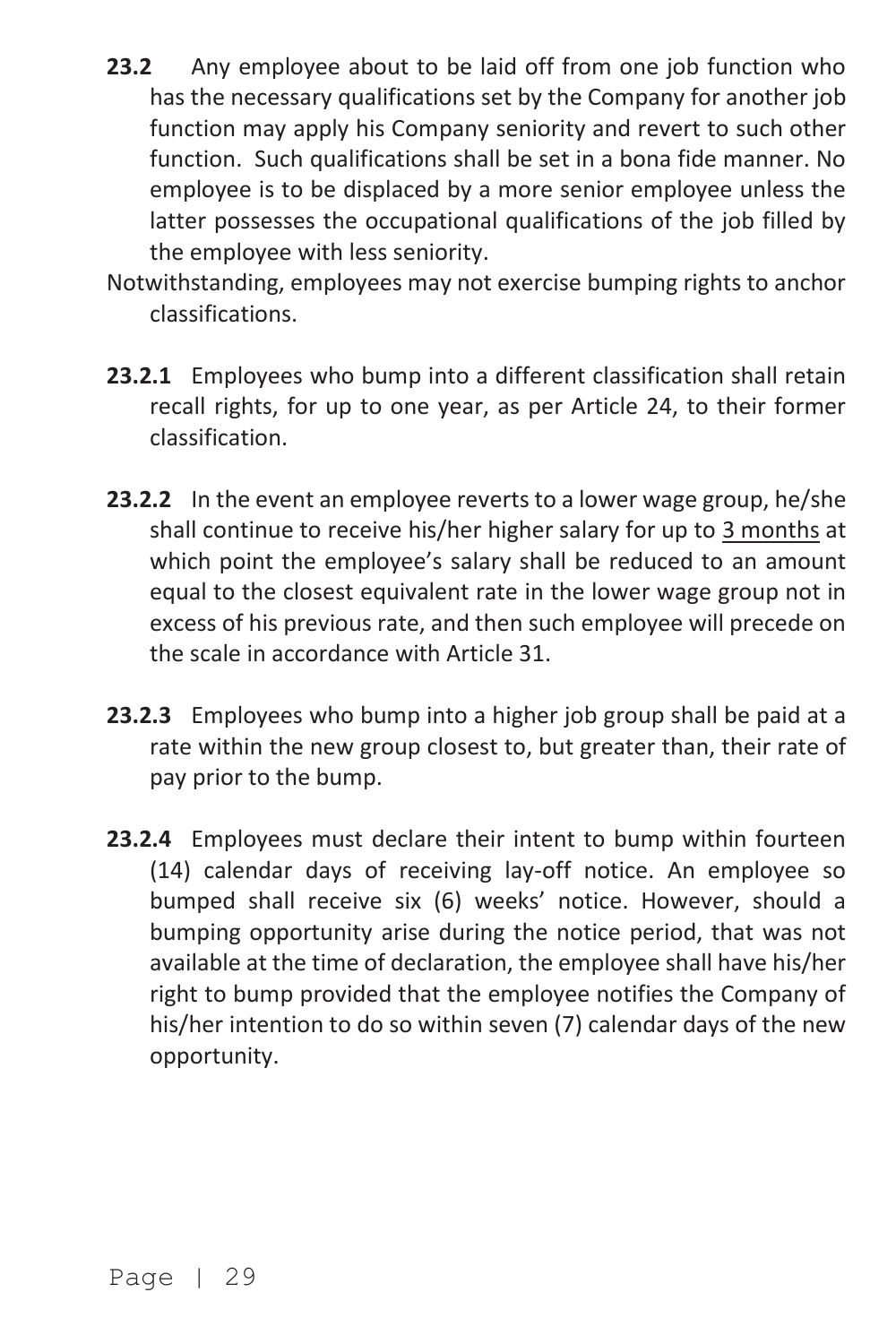**23.2** Any employee about to be laid off from one job function who has the necessary qualifications set by the Company for another job function may apply his Company seniority and revert to such other function. Such qualifications shall be set in a bona fide manner. No employee is to be displaced by a more senior employee unless the latter possesses the occupational qualifications of the job filled by the employee with less seniority.

Notwithstanding, employees may not exercise bumping rights to anchor classifications.

**23.2.1** Employees who bump into a different classification shall retain recall rights, for up to one year, as per Article 24, to their former classification.

**23.2.2** In the event an employee reverts to a lower wage group, he/she shall continue to receive his/her higher salary for up to 3 months at which point the employee's salary shall be reduced to an amount equal to the closest equivalent rate in the lower wage group not in excess of his previous rate, and then such employee will precede on the scale in accordance with Article 31.

**23.2.3** Employees who bump into a higher job group shall be paid at a rate within the new group closest to, but greater than, their rate of pay prior to the bump.

**23.2.4** Employees must declare their intent to bump within fourteen (14) calendar days of receiving lay-off notice. An employee so bumped shall receive six (6) weeks' notice. However, should a bumping opportunity arise during the notice period, that was not available at the time of declaration, the employee shall have his/her right to bump provided that the employee notifies the Company of his/her intention to do so within seven (7) calendar days of the new opportunity.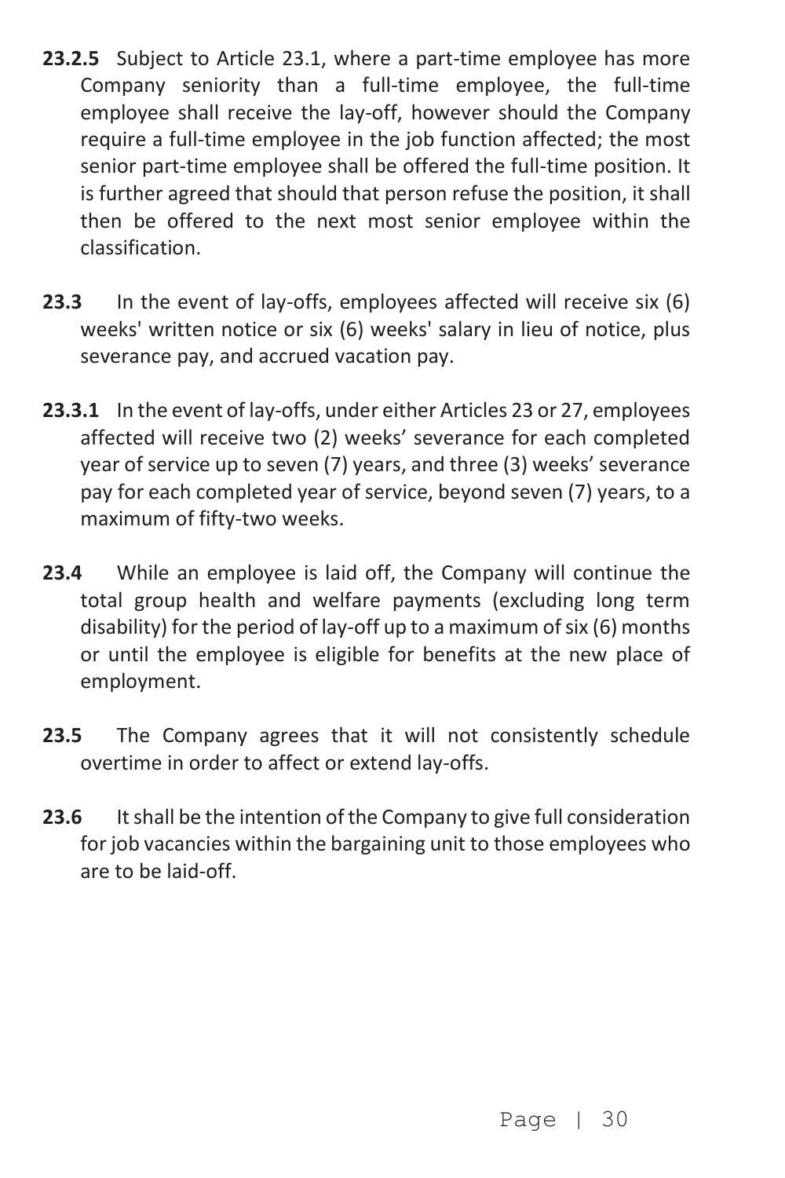**23.2.5** Subject to Article 23.1, where a part-time employee has more Company seniority than a full-time employee, the full-time employee shall receive the lay-off, however should the Company require a full-time employee in the job function affected; the most senior part-time employee shall be offered the full-time position. It is further agreed that should that person refuse the position, it shall then be offered to the next most senior employee within the classification.

**23.3** In the event of lay-offs, employees affected will receive six (6) weeks' written notice or six (6) weeks' salary in lieu of notice, plus severance pay, and accrued vacation pay.

**23.3.1** In the event of lay-offs, under either Articles 23 or 27, employees affected will receive two (2) weeks' severance for each completed year of service up to seven (7) years, and three (3) weeks' severance pay for each completed year of service, beyond seven (7) years, to a maximum of fifty-two weeks.

**23.4** While an employee is laid off, the Company will continue the total group health and welfare payments (excluding long term disability) for the period of lay-off up to a maximum of six (6) months or until the employee is eligible for benefits at the new place of employment.

**23.5** The Company agrees that it will not consistently schedule overtime in order to affect or extend lay-offs.

**23.6** It shall be the intention of the Company to give full consideration for job vacancies within the bargaining unit to those employees who are to be laid-off.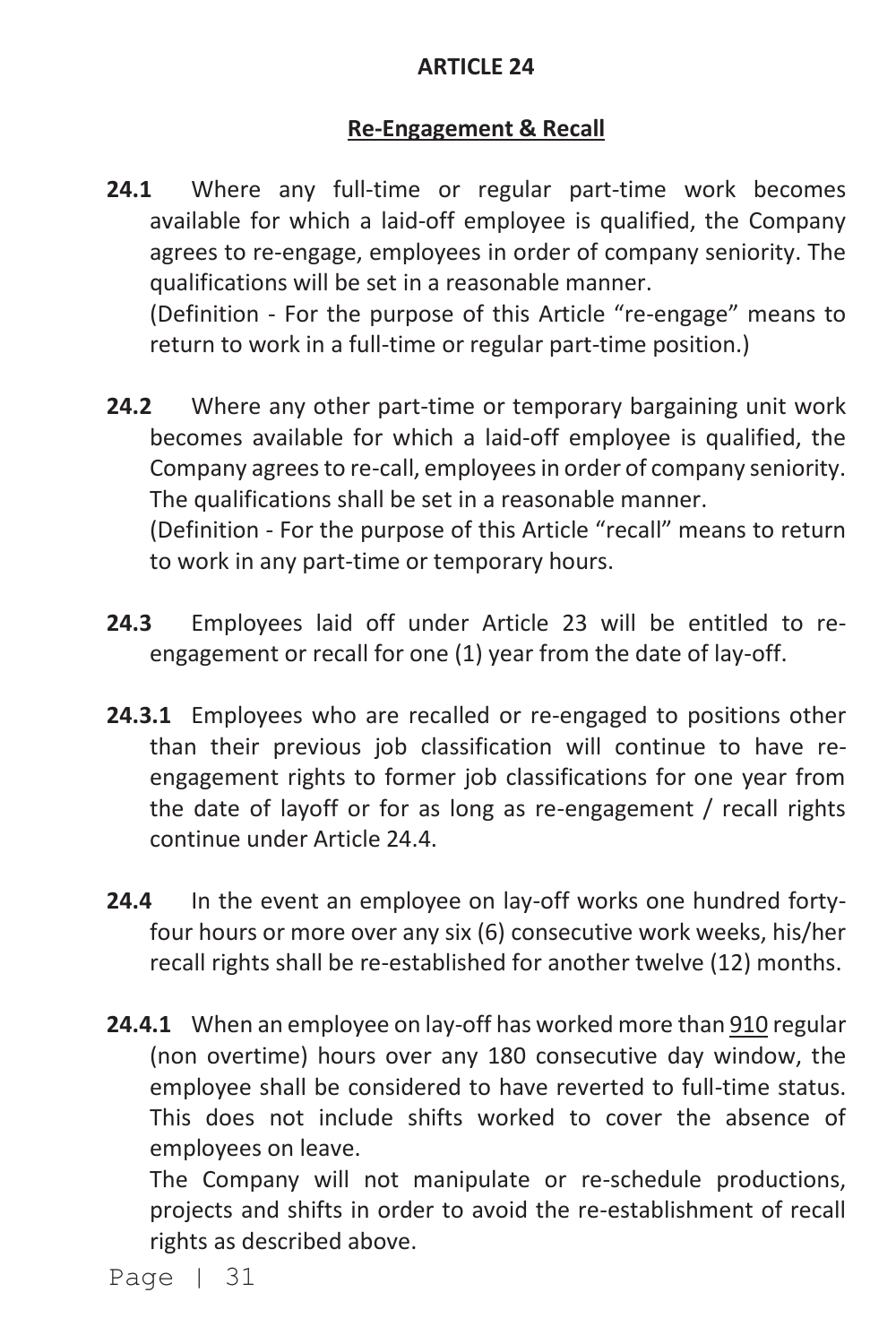## ARTICLE 24

### Re-Engagement & Recall

**24.1** Where any full-time or regular part-time work becomes available for which a laid-off employee is qualified, the Company agrees to re-engage, employees in order of company seniority. The qualifications will be set in a reasonable manner.
(Definition - For the purpose of this Article "re-engage" means to return to work in a full-time or regular part-time position.)

**24.2** Where any other part-time or temporary bargaining unit work becomes available for which a laid-off employee is qualified, the Company agrees to re-call, employees in order of company seniority. The qualifications shall be set in a reasonable manner.
(Definition - For the purpose of this Article "recall" means to return to work in any part-time or temporary hours.

**24.3** Employees laid off under Article 23 will be entitled to re-engagement or recall for one (1) year from the date of lay-off.

**24.3.1** Employees who are recalled or re-engaged to positions other than their previous job classification will continue to have re-engagement rights to former job classifications for one year from the date of layoff or for as long as re-engagement / recall rights continue under Article 24.4.

**24.4** In the event an employee on lay-off works one hundred forty-four hours or more over any six (6) consecutive work weeks, his/her recall rights shall be re-established for another twelve (12) months.

**24.4.1** When an employee on lay-off has worked more than <u>910</u> regular (non overtime) hours over any 180 consecutive day window, the employee shall be considered to have reverted to full-time status. This does not include shifts worked to cover the absence of employees on leave.
The Company will not manipulate or re-schedule productions, projects and shifts in order to avoid the re-establishment of recall rights as described above.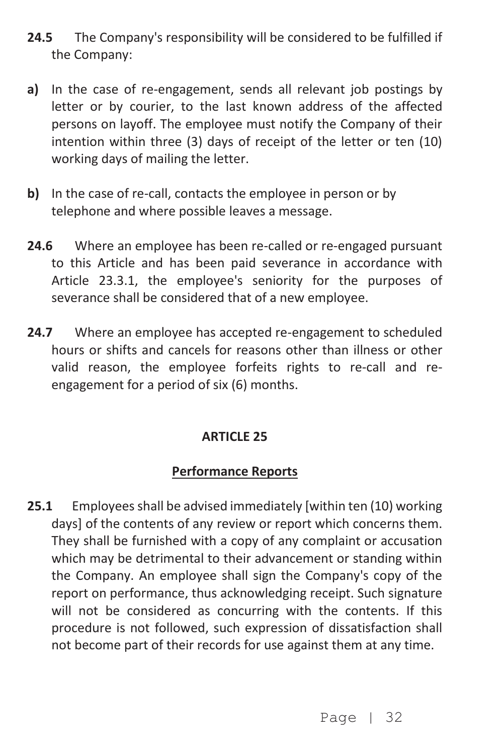**24.5** The Company's responsibility will be considered to be fulfilled if the Company:

**a)** In the case of re-engagement, sends all relevant job postings by letter or by courier, to the last known address of the affected persons on layoff. The employee must notify the Company of their intention within three (3) days of receipt of the letter or ten (10) working days of mailing the letter.

**b)** In the case of re-call, contacts the employee in person or by telephone and where possible leaves a message.

**24.6** Where an employee has been re-called or re-engaged pursuant to this Article and has been paid severance in accordance with Article 23.3.1, the employee's seniority for the purposes of severance shall be considered that of a new employee.

**24.7** Where an employee has accepted re-engagement to scheduled hours or shifts and cancels for reasons other than illness or other valid reason, the employee forfeits rights to re-call and re-engagement for a period of six (6) months.

## ARTICLE 25

### Performance Reports

**25.1** Employees shall be advised immediately [within ten (10) working days] of the contents of any review or report which concerns them. They shall be furnished with a copy of any complaint or accusation which may be detrimental to their advancement or standing within the Company. An employee shall sign the Company's copy of the report on performance, thus acknowledging receipt. Such signature will not be considered as concurring with the contents. If this procedure is not followed, such expression of dissatisfaction shall not become part of their records for use against them at any time.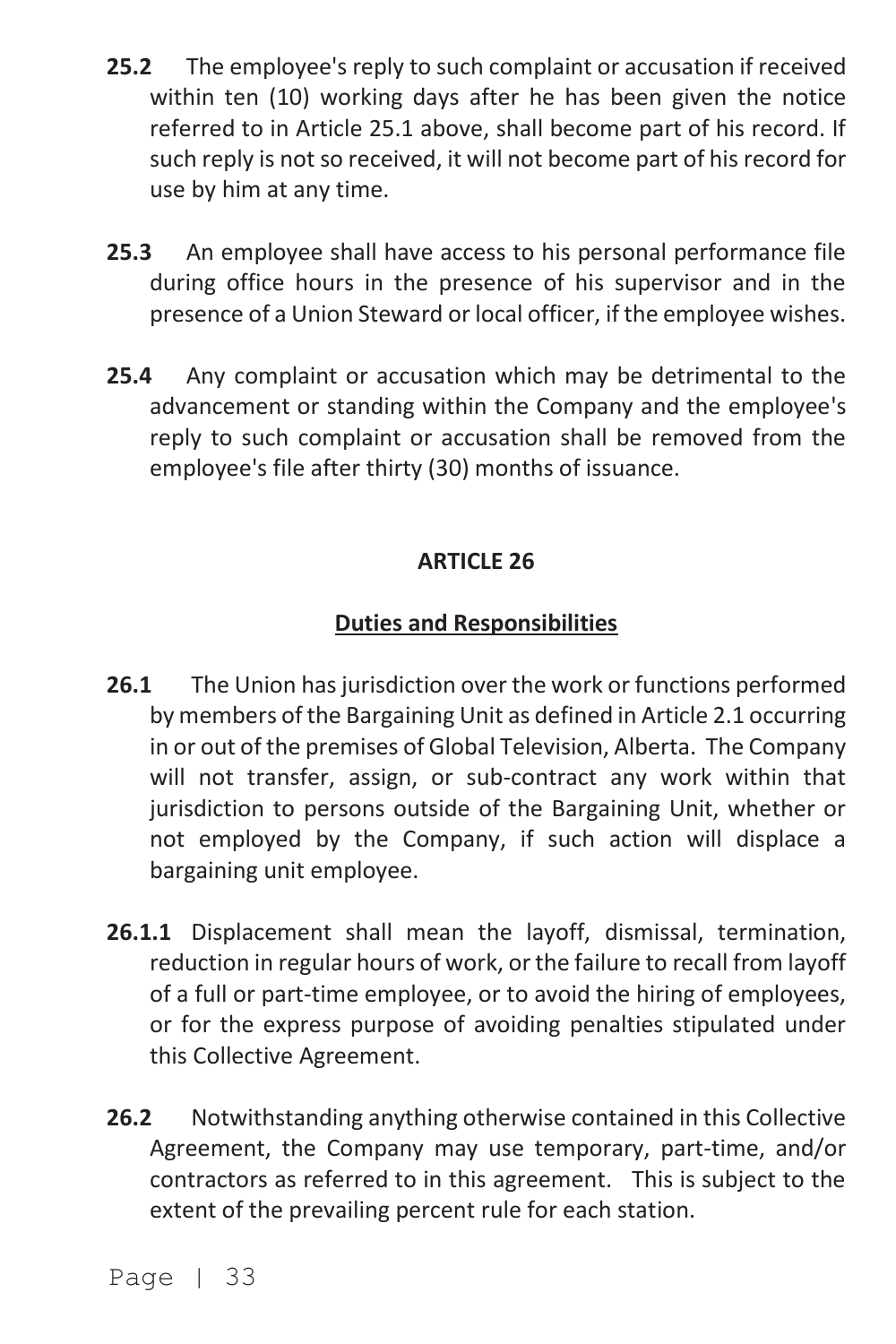**25.2** The employee's reply to such complaint or accusation if received within ten (10) working days after he has been given the notice referred to in Article 25.1 above, shall become part of his record. If such reply is not so received, it will not become part of his record for use by him at any time.

**25.3** An employee shall have access to his personal performance file during office hours in the presence of his supervisor and in the presence of a Union Steward or local officer, if the employee wishes.

**25.4** Any complaint or accusation which may be detrimental to the advancement or standing within the Company and the employee's reply to such complaint or accusation shall be removed from the employee's file after thirty (30) months of issuance.

## ARTICLE 26

### Duties and Responsibilities

**26.1** The Union has jurisdiction over the work or functions performed by members of the Bargaining Unit as defined in Article 2.1 occurring in or out of the premises of Global Television, Alberta. The Company will not transfer, assign, or sub-contract any work within that jurisdiction to persons outside of the Bargaining Unit, whether or not employed by the Company, if such action will displace a bargaining unit employee.

**26.1.1** Displacement shall mean the layoff, dismissal, termination, reduction in regular hours of work, or the failure to recall from layoff of a full or part-time employee, or to avoid the hiring of employees, or for the express purpose of avoiding penalties stipulated under this Collective Agreement.

**26.2** Notwithstanding anything otherwise contained in this Collective Agreement, the Company may use temporary, part-time, and/or contractors as referred to in this agreement. This is subject to the extent of the prevailing percent rule for each station.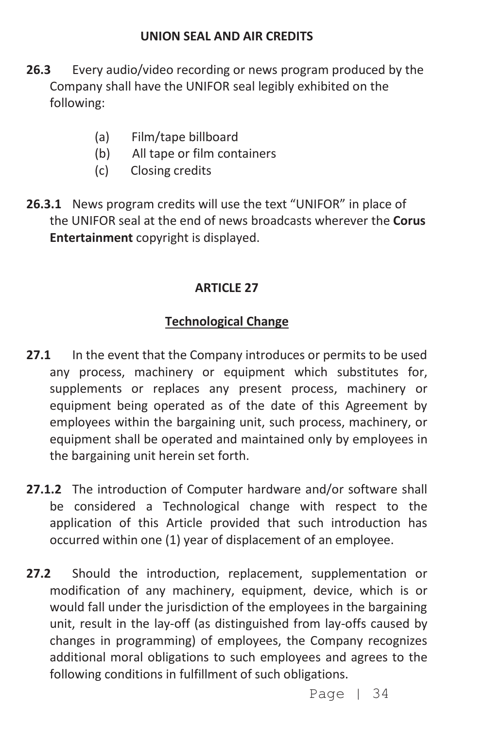**UNION SEAL AND AIR CREDITS**

**26.3** Every audio/video recording or news program produced by the Company shall have the UNIFOR seal legibly exhibited on the following:

(a) Film/tape billboard
(b) All tape or film containers
(c) Closing credits

**26.3.1** News program credits will use the text “UNIFOR” in place of the UNIFOR seal at the end of news broadcasts wherever the **Corus Entertainment** copyright is displayed.

## ARTICLE 27

### Technological Change

**27.1** In the event that the Company introduces or permits to be used any process, machinery or equipment which substitutes for, supplements or replaces any present process, machinery or equipment being operated as of the date of this Agreement by employees within the bargaining unit, such process, machinery, or equipment shall be operated and maintained only by employees in the bargaining unit herein set forth.

**27.1.2** The introduction of Computer hardware and/or software shall be considered a Technological change with respect to the application of this Article provided that such introduction has occurred within one (1) year of displacement of an employee.

**27.2** Should the introduction, replacement, supplementation or modification of any machinery, equipment, device, which is or would fall under the jurisdiction of the employees in the bargaining unit, result in the lay-off (as distinguished from lay-offs caused by changes in programming) of employees, the Company recognizes additional moral obligations to such employees and agrees to the following conditions in fulfillment of such obligations.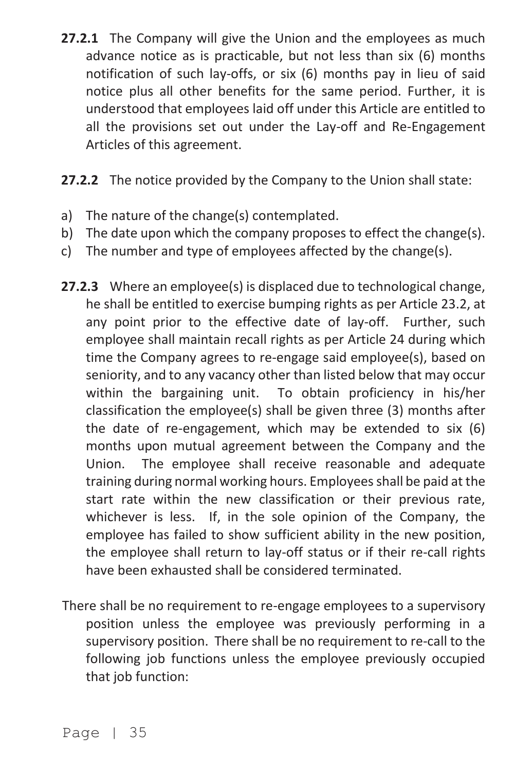**27.2.1** The Company will give the Union and the employees as much advance notice as is practicable, but not less than six (6) months notification of such lay-offs, or six (6) months pay in lieu of said notice plus all other benefits for the same period. Further, it is understood that employees laid off under this Article are entitled to all the provisions set out under the Lay-off and Re-Engagement Articles of this agreement.

**27.2.2** The notice provided by the Company to the Union shall state:

a) The nature of the change(s) contemplated.
b) The date upon which the company proposes to effect the change(s).
c) The number and type of employees affected by the change(s).

**27.2.3** Where an employee(s) is displaced due to technological change, he shall be entitled to exercise bumping rights as per Article 23.2, at any point prior to the effective date of lay-off. Further, such employee shall maintain recall rights as per Article 24 during which time the Company agrees to re-engage said employee(s), based on seniority, and to any vacancy other than listed below that may occur within the bargaining unit. To obtain proficiency in his/her classification the employee(s) shall be given three (3) months after the date of re-engagement, which may be extended to six (6) months upon mutual agreement between the Company and the Union. The employee shall receive reasonable and adequate training during normal working hours. Employees shall be paid at the start rate within the new classification or their previous rate, whichever is less. If, in the sole opinion of the Company, the employee has failed to show sufficient ability in the new position, the employee shall return to lay-off status or if their re-call rights have been exhausted shall be considered terminated.

There shall be no requirement to re-engage employees to a supervisory position unless the employee was previously performing in a supervisory position. There shall be no requirement to re-call to the following job functions unless the employee previously occupied that job function: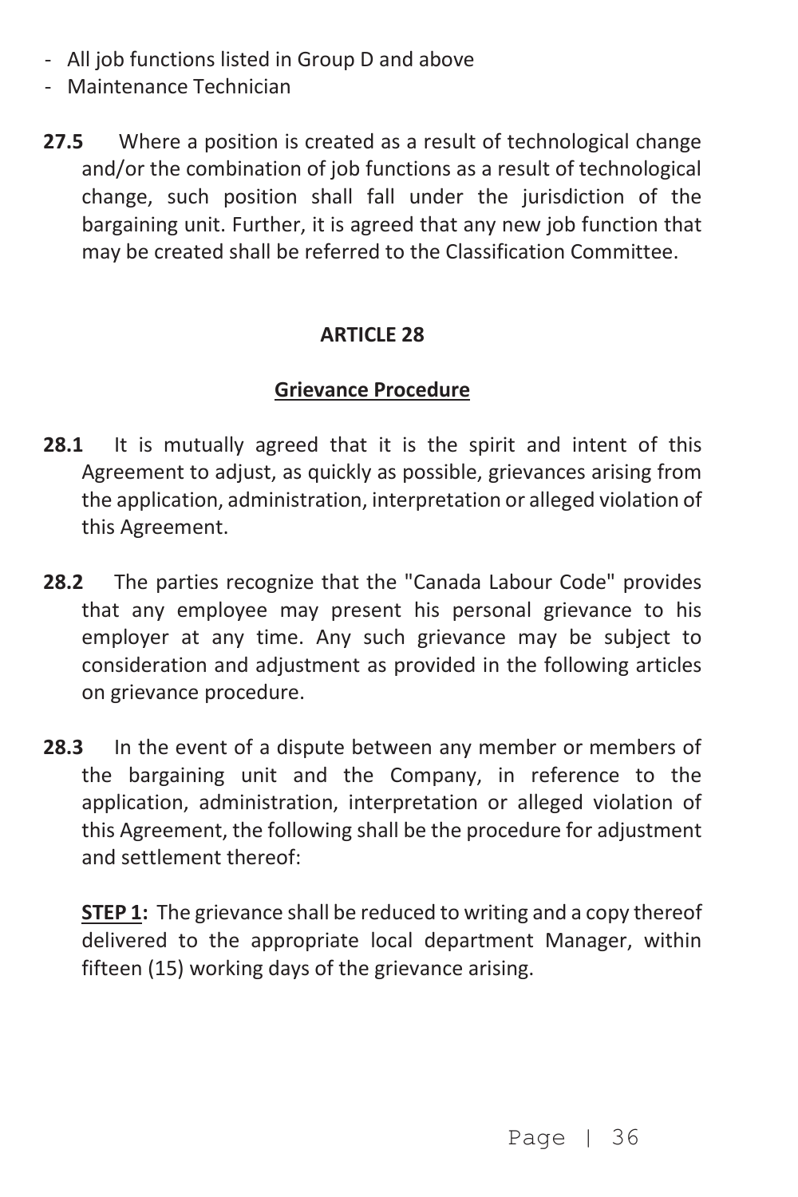- All job functions listed in Group D and above
- Maintenance Technician

**27.5** Where a position is created as a result of technological change and/or the combination of job functions as a result of technological change, such position shall fall under the jurisdiction of the bargaining unit. Further, it is agreed that any new job function that may be created shall be referred to the Classification Committee.

## ARTICLE 28

### Grievance Procedure

**28.1** It is mutually agreed that it is the spirit and intent of this Agreement to adjust, as quickly as possible, grievances arising from the application, administration, interpretation or alleged violation of this Agreement.

**28.2** The parties recognize that the "Canada Labour Code" provides that any employee may present his personal grievance to his employer at any time. Any such grievance may be subject to consideration and adjustment as provided in the following articles on grievance procedure.

**28.3** In the event of a dispute between any member or members of the bargaining unit and the Company, in reference to the application, administration, interpretation or alleged violation of this Agreement, the following shall be the procedure for adjustment and settlement thereof:

**STEP 1:** The grievance shall be reduced to writing and a copy thereof delivered to the appropriate local department Manager, within fifteen (15) working days of the grievance arising.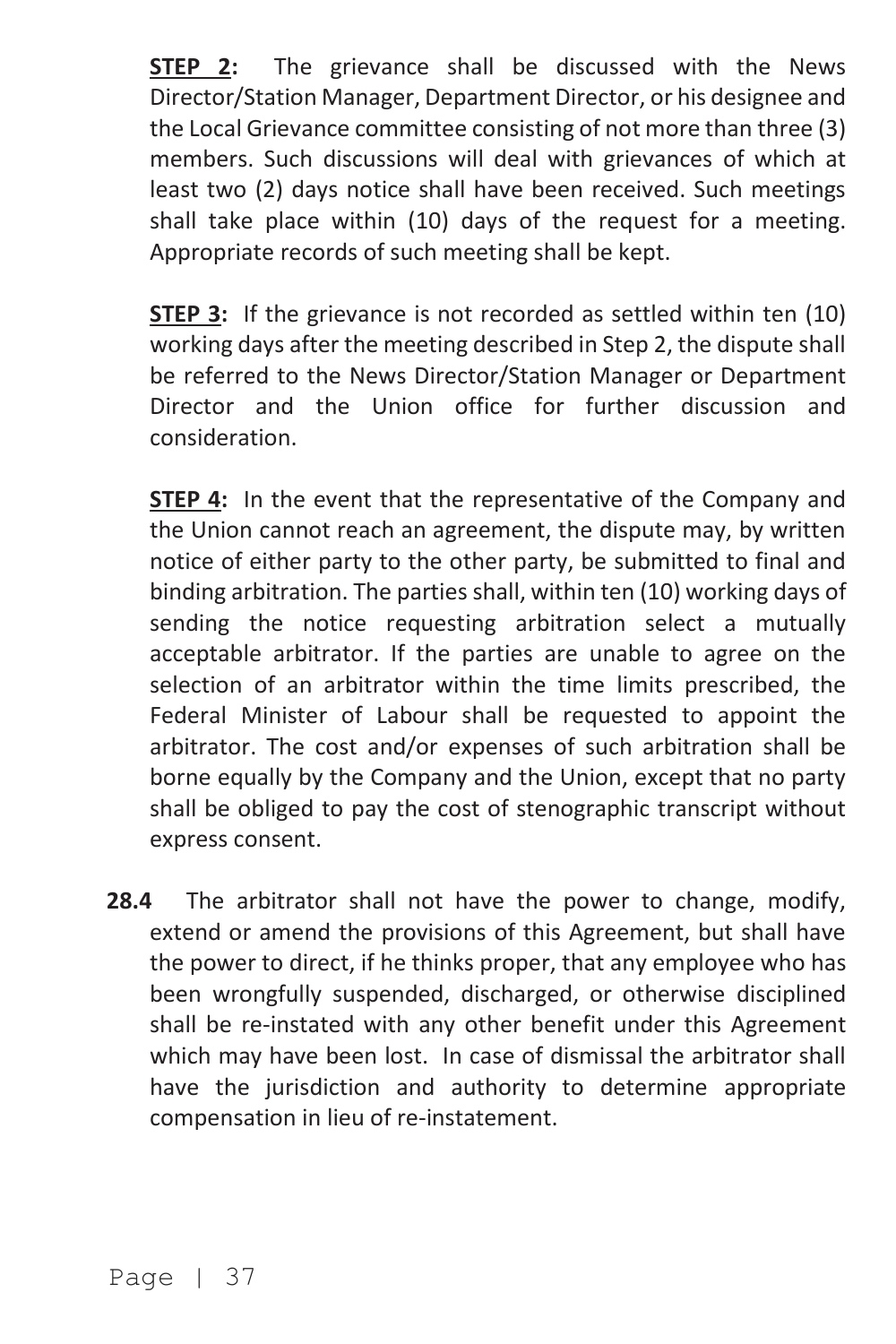**STEP 2:** The grievance shall be discussed with the News Director/Station Manager, Department Director, or his designee and the Local Grievance committee consisting of not more than three (3) members. Such discussions will deal with grievances of which at least two (2) days notice shall have been received. Such meetings shall take place within (10) days of the request for a meeting. Appropriate records of such meeting shall be kept.

**STEP 3:** If the grievance is not recorded as settled within ten (10) working days after the meeting described in Step 2, the dispute shall be referred to the News Director/Station Manager or Department Director and the Union office for further discussion and consideration.

**STEP 4:** In the event that the representative of the Company and the Union cannot reach an agreement, the dispute may, by written notice of either party to the other party, be submitted to final and binding arbitration. The parties shall, within ten (10) working days of sending the notice requesting arbitration select a mutually acceptable arbitrator. If the parties are unable to agree on the selection of an arbitrator within the time limits prescribed, the Federal Minister of Labour shall be requested to appoint the arbitrator. The cost and/or expenses of such arbitration shall be borne equally by the Company and the Union, except that no party shall be obliged to pay the cost of stenographic transcript without express consent.

**28.4** The arbitrator shall not have the power to change, modify, extend or amend the provisions of this Agreement, but shall have the power to direct, if he thinks proper, that any employee who has been wrongfully suspended, discharged, or otherwise disciplined shall be re-instated with any other benefit under this Agreement which may have been lost. In case of dismissal the arbitrator shall have the jurisdiction and authority to determine appropriate compensation in lieu of re-instatement.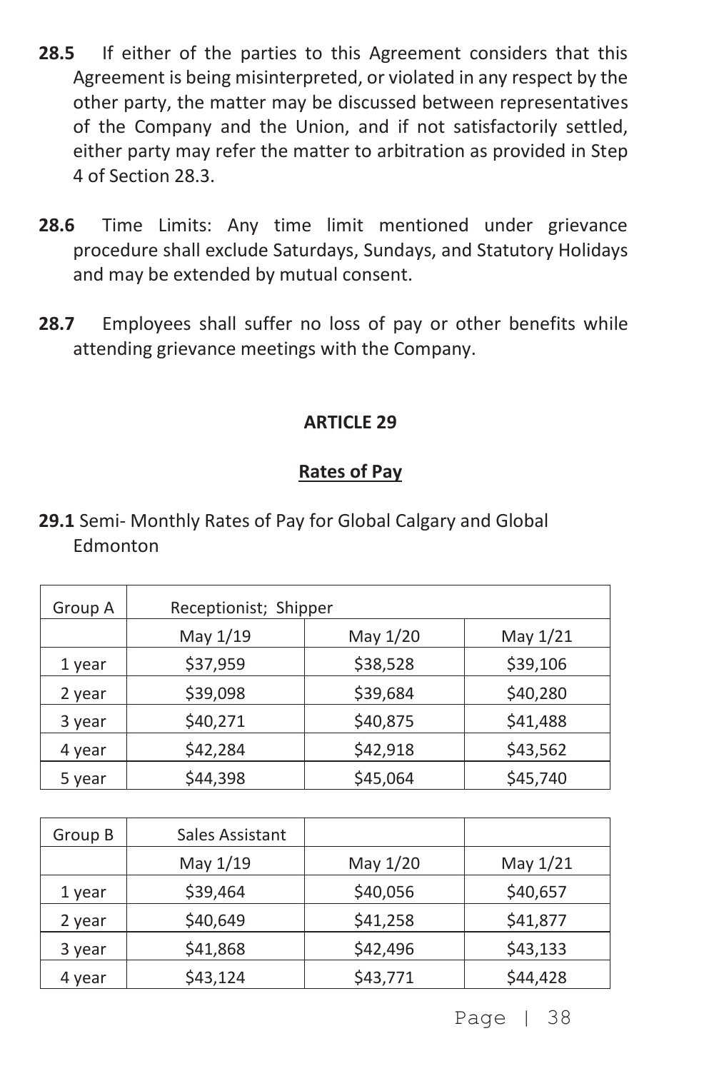**28.5** If either of the parties to this Agreement considers that this Agreement is being misinterpreted, or violated in any respect by the other party, the matter may be discussed between representatives of the Company and the Union, and if not satisfactorily settled, either party may refer the matter to arbitration as provided in Step 4 of Section 28.3.

**28.6** Time Limits: Any time limit mentioned under grievance procedure shall exclude Saturdays, Sundays, and Statutory Holidays and may be extended by mutual consent.

**28.7** Employees shall suffer no loss of pay or other benefits while attending grievance meetings with the Company.

## ARTICLE 29

### Rates of Pay

**29.1** Semi- Monthly Rates of Pay for Global Calgary and Global Edmonton

| Group A | Receptionist; Shipper | | |
|---|---|---|---|
| | May 1/19 | May 1/20 | May 1/21 |
| 1 year | $37,959 | $38,528 | $39,106 |
| 2 year | $39,098 | $39,684 | $40,280 |
| 3 year | $40,271 | $40,875 | $41,488 |
| 4 year | $42,284 | $42,918 | $43,562 |
| 5 year | $44,398 | $45,064 | $45,740 |

| Group B | Sales Assistant | | |
|---|---|---|---|
| | May 1/19 | May 1/20 | May 1/21 |
| 1 year | $39,464 | $40,056 | $40,657 |
| 2 year | $40,649 | $41,258 | $41,877 |
| 3 year | $41,868 | $42,496 | $43,133 |
| 4 year | $43,124 | $43,771 | $44,428 |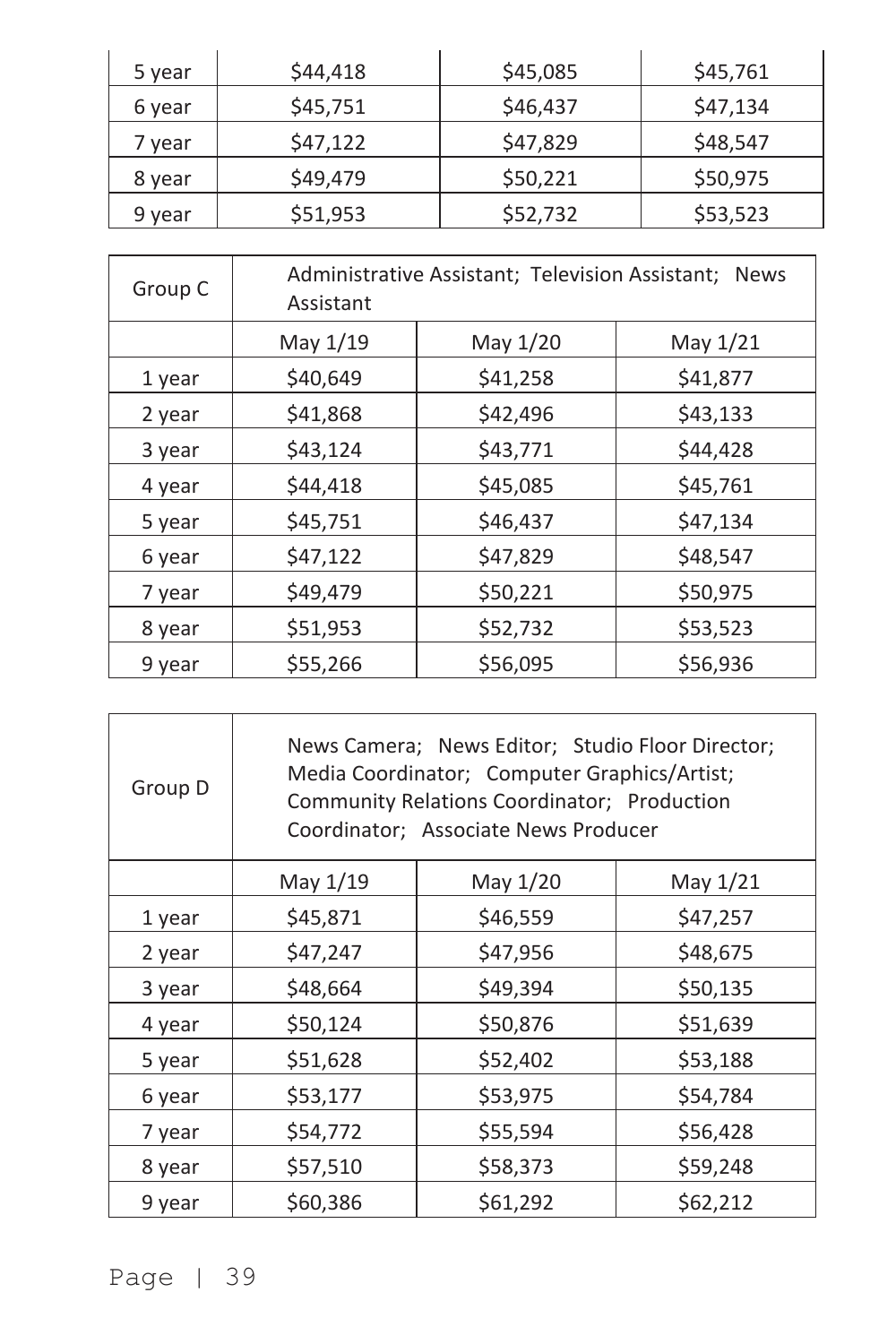| | | | |
|---|---|---|---|
| 5 year | $44,418 | $45,085 | $45,761 |
| 6 year | $45,751 | $46,437 | $47,134 |
| 7 year | $47,122 | $47,829 | $48,547 |
| 8 year | $49,479 | $50,221 | $50,975 |
| 9 year | $51,953 | $52,732 | $53,523 |

| Group C | Administrative Assistant; Television Assistant; News Assistant | | |
|---|---|---|---|
| | May 1/19 | May 1/20 | May 1/21 |
| 1 year | $40,649 | $41,258 | $41,877 |
| 2 year | $41,868 | $42,496 | $43,133 |
| 3 year | $43,124 | $43,771 | $44,428 |
| 4 year | $44,418 | $45,085 | $45,761 |
| 5 year | $45,751 | $46,437 | $47,134 |
| 6 year | $47,122 | $47,829 | $48,547 |
| 7 year | $49,479 | $50,221 | $50,975 |
| 8 year | $51,953 | $52,732 | $53,523 |
| 9 year | $55,266 | $56,095 | $56,936 |

| Group D | News Camera; News Editor; Studio Floor Director; Media Coordinator; Computer Graphics/Artist; Community Relations Coordinator; Production Coordinator; Associate News Producer | | |
|---|---|---|---|
| | May 1/19 | May 1/20 | May 1/21 |
| 1 year | $45,871 | $46,559 | $47,257 |
| 2 year | $47,247 | $47,956 | $48,675 |
| 3 year | $48,664 | $49,394 | $50,135 |
| 4 year | $50,124 | $50,876 | $51,639 |
| 5 year | $51,628 | $52,402 | $53,188 |
| 6 year | $53,177 | $53,975 | $54,784 |
| 7 year | $54,772 | $55,594 | $56,428 |
| 8 year | $57,510 | $58,373 | $59,248 |
| 9 year | $60,386 | $61,292 | $62,212 |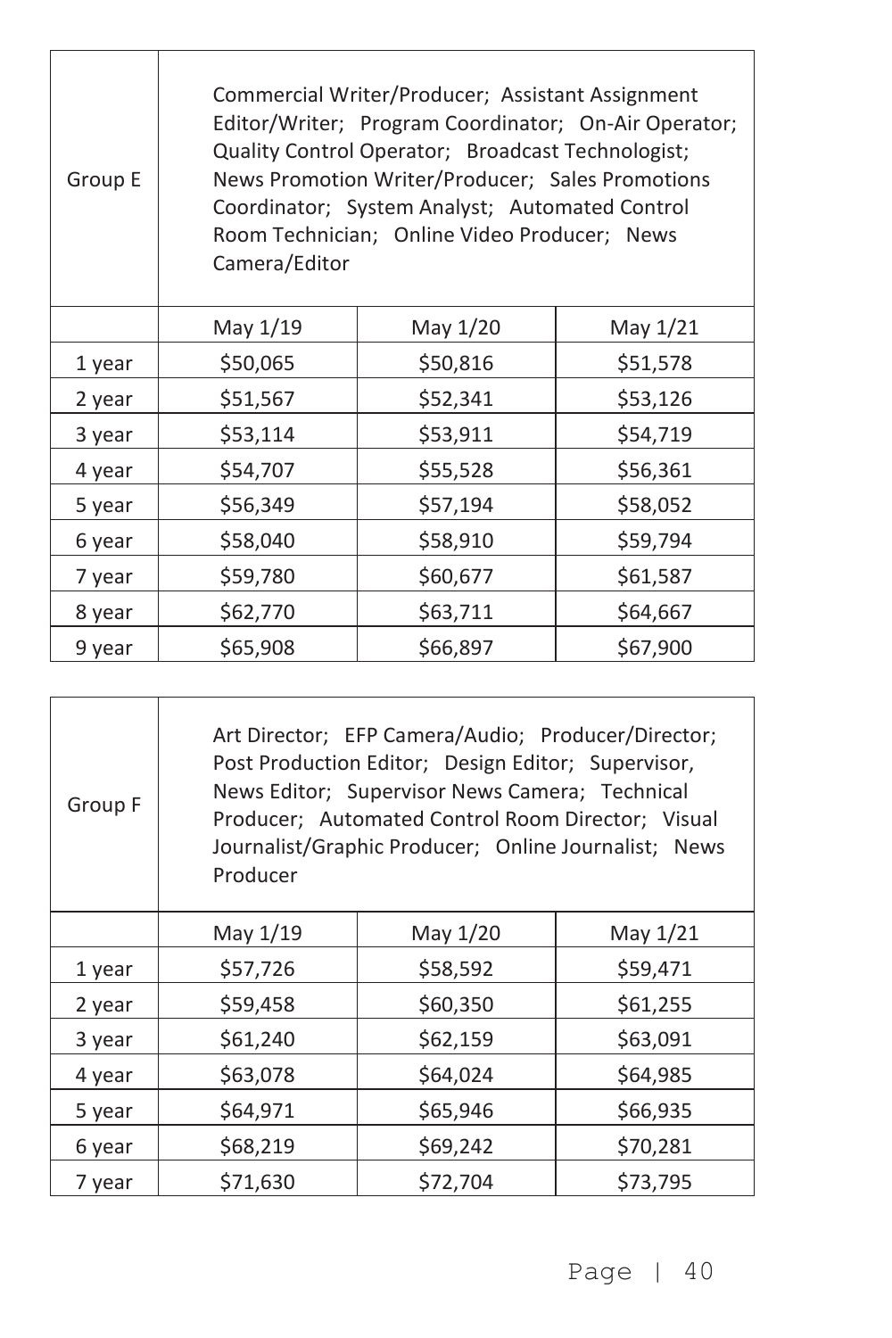| Group E | Commercial Writer/Producer; Assistant Assignment Editor/Writer; Program Coordinator; On-Air Operator; Quality Control Operator; Broadcast Technologist; News Promotion Writer/Producer; Sales Promotions Coordinator; System Analyst; Automated Control Room Technician; Online Video Producer; News Camera/Editor | | |
|---|---|---|---|
| | May 1/19 | May 1/20 | May 1/21 |
| 1 year | $50,065 | $50,816 | $51,578 |
| 2 year | $51,567 | $52,341 | $53,126 |
| 3 year | $53,114 | $53,911 | $54,719 |
| 4 year | $54,707 | $55,528 | $56,361 |
| 5 year | $56,349 | $57,194 | $58,052 |
| 6 year | $58,040 | $58,910 | $59,794 |
| 7 year | $59,780 | $60,677 | $61,587 |
| 8 year | $62,770 | $63,711 | $64,667 |
| 9 year | $65,908 | $66,897 | $67,900 |

| Group F | Art Director; EFP Camera/Audio; Producer/Director; Post Production Editor; Design Editor; Supervisor, News Editor; Supervisor News Camera; Technical Producer; Automated Control Room Director; Visual Journalist/Graphic Producer; Online Journalist; News Producer | | |
|---|---|---|---|
| | May 1/19 | May 1/20 | May 1/21 |
| 1 year | $57,726 | $58,592 | $59,471 |
| 2 year | $59,458 | $60,350 | $61,255 |
| 3 year | $61,240 | $62,159 | $63,091 |
| 4 year | $63,078 | $64,024 | $64,985 |
| 5 year | $64,971 | $65,946 | $66,935 |
| 6 year | $68,219 | $69,242 | $70,281 |
| 7 year | $71,630 | $72,704 | $73,795 |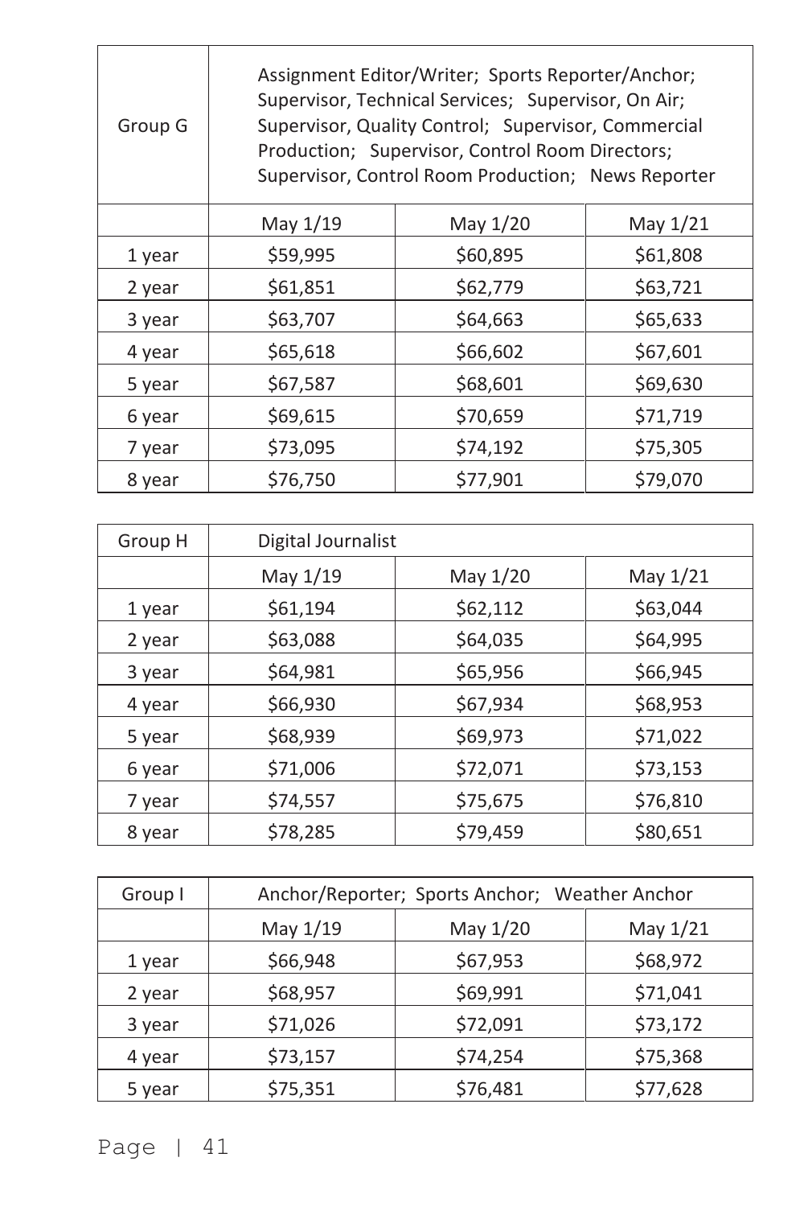| Group G | Assignment Editor/Writer; Sports Reporter/Anchor; Supervisor, Technical Services; Supervisor, On Air; Supervisor, Quality Control; Supervisor, Commercial Production; Supervisor, Control Room Directors; Supervisor, Control Room Production; News Reporter | | |
|---|---|---|---|
| | May 1/19 | May 1/20 | May 1/21 |
| 1 year | $59,995 | $60,895 | $61,808 |
| 2 year | $61,851 | $62,779 | $63,721 |
| 3 year | $63,707 | $64,663 | $65,633 |
| 4 year | $65,618 | $66,602 | $67,601 |
| 5 year | $67,587 | $68,601 | $69,630 |
| 6 year | $69,615 | $70,659 | $71,719 |
| 7 year | $73,095 | $74,192 | $75,305 |
| 8 year | $76,750 | $77,901 | $79,070 |

| Group H | Digital Journalist | | |
|---|---|---|---|
| | May 1/19 | May 1/20 | May 1/21 |
| 1 year | $61,194 | $62,112 | $63,044 |
| 2 year | $63,088 | $64,035 | $64,995 |
| 3 year | $64,981 | $65,956 | $66,945 |
| 4 year | $66,930 | $67,934 | $68,953 |
| 5 year | $68,939 | $69,973 | $71,022 |
| 6 year | $71,006 | $72,071 | $73,153 |
| 7 year | $74,557 | $75,675 | $76,810 |
| 8 year | $78,285 | $79,459 | $80,651 |

| Group I | Anchor/Reporter; Sports Anchor; Weather Anchor | | |
|---|---|---|---|
| | May 1/19 | May 1/20 | May 1/21 |
| 1 year | $66,948 | $67,953 | $68,972 |
| 2 year | $68,957 | $69,991 | $71,041 |
| 3 year | $71,026 | $72,091 | $73,172 |
| 4 year | $73,157 | $74,254 | $75,368 |
| 5 year | $75,351 | $76,481 | $77,628 |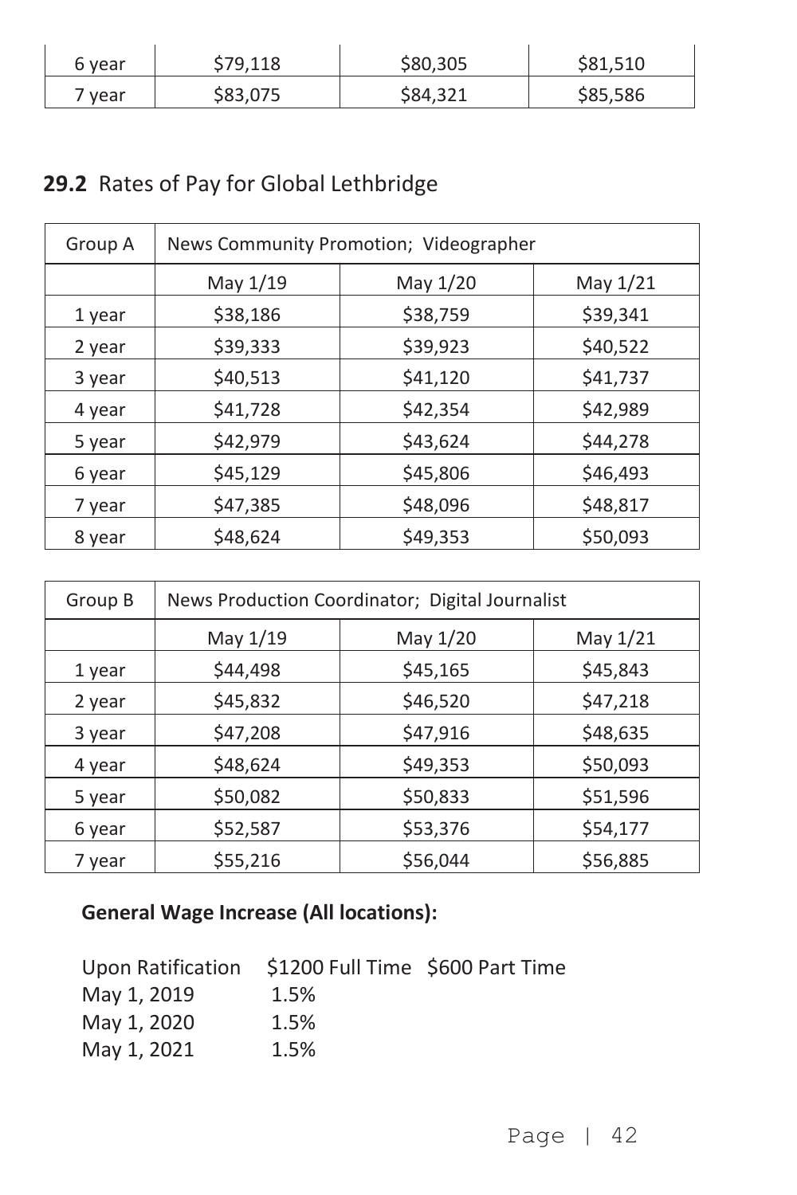| | | | |
|---|---|---|---|
| 6 year | $79,118 | $80,305 | $81,510 |
| 7 year | $83,075 | $84,321 | $85,586 |

## 29.2 Rates of Pay for Global Lethbridge

| Group A | News Community Promotion; Videographer | | |
|---|---|---|---|
| | May 1/19 | May 1/20 | May 1/21 |
| 1 year | $38,186 | $38,759 | $39,341 |
| 2 year | $39,333 | $39,923 | $40,522 |
| 3 year | $40,513 | $41,120 | $41,737 |
| 4 year | $41,728 | $42,354 | $42,989 |
| 5 year | $42,979 | $43,624 | $44,278 |
| 6 year | $45,129 | $45,806 | $46,493 |
| 7 year | $47,385 | $48,096 | $48,817 |
| 8 year | $48,624 | $49,353 | $50,093 |

| Group B | News Production Coordinator; Digital Journalist | | |
|---|---|---|---|
| | May 1/19 | May 1/20 | May 1/21 |
| 1 year | $44,498 | $45,165 | $45,843 |
| 2 year | $45,832 | $46,520 | $47,218 |
| 3 year | $47,208 | $47,916 | $48,635 |
| 4 year | $48,624 | $49,353 | $50,093 |
| 5 year | $50,082 | $50,833 | $51,596 |
| 6 year | $52,587 | $53,376 | $54,177 |
| 7 year | $55,216 | $56,044 | $56,885 |

**General Wage Increase (All locations):**

| | | |
|---|---|---|
| Upon Ratification | $1200 Full Time | $600 Part Time |
| May 1, 2019 | 1.5% | |
| May 1, 2020 | 1.5% | |
| May 1, 2021 | 1.5% | |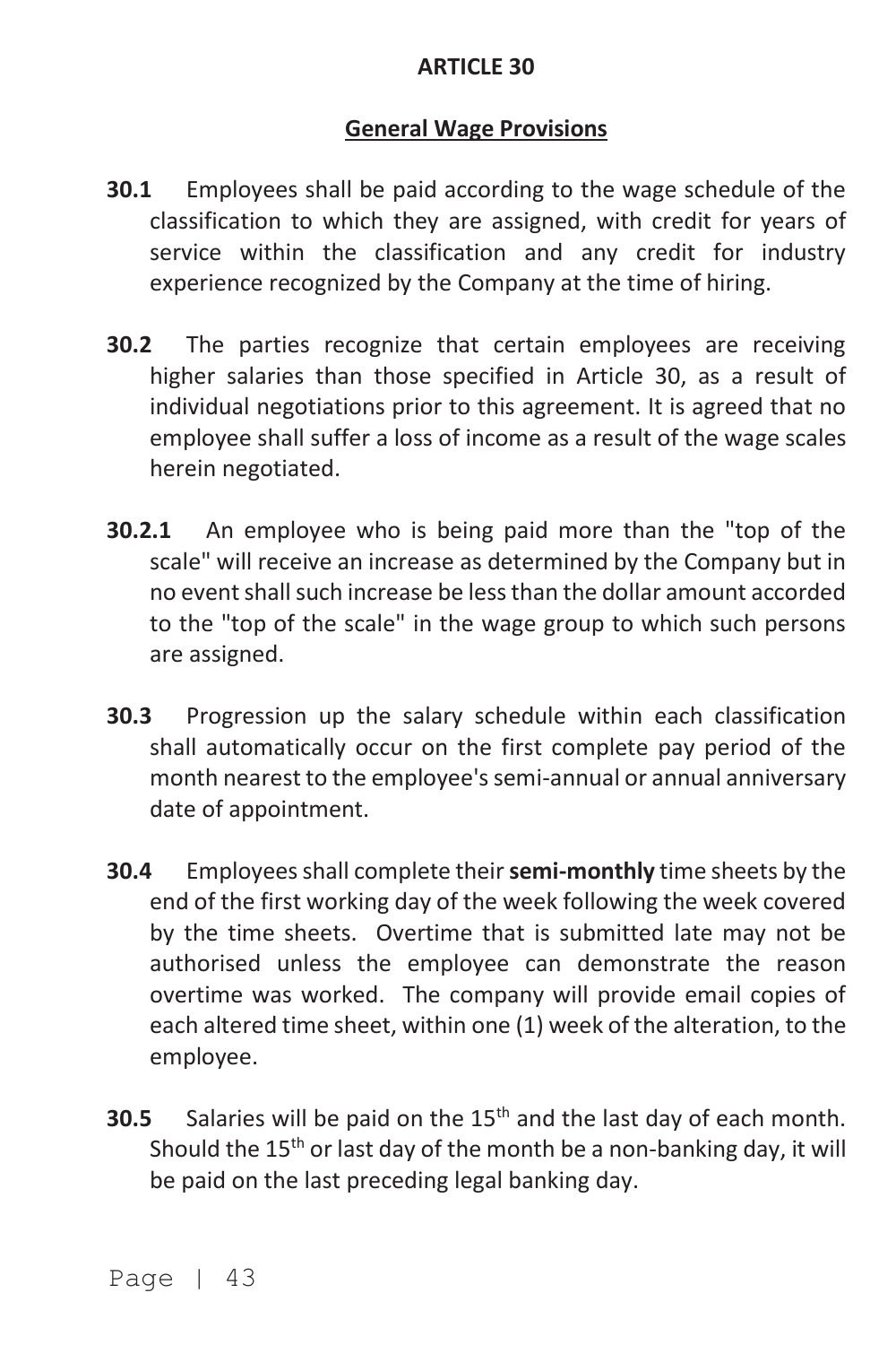## ARTICLE 30

### General Wage Provisions

**30.1** Employees shall be paid according to the wage schedule of the classification to which they are assigned, with credit for years of service within the classification and any credit for industry experience recognized by the Company at the time of hiring.

**30.2** The parties recognize that certain employees are receiving higher salaries than those specified in Article 30, as a result of individual negotiations prior to this agreement. It is agreed that no employee shall suffer a loss of income as a result of the wage scales herein negotiated.

**30.2.1** An employee who is being paid more than the "top of the scale" will receive an increase as determined by the Company but in no event shall such increase be less than the dollar amount accorded to the "top of the scale" in the wage group to which such persons are assigned.

**30.3** Progression up the salary schedule within each classification shall automatically occur on the first complete pay period of the month nearest to the employee's semi-annual or annual anniversary date of appointment.

**30.4** Employees shall complete their **semi-monthly** time sheets by the end of the first working day of the week following the week covered by the time sheets. Overtime that is submitted late may not be authorised unless the employee can demonstrate the reason overtime was worked. The company will provide email copies of each altered time sheet, within one (1) week of the alteration, to the employee.

**30.5** Salaries will be paid on the 15th and the last day of each month. Should the 15th or last day of the month be a non-banking day, it will be paid on the last preceding legal banking day.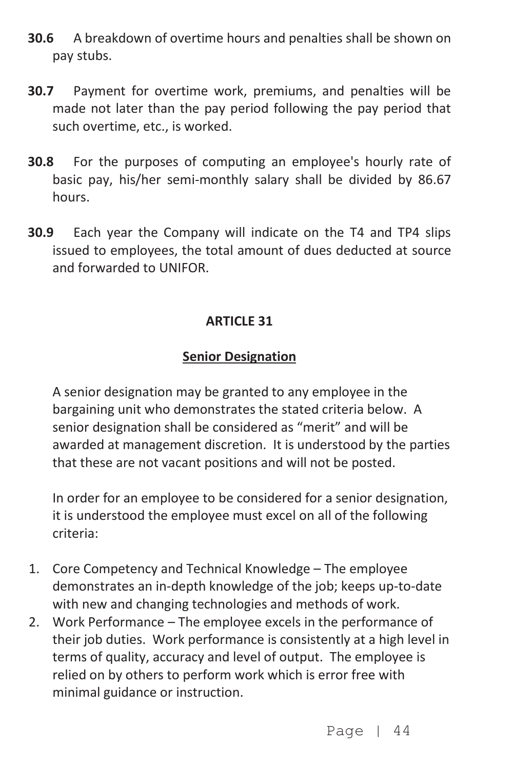**30.6** A breakdown of overtime hours and penalties shall be shown on pay stubs.

**30.7** Payment for overtime work, premiums, and penalties will be made not later than the pay period following the pay period that such overtime, etc., is worked.

**30.8** For the purposes of computing an employee's hourly rate of basic pay, his/her semi-monthly salary shall be divided by 86.67 hours.

**30.9** Each year the Company will indicate on the T4 and TP4 slips issued to employees, the total amount of dues deducted at source and forwarded to UNIFOR.

## ARTICLE 31

### Senior Designation

A senior designation may be granted to any employee in the bargaining unit who demonstrates the stated criteria below. A senior designation shall be considered as "merit" and will be awarded at management discretion. It is understood by the parties that these are not vacant positions and will not be posted.

In order for an employee to be considered for a senior designation, it is understood the employee must excel on all of the following criteria:

1. Core Competency and Technical Knowledge – The employee demonstrates an in-depth knowledge of the job; keeps up-to-date with new and changing technologies and methods of work.
2. Work Performance – The employee excels in the performance of their job duties. Work performance is consistently at a high level in terms of quality, accuracy and level of output. The employee is relied on by others to perform work which is error free with minimal guidance or instruction.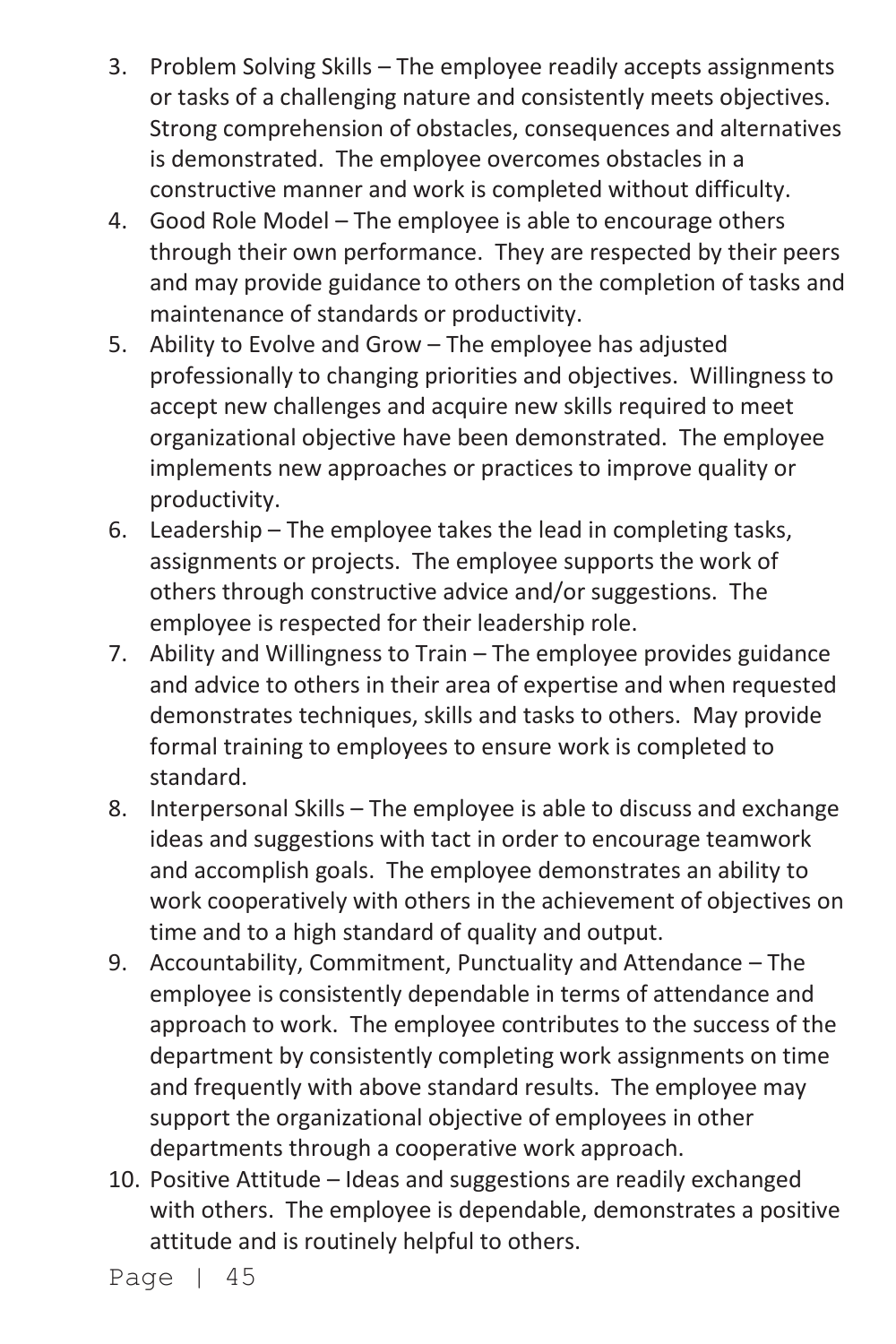3. Problem Solving Skills – The employee readily accepts assignments or tasks of a challenging nature and consistently meets objectives. Strong comprehension of obstacles, consequences and alternatives is demonstrated. The employee overcomes obstacles in a constructive manner and work is completed without difficulty.
4. Good Role Model – The employee is able to encourage others through their own performance. They are respected by their peers and may provide guidance to others on the completion of tasks and maintenance of standards or productivity.
5. Ability to Evolve and Grow – The employee has adjusted professionally to changing priorities and objectives. Willingness to accept new challenges and acquire new skills required to meet organizational objective have been demonstrated. The employee implements new approaches or practices to improve quality or productivity.
6. Leadership – The employee takes the lead in completing tasks, assignments or projects. The employee supports the work of others through constructive advice and/or suggestions. The employee is respected for their leadership role.
7. Ability and Willingness to Train – The employee provides guidance and advice to others in their area of expertise and when requested demonstrates techniques, skills and tasks to others. May provide formal training to employees to ensure work is completed to standard.
8. Interpersonal Skills – The employee is able to discuss and exchange ideas and suggestions with tact in order to encourage teamwork and accomplish goals. The employee demonstrates an ability to work cooperatively with others in the achievement of objectives on time and to a high standard of quality and output.
9. Accountability, Commitment, Punctuality and Attendance – The employee is consistently dependable in terms of attendance and approach to work. The employee contributes to the success of the department by consistently completing work assignments on time and frequently with above standard results. The employee may support the organizational objective of employees in other departments through a cooperative work approach.
10. Positive Attitude – Ideas and suggestions are readily exchanged with others. The employee is dependable, demonstrates a positive attitude and is routinely helpful to others.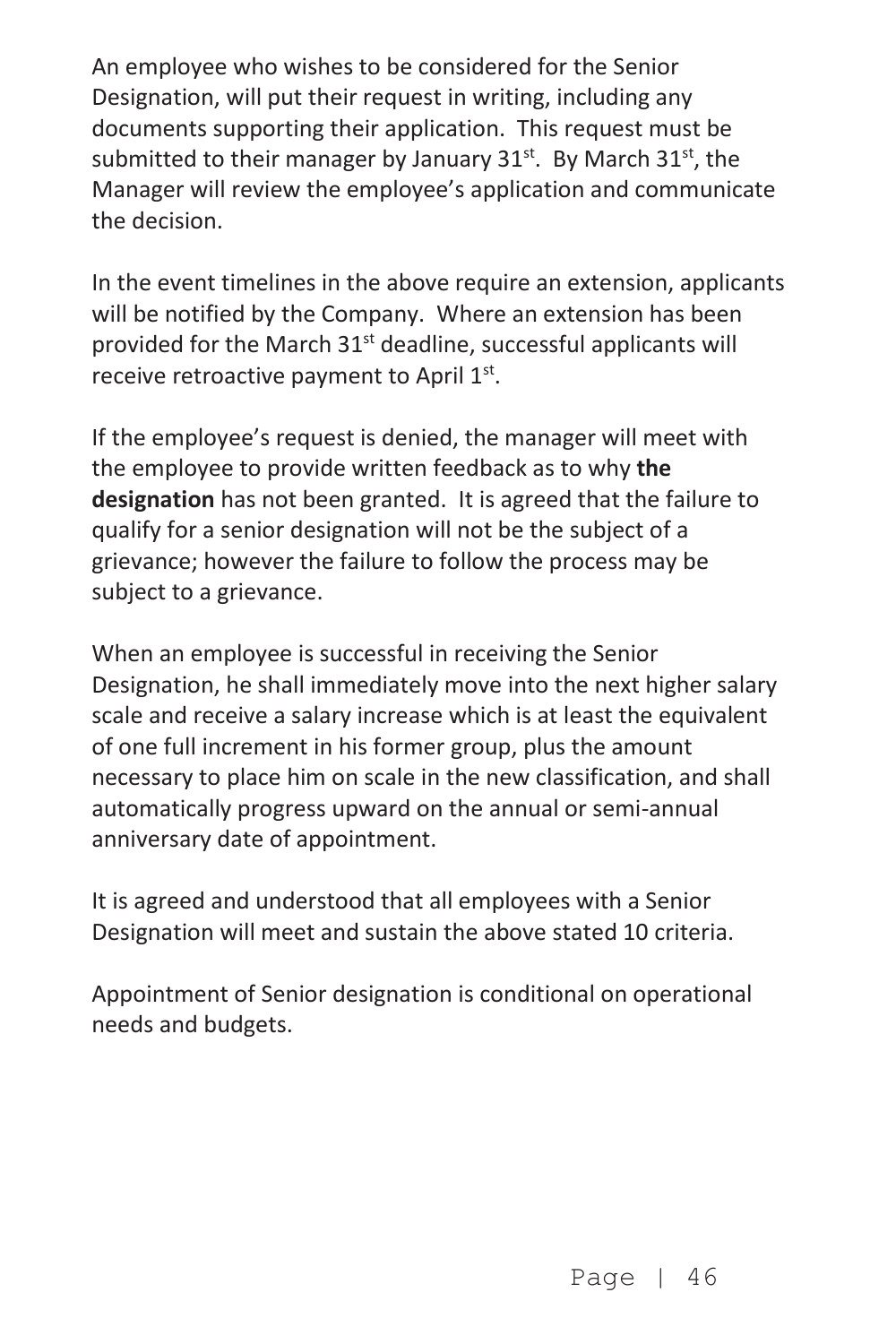An employee who wishes to be considered for the Senior Designation, will put their request in writing, including any documents supporting their application. This request must be submitted to their manager by January 31st. By March 31st, the Manager will review the employee's application and communicate the decision.

In the event timelines in the above require an extension, applicants will be notified by the Company. Where an extension has been provided for the March 31st deadline, successful applicants will receive retroactive payment to April 1st.

If the employee's request is denied, the manager will meet with the employee to provide written feedback as to why **the designation** has not been granted. It is agreed that the failure to qualify for a senior designation will not be the subject of a grievance; however the failure to follow the process may be subject to a grievance.

When an employee is successful in receiving the Senior Designation, he shall immediately move into the next higher salary scale and receive a salary increase which is at least the equivalent of one full increment in his former group, plus the amount necessary to place him on scale in the new classification, and shall automatically progress upward on the annual or semi-annual anniversary date of appointment.

It is agreed and understood that all employees with a Senior Designation will meet and sustain the above stated 10 criteria.

Appointment of Senior designation is conditional on operational needs and budgets.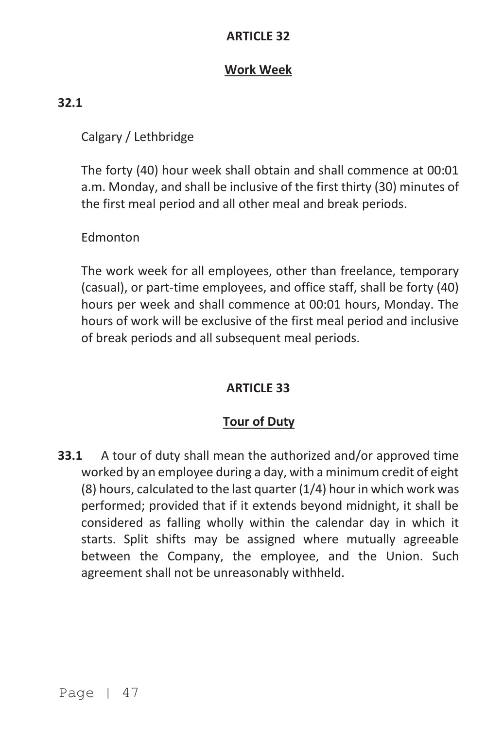## ARTICLE 32

### Work Week

**32.1**

Calgary / Lethbridge

The forty (40) hour week shall obtain and shall commence at 00:01 a.m. Monday, and shall be inclusive of the first thirty (30) minutes of the first meal period and all other meal and break periods.

Edmonton

The work week for all employees, other than freelance, temporary (casual), or part-time employees, and office staff, shall be forty (40) hours per week and shall commence at 00:01 hours, Monday. The hours of work will be exclusive of the first meal period and inclusive of break periods and all subsequent meal periods.

## ARTICLE 33

### Tour of Duty

**33.1** A tour of duty shall mean the authorized and/or approved time worked by an employee during a day, with a minimum credit of eight (8) hours, calculated to the last quarter (1/4) hour in which work was performed; provided that if it extends beyond midnight, it shall be considered as falling wholly within the calendar day in which it starts. Split shifts may be assigned where mutually agreeable between the Company, the employee, and the Union. Such agreement shall not be unreasonably withheld.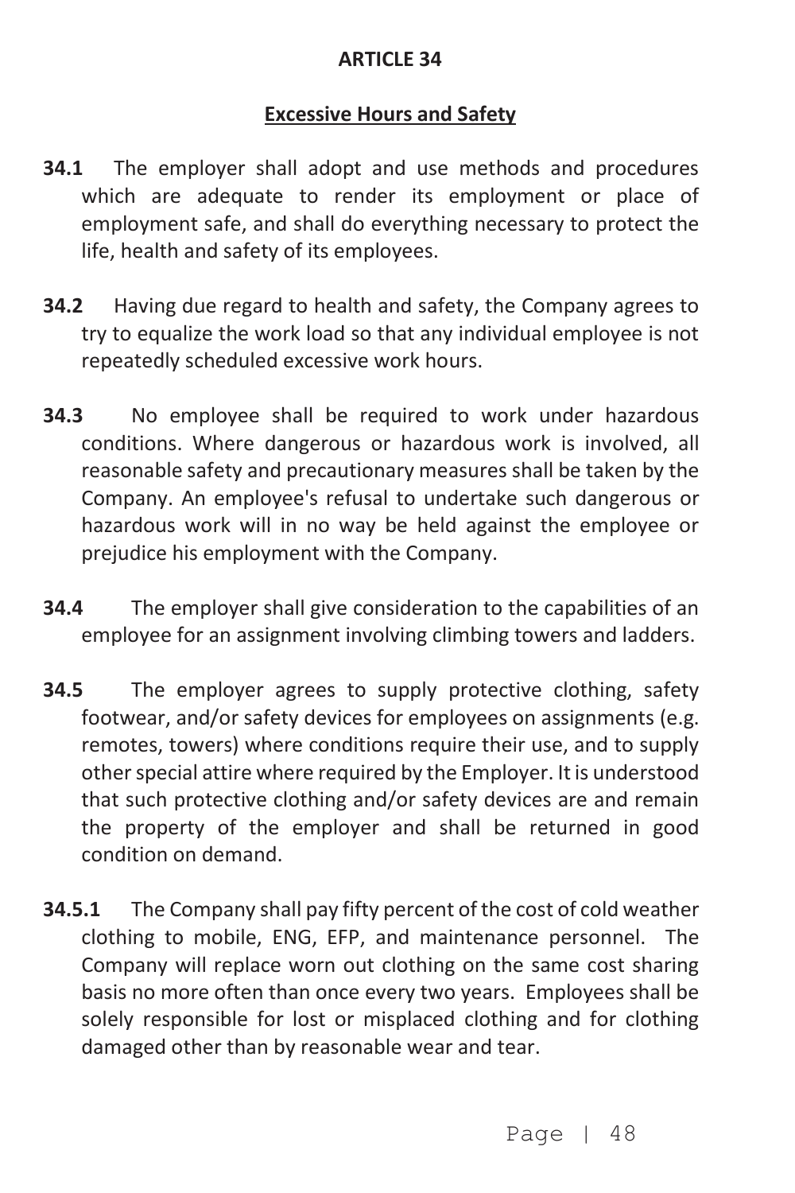## ARTICLE 34

### Excessive Hours and Safety

**34.1** The employer shall adopt and use methods and procedures which are adequate to render its employment or place of employment safe, and shall do everything necessary to protect the life, health and safety of its employees.

**34.2** Having due regard to health and safety, the Company agrees to try to equalize the work load so that any individual employee is not repeatedly scheduled excessive work hours.

**34.3** No employee shall be required to work under hazardous conditions. Where dangerous or hazardous work is involved, all reasonable safety and precautionary measures shall be taken by the Company. An employee's refusal to undertake such dangerous or hazardous work will in no way be held against the employee or prejudice his employment with the Company.

**34.4** The employer shall give consideration to the capabilities of an employee for an assignment involving climbing towers and ladders.

**34.5** The employer agrees to supply protective clothing, safety footwear, and/or safety devices for employees on assignments (e.g. remotes, towers) where conditions require their use, and to supply other special attire where required by the Employer. It is understood that such protective clothing and/or safety devices are and remain the property of the employer and shall be returned in good condition on demand.

**34.5.1** The Company shall pay fifty percent of the cost of cold weather clothing to mobile, ENG, EFP, and maintenance personnel. The Company will replace worn out clothing on the same cost sharing basis no more often than once every two years. Employees shall be solely responsible for lost or misplaced clothing and for clothing damaged other than by reasonable wear and tear.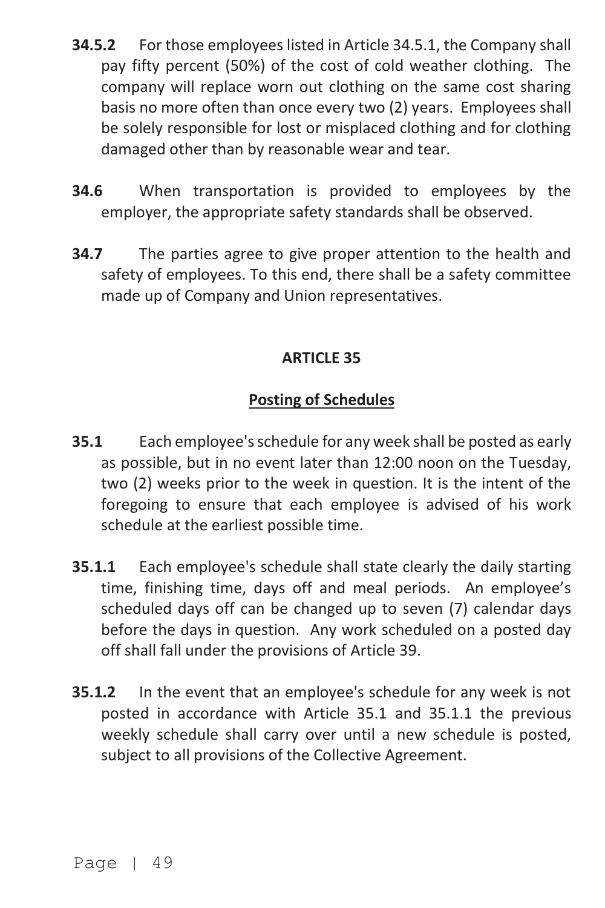**34.5.2** For those employees listed in Article 34.5.1, the Company shall pay fifty percent (50%) of the cost of cold weather clothing. The company will replace worn out clothing on the same cost sharing basis no more often than once every two (2) years. Employees shall be solely responsible for lost or misplaced clothing and for clothing damaged other than by reasonable wear and tear.

**34.6** When transportation is provided to employees by the employer, the appropriate safety standards shall be observed.

**34.7** The parties agree to give proper attention to the health and safety of employees. To this end, there shall be a safety committee made up of Company and Union representatives.

## ARTICLE 35

### Posting of Schedules

**35.1** Each employee's schedule for any week shall be posted as early as possible, but in no event later than 12:00 noon on the Tuesday, two (2) weeks prior to the week in question. It is the intent of the foregoing to ensure that each employee is advised of his work schedule at the earliest possible time.

**35.1.1** Each employee's schedule shall state clearly the daily starting time, finishing time, days off and meal periods. An employee's scheduled days off can be changed up to seven (7) calendar days before the days in question. Any work scheduled on a posted day off shall fall under the provisions of Article 39.

**35.1.2** In the event that an employee's schedule for any week is not posted in accordance with Article 35.1 and 35.1.1 the previous weekly schedule shall carry over until a new schedule is posted, subject to all provisions of the Collective Agreement.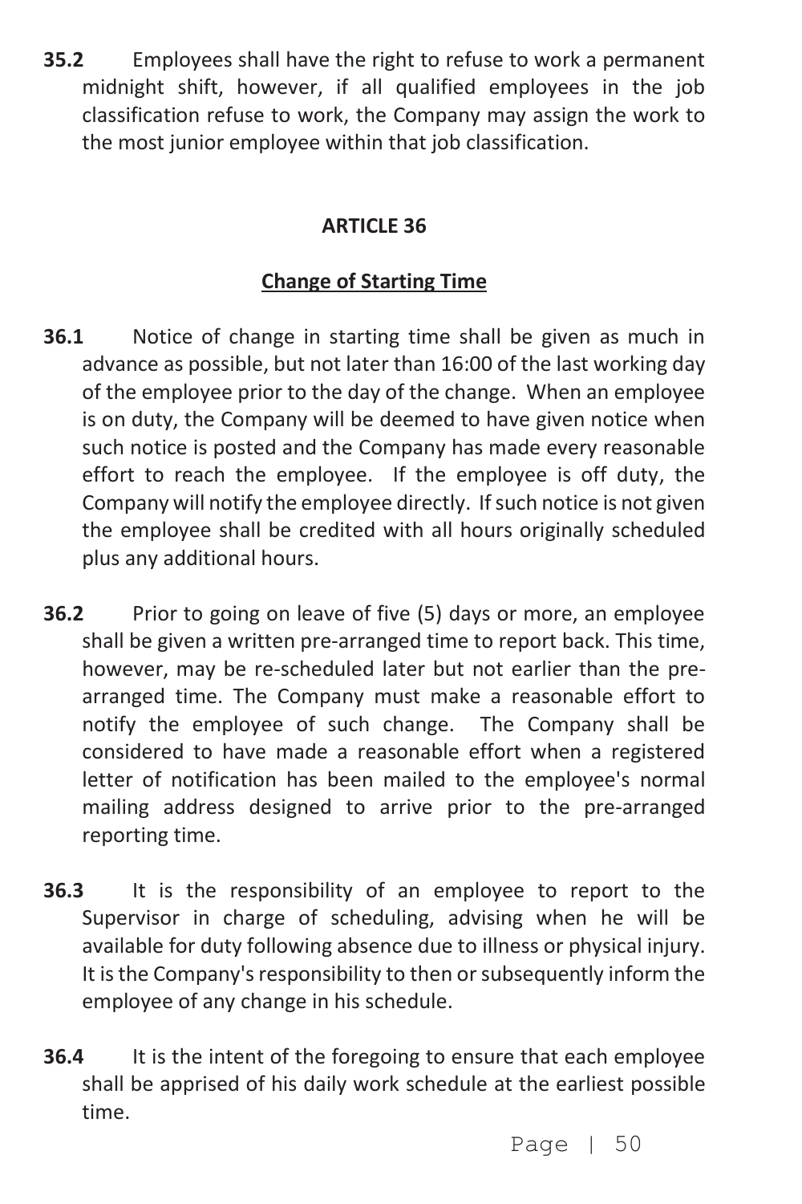**35.2** Employees shall have the right to refuse to work a permanent midnight shift, however, if all qualified employees in the job classification refuse to work, the Company may assign the work to the most junior employee within that job classification.

## ARTICLE 36

### Change of Starting Time

**36.1** Notice of change in starting time shall be given as much in advance as possible, but not later than 16:00 of the last working day of the employee prior to the day of the change. When an employee is on duty, the Company will be deemed to have given notice when such notice is posted and the Company has made every reasonable effort to reach the employee. If the employee is off duty, the Company will notify the employee directly. If such notice is not given the employee shall be credited with all hours originally scheduled plus any additional hours.

**36.2** Prior to going on leave of five (5) days or more, an employee shall be given a written pre-arranged time to report back. This time, however, may be re-scheduled later but not earlier than the pre-arranged time. The Company must make a reasonable effort to notify the employee of such change. The Company shall be considered to have made a reasonable effort when a registered letter of notification has been mailed to the employee's normal mailing address designed to arrive prior to the pre-arranged reporting time.

**36.3** It is the responsibility of an employee to report to the Supervisor in charge of scheduling, advising when he will be available for duty following absence due to illness or physical injury. It is the Company's responsibility to then or subsequently inform the employee of any change in his schedule.

**36.4** It is the intent of the foregoing to ensure that each employee shall be apprised of his daily work schedule at the earliest possible time.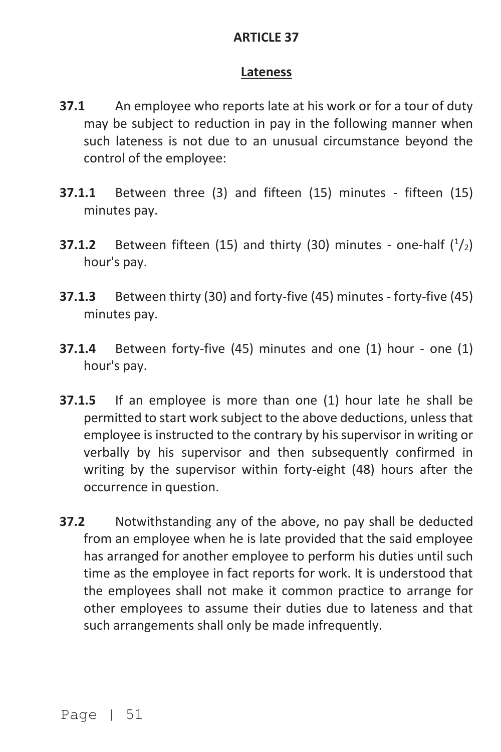## ARTICLE 37

### Lateness

**37.1** An employee who reports late at his work or for a tour of duty may be subject to reduction in pay in the following manner when such lateness is not due to an unusual circumstance beyond the control of the employee:

**37.1.1** Between three (3) and fifteen (15) minutes - fifteen (15) minutes pay.

**37.1.2** Between fifteen (15) and thirty (30) minutes - one-half ($^1/_2$) hour's pay.

**37.1.3** Between thirty (30) and forty-five (45) minutes - forty-five (45) minutes pay.

**37.1.4** Between forty-five (45) minutes and one (1) hour - one (1) hour's pay.

**37.1.5** If an employee is more than one (1) hour late he shall be permitted to start work subject to the above deductions, unless that employee is instructed to the contrary by his supervisor in writing or verbally by his supervisor and then subsequently confirmed in writing by the supervisor within forty-eight (48) hours after the occurrence in question.

**37.2** Notwithstanding any of the above, no pay shall be deducted from an employee when he is late provided that the said employee has arranged for another employee to perform his duties until such time as the employee in fact reports for work. It is understood that the employees shall not make it common practice to arrange for other employees to assume their duties due to lateness and that such arrangements shall only be made infrequently.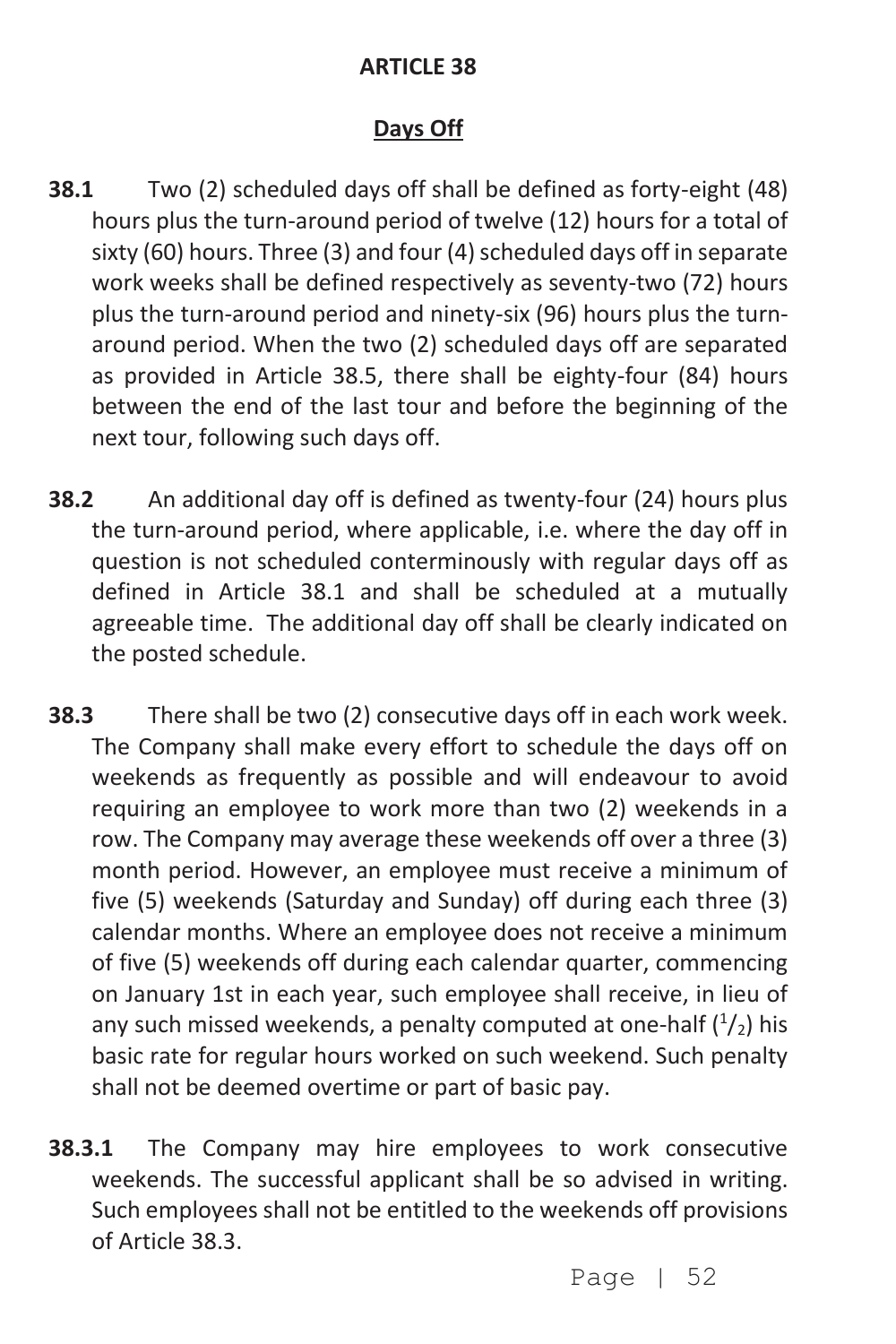## ARTICLE 38

### Days Off

**38.1** Two (2) scheduled days off shall be defined as forty-eight (48) hours plus the turn-around period of twelve (12) hours for a total of sixty (60) hours. Three (3) and four (4) scheduled days off in separate work weeks shall be defined respectively as seventy-two (72) hours plus the turn-around period and ninety-six (96) hours plus the turn-around period. When the two (2) scheduled days off are separated as provided in Article 38.5, there shall be eighty-four (84) hours between the end of the last tour and before the beginning of the next tour, following such days off.

**38.2** An additional day off is defined as twenty-four (24) hours plus the turn-around period, where applicable, i.e. where the day off in question is not scheduled conterminously with regular days off as defined in Article 38.1 and shall be scheduled at a mutually agreeable time. The additional day off shall be clearly indicated on the posted schedule.

**38.3** There shall be two (2) consecutive days off in each work week. The Company shall make every effort to schedule the days off on weekends as frequently as possible and will endeavour to avoid requiring an employee to work more than two (2) weekends in a row. The Company may average these weekends off over a three (3) month period. However, an employee must receive a minimum of five (5) weekends (Saturday and Sunday) off during each three (3) calendar months. Where an employee does not receive a minimum of five (5) weekends off during each calendar quarter, commencing on January 1st in each year, such employee shall receive, in lieu of any such missed weekends, a penalty computed at one-half ($^1/_2$) his basic rate for regular hours worked on such weekend. Such penalty shall not be deemed overtime or part of basic pay.

**38.3.1** The Company may hire employees to work consecutive weekends. The successful applicant shall be so advised in writing. Such employees shall not be entitled to the weekends off provisions of Article 38.3.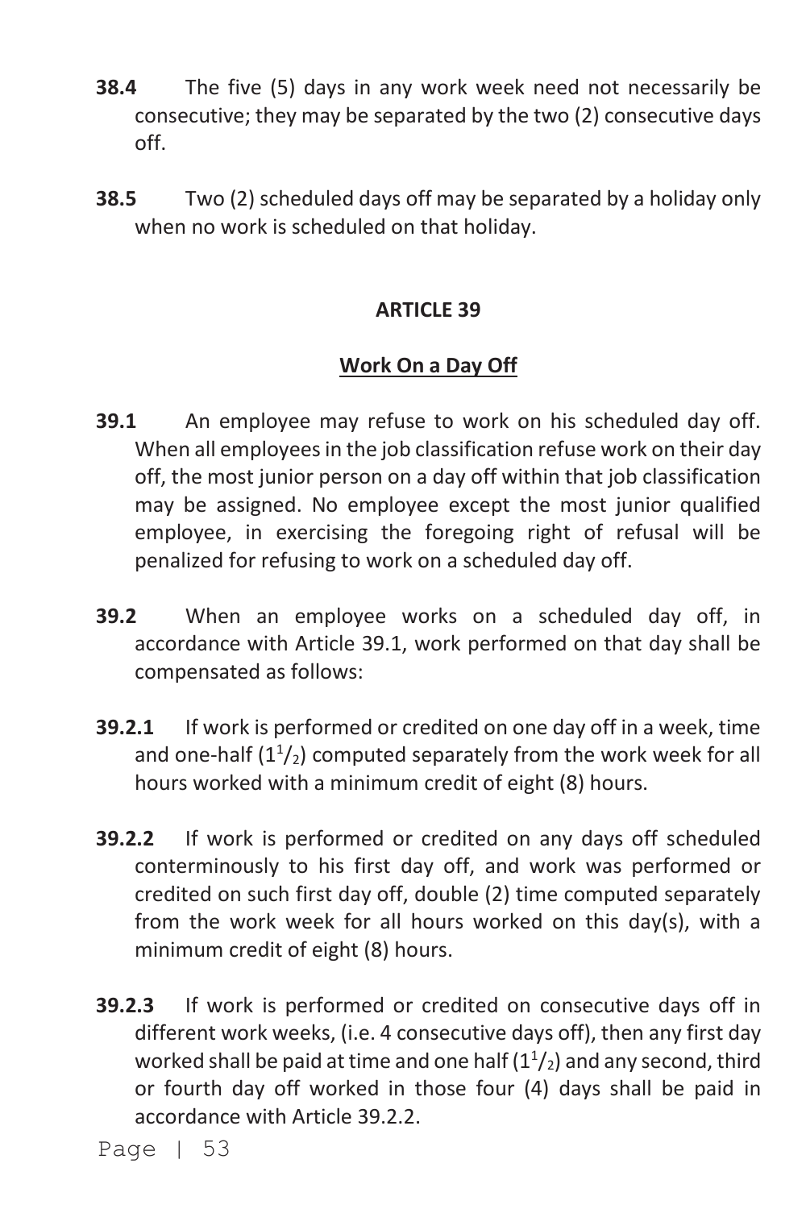**38.4** The five (5) days in any work week need not necessarily be consecutive; they may be separated by the two (2) consecutive days off.

**38.5** Two (2) scheduled days off may be separated by a holiday only when no work is scheduled on that holiday.

## ARTICLE 39

### Work On a Day Off

**39.1** An employee may refuse to work on his scheduled day off. When all employees in the job classification refuse work on their day off, the most junior person on a day off within that job classification may be assigned. No employee except the most junior qualified employee, in exercising the foregoing right of refusal will be penalized for refusing to work on a scheduled day off.

**39.2** When an employee works on a scheduled day off, in accordance with Article 39.1, work performed on that day shall be compensated as follows:

**39.2.1** If work is performed or credited on one day off in a week, time and one-half ($1^1/_2$) computed separately from the work week for all hours worked with a minimum credit of eight (8) hours.

**39.2.2** If work is performed or credited on any days off scheduled conterminously to his first day off, and work was performed or credited on such first day off, double (2) time computed separately from the work week for all hours worked on this day(s), with a minimum credit of eight (8) hours.

**39.2.3** If work is performed or credited on consecutive days off in different work weeks, (i.e. 4 consecutive days off), then any first day worked shall be paid at time and one half ($1^1/_2$) and any second, third or fourth day off worked in those four (4) days shall be paid in accordance with Article 39.2.2.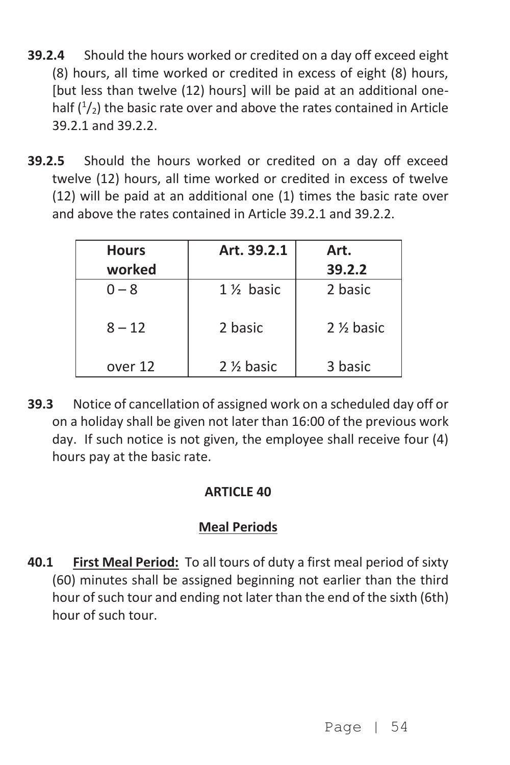**39.2.4** Should the hours worked or credited on a day off exceed eight (8) hours, all time worked or credited in excess of eight (8) hours, [but less than twelve (12) hours] will be paid at an additional one-half ($^1/_2$) the basic rate over and above the rates contained in Article 39.2.1 and 39.2.2.

**39.2.5** Should the hours worked or credited on a day off exceed twelve (12) hours, all time worked or credited in excess of twelve (12) will be paid at an additional one (1) times the basic rate over and above the rates contained in Article 39.2.1 and 39.2.2.

| Hours worked | Art. 39.2.1 | Art. 39.2.2 |
|---|---|---|
| 0 – 8 | 1 ½ basic | 2 basic |
| 8 – 12 | 2 basic | 2 ½ basic |
| over 12 | 2 ½ basic | 3 basic |

**39.3** Notice of cancellation of assigned work on a scheduled day off or on a holiday shall be given not later than 16:00 of the previous work day. If such notice is not given, the employee shall receive four (4) hours pay at the basic rate.

## ARTICLE 40

### Meal Periods

**40.1** **First Meal Period:** To all tours of duty a first meal period of sixty (60) minutes shall be assigned beginning not earlier than the third hour of such tour and ending not later than the end of the sixth (6th) hour of such tour.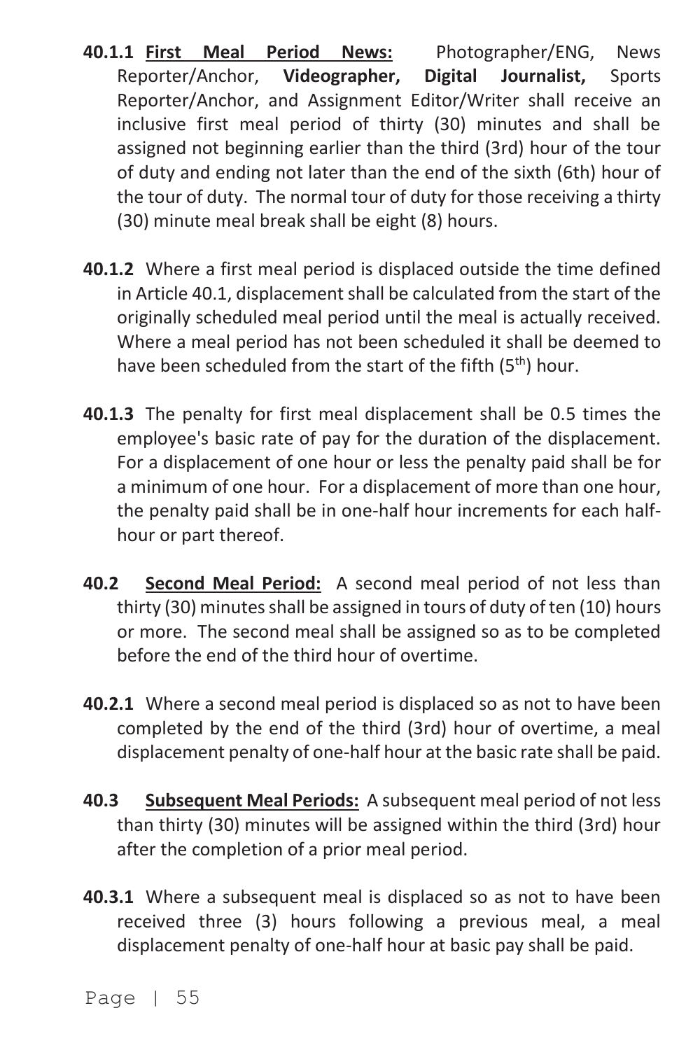**40.1.1** **First Meal Period News:** Photographer/ENG, News Reporter/Anchor, **Videographer, Digital Journalist,** Sports Reporter/Anchor, and Assignment Editor/Writer shall receive an inclusive first meal period of thirty (30) minutes and shall be assigned not beginning earlier than the third (3rd) hour of the tour of duty and ending not later than the end of the sixth (6th) hour of the tour of duty. The normal tour of duty for those receiving a thirty (30) minute meal break shall be eight (8) hours.

**40.1.2** Where a first meal period is displaced outside the time defined in Article 40.1, displacement shall be calculated from the start of the originally scheduled meal period until the meal is actually received. Where a meal period has not been scheduled it shall be deemed to have been scheduled from the start of the fifth (5th) hour.

**40.1.3** The penalty for first meal displacement shall be 0.5 times the employee's basic rate of pay for the duration of the displacement. For a displacement of one hour or less the penalty paid shall be for a minimum of one hour. For a displacement of more than one hour, the penalty paid shall be in one-half hour increments for each half-hour or part thereof.

**40.2** **Second Meal Period:** A second meal period of not less than thirty (30) minutes shall be assigned in tours of duty of ten (10) hours or more. The second meal shall be assigned so as to be completed before the end of the third hour of overtime.

**40.2.1** Where a second meal period is displaced so as not to have been completed by the end of the third (3rd) hour of overtime, a meal displacement penalty of one-half hour at the basic rate shall be paid.

**40.3** **Subsequent Meal Periods:** A subsequent meal period of not less than thirty (30) minutes will be assigned within the third (3rd) hour after the completion of a prior meal period.

**40.3.1** Where a subsequent meal is displaced so as not to have been received three (3) hours following a previous meal, a meal displacement penalty of one-half hour at basic pay shall be paid.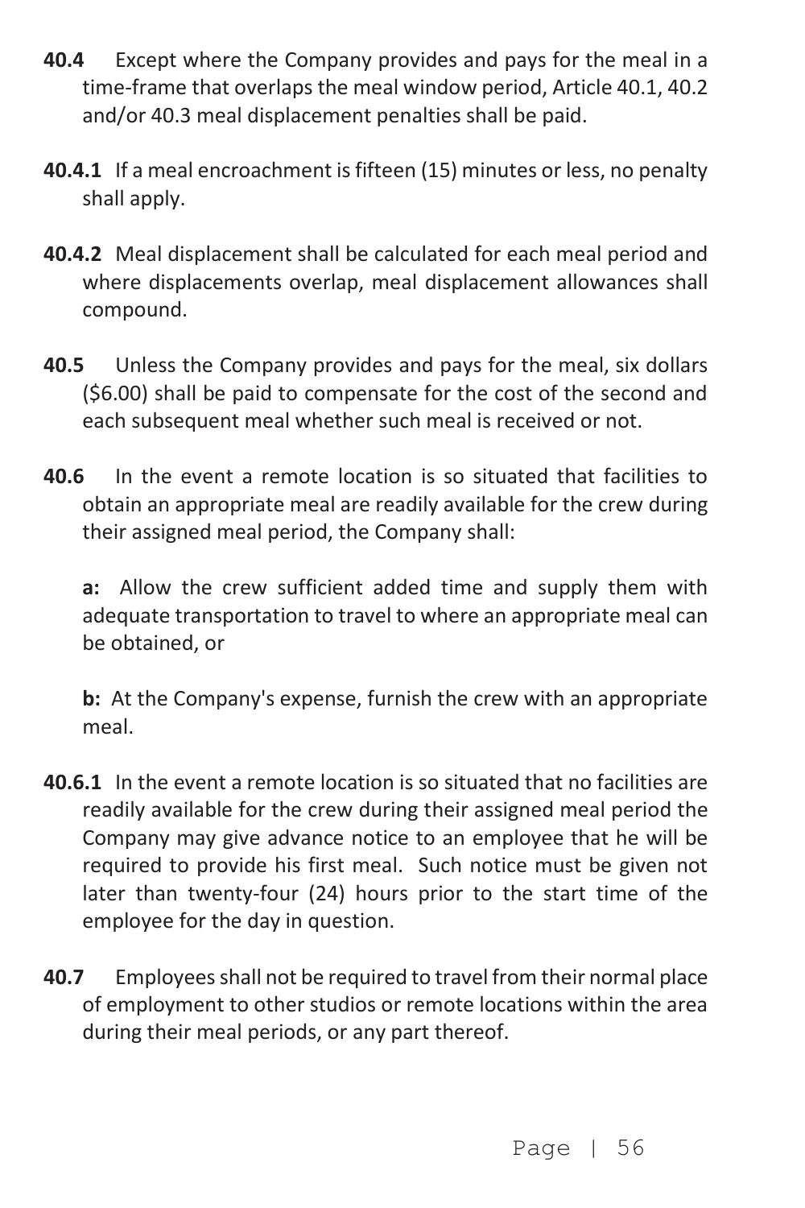**40.4** Except where the Company provides and pays for the meal in a time-frame that overlaps the meal window period, Article 40.1, 40.2 and/or 40.3 meal displacement penalties shall be paid.

**40.4.1** If a meal encroachment is fifteen (15) minutes or less, no penalty shall apply.

**40.4.2** Meal displacement shall be calculated for each meal period and where displacements overlap, meal displacement allowances shall compound.

**40.5** Unless the Company provides and pays for the meal, six dollars ($6.00) shall be paid to compensate for the cost of the second and each subsequent meal whether such meal is received or not.

**40.6** In the event a remote location is so situated that facilities to obtain an appropriate meal are readily available for the crew during their assigned meal period, the Company shall:

**a:** Allow the crew sufficient added time and supply them with adequate transportation to travel to where an appropriate meal can be obtained, or

**b:** At the Company's expense, furnish the crew with an appropriate meal.

**40.6.1** In the event a remote location is so situated that no facilities are readily available for the crew during their assigned meal period the Company may give advance notice to an employee that he will be required to provide his first meal. Such notice must be given not later than twenty-four (24) hours prior to the start time of the employee for the day in question.

**40.7** Employees shall not be required to travel from their normal place of employment to other studios or remote locations within the area during their meal periods, or any part thereof.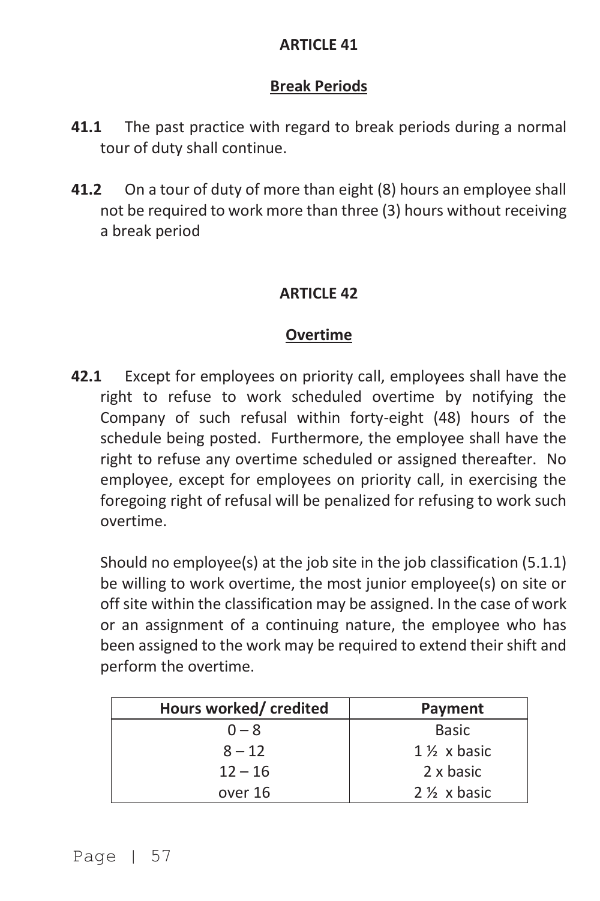## ARTICLE 41

### Break Periods

**41.1** The past practice with regard to break periods during a normal tour of duty shall continue.

**41.2** On a tour of duty of more than eight (8) hours an employee shall not be required to work more than three (3) hours without receiving a break period

## ARTICLE 42

### Overtime

**42.1** Except for employees on priority call, employees shall have the right to refuse to work scheduled overtime by notifying the Company of such refusal within forty-eight (48) hours of the schedule being posted. Furthermore, the employee shall have the right to refuse any overtime scheduled or assigned thereafter. No employee, except for employees on priority call, in exercising the foregoing right of refusal will be penalized for refusing to work such overtime.

Should no employee(s) at the job site in the job classification (5.1.1) be willing to work overtime, the most junior employee(s) on site or off site within the classification may be assigned. In the case of work or an assignment of a continuing nature, the employee who has been assigned to the work may be required to extend their shift and perform the overtime.

| Hours worked/ credited | Payment |
|---|---|
| 0 – 8 | Basic |
| 8 – 12 | 1 ½ x basic |
| 12 – 16 | 2 x basic |
| over 16 | 2 ½ x basic |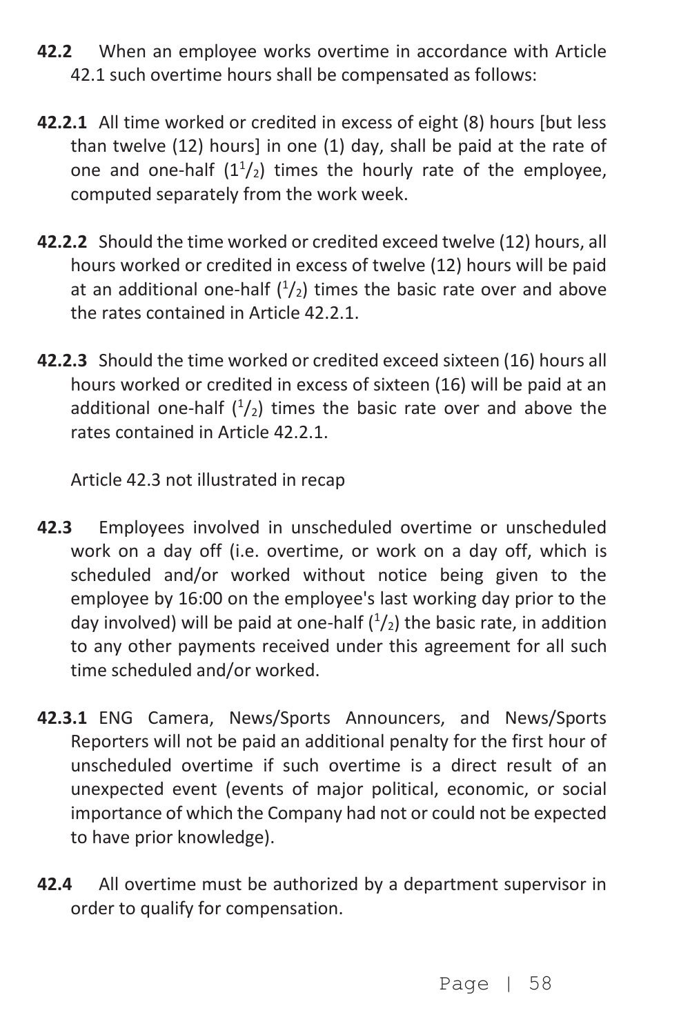**42.2** When an employee works overtime in accordance with Article 42.1 such overtime hours shall be compensated as follows:

**42.2.1** All time worked or credited in excess of eight (8) hours [but less than twelve (12) hours] in one (1) day, shall be paid at the rate of one and one-half ($1^1/_2$) times the hourly rate of the employee, computed separately from the work week.

**42.2.2** Should the time worked or credited exceed twelve (12) hours, all hours worked or credited in excess of twelve (12) hours will be paid at an additional one-half ($^1/_2$) times the basic rate over and above the rates contained in Article 42.2.1.

**42.2.3** Should the time worked or credited exceed sixteen (16) hours all hours worked or credited in excess of sixteen (16) will be paid at an additional one-half ($^1/_2$) times the basic rate over and above the rates contained in Article 42.2.1.

Article 42.3 not illustrated in recap

**42.3** Employees involved in unscheduled overtime or unscheduled work on a day off (i.e. overtime, or work on a day off, which is scheduled and/or worked without notice being given to the employee by 16:00 on the employee's last working day prior to the day involved) will be paid at one-half ($^1/_2$) the basic rate, in addition to any other payments received under this agreement for all such time scheduled and/or worked.

**42.3.1** ENG Camera, News/Sports Announcers, and News/Sports Reporters will not be paid an additional penalty for the first hour of unscheduled overtime if such overtime is a direct result of an unexpected event (events of major political, economic, or social importance of which the Company had not or could not be expected to have prior knowledge).

**42.4** All overtime must be authorized by a department supervisor in order to qualify for compensation.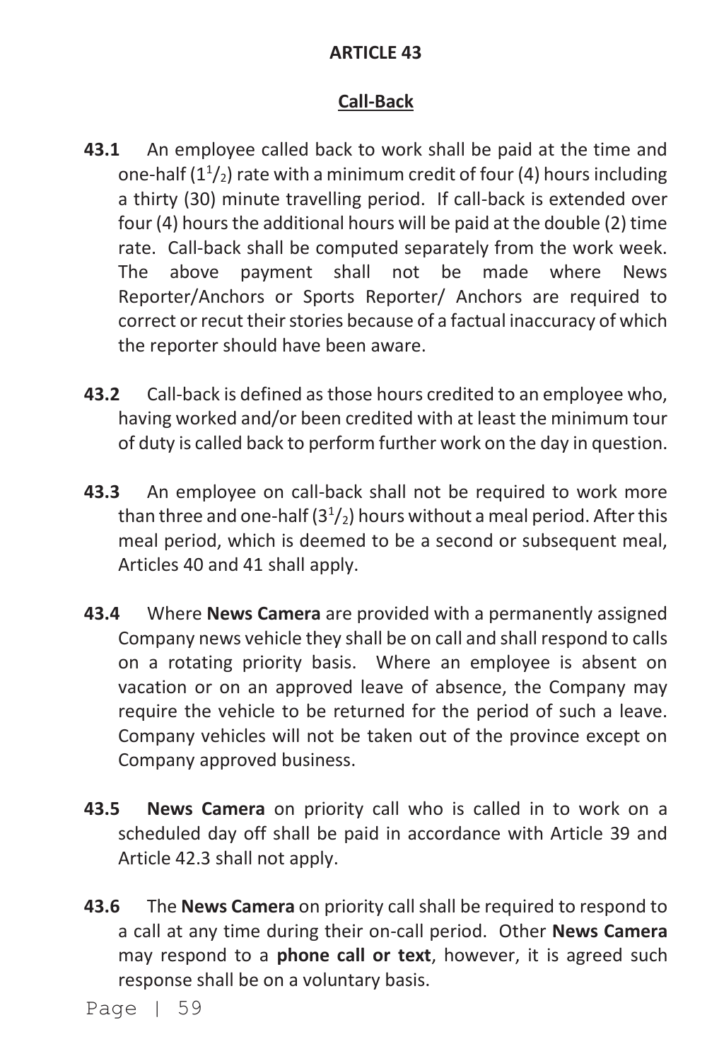## ARTICLE 43

### Call-Back

**43.1** An employee called back to work shall be paid at the time and one-half ($1^1/_2$) rate with a minimum credit of four (4) hours including a thirty (30) minute travelling period. If call-back is extended over four (4) hours the additional hours will be paid at the double (2) time rate. Call-back shall be computed separately from the work week. The above payment shall not be made where News Reporter/Anchors or Sports Reporter/ Anchors are required to correct or recut their stories because of a factual inaccuracy of which the reporter should have been aware.

**43.2** Call-back is defined as those hours credited to an employee who, having worked and/or been credited with at least the minimum tour of duty is called back to perform further work on the day in question.

**43.3** An employee on call-back shall not be required to work more than three and one-half ($3^1/_2$) hours without a meal period. After this meal period, which is deemed to be a second or subsequent meal, Articles 40 and 41 shall apply.

**43.4** Where **News Camera** are provided with a permanently assigned Company news vehicle they shall be on call and shall respond to calls on a rotating priority basis. Where an employee is absent on vacation or on an approved leave of absence, the Company may require the vehicle to be returned for the period of such a leave. Company vehicles will not be taken out of the province except on Company approved business.

**43.5** **News Camera** on priority call who is called in to work on a scheduled day off shall be paid in accordance with Article 39 and Article 42.3 shall not apply.

**43.6** The **News Camera** on priority call shall be required to respond to a call at any time during their on-call period. Other **News Camera** may respond to a **phone call or text**, however, it is agreed such response shall be on a voluntary basis.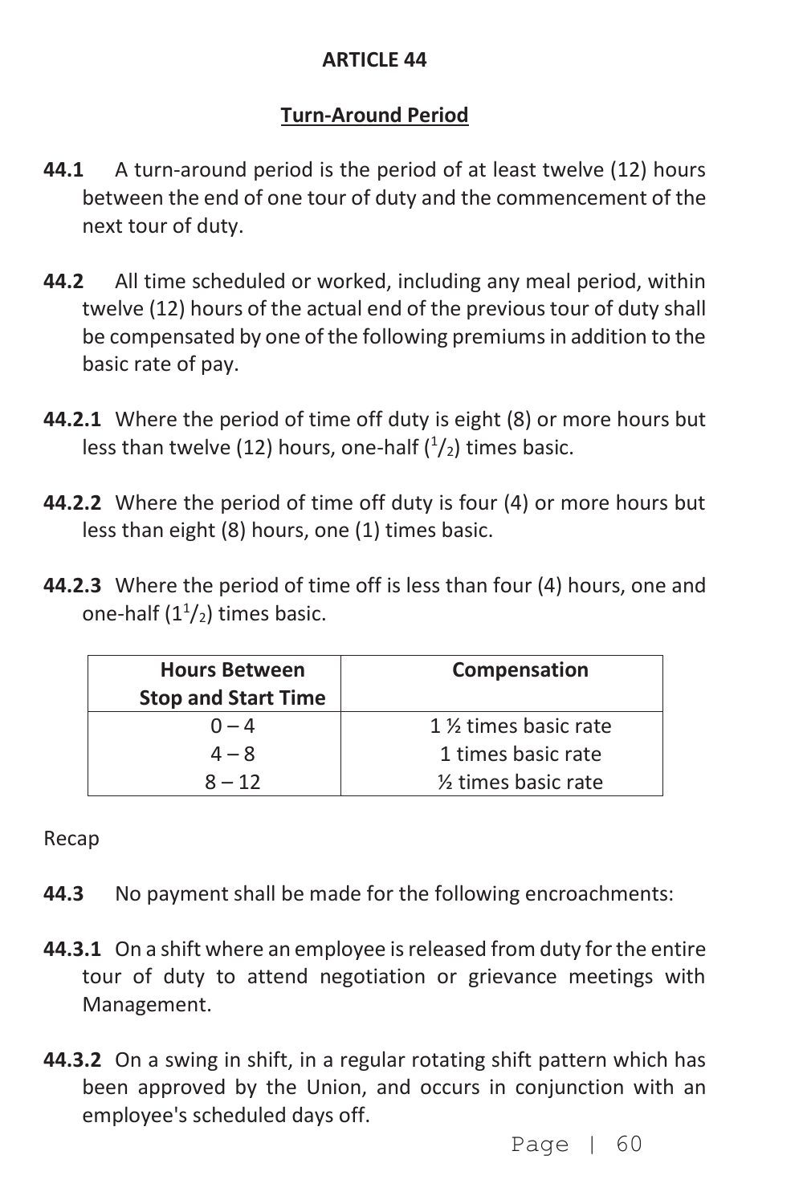# ARTICLE 44

## Turn-Around Period

**44.1** A turn-around period is the period of at least twelve (12) hours between the end of one tour of duty and the commencement of the next tour of duty.

**44.2** All time scheduled or worked, including any meal period, within twelve (12) hours of the actual end of the previous tour of duty shall be compensated by one of the following premiums in addition to the basic rate of pay.

**44.2.1** Where the period of time off duty is eight (8) or more hours but less than twelve (12) hours, one-half ($^1/_2$) times basic.

**44.2.2** Where the period of time off duty is four (4) or more hours but less than eight (8) hours, one (1) times basic.

**44.2.3** Where the period of time off is less than four (4) hours, one and one-half ($1^1/_2$) times basic.

| Hours Between Stop and Start Time | Compensation |
|---|---|
| 0 – 4 | 1 ½ times basic rate |
| 4 – 8 | 1 times basic rate |
| 8 – 12 | ½ times basic rate |

Recap

**44.3** No payment shall be made for the following encroachments:

**44.3.1** On a shift where an employee is released from duty for the entire tour of duty to attend negotiation or grievance meetings with Management.

**44.3.2** On a swing in shift, in a regular rotating shift pattern which has been approved by the Union, and occurs in conjunction with an employee's scheduled days off.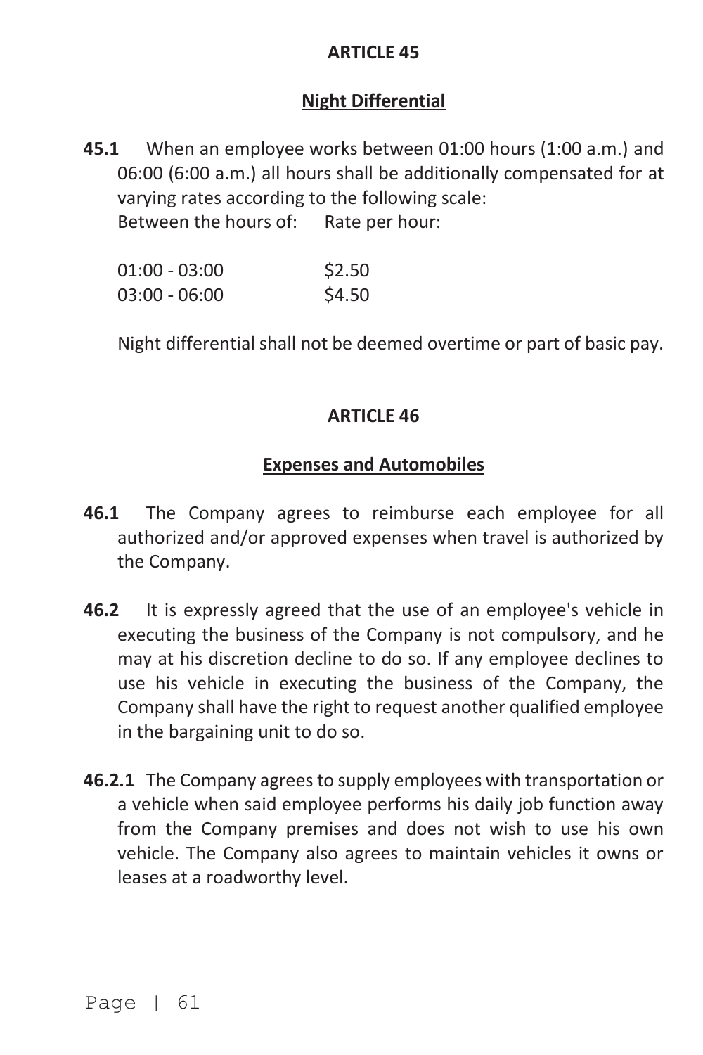## ARTICLE 45

### Night Differential

**45.1** When an employee works between 01:00 hours (1:00 a.m.) and 06:00 (6:00 a.m.) all hours shall be additionally compensated for at varying rates according to the following scale:

| Between the hours of: | Rate per hour: |
|---|---|
| 01:00 - 03:00 | $2.50 |
| 03:00 - 06:00 | $4.50 |

Night differential shall not be deemed overtime or part of basic pay.

## ARTICLE 46

### Expenses and Automobiles

**46.1** The Company agrees to reimburse each employee for all authorized and/or approved expenses when travel is authorized by the Company.

**46.2** It is expressly agreed that the use of an employee's vehicle in executing the business of the Company is not compulsory, and he may at his discretion decline to do so. If any employee declines to use his vehicle in executing the business of the Company, the Company shall have the right to request another qualified employee in the bargaining unit to do so.

**46.2.1** The Company agrees to supply employees with transportation or a vehicle when said employee performs his daily job function away from the Company premises and does not wish to use his own vehicle. The Company also agrees to maintain vehicles it owns or leases at a roadworthy level.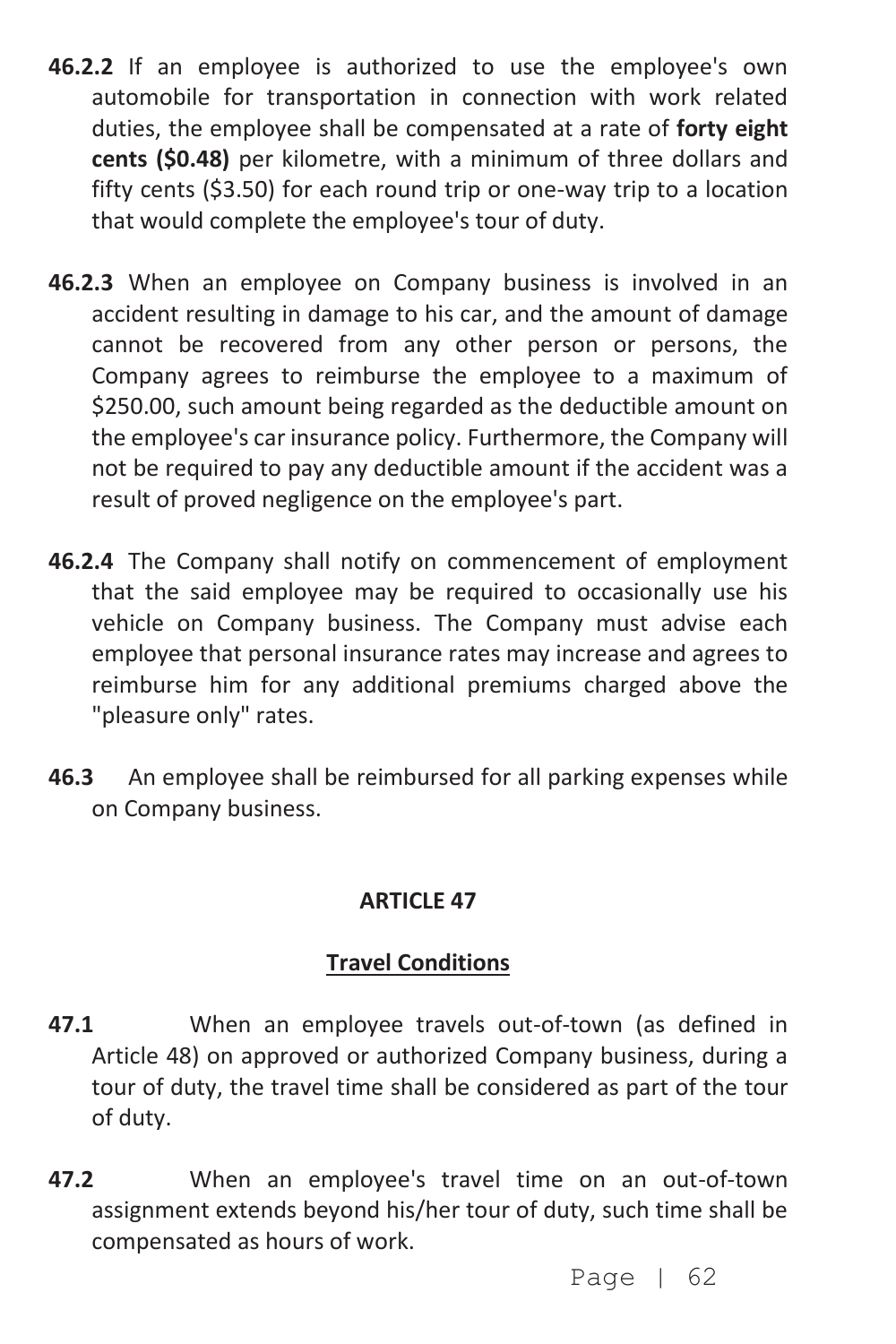**46.2.2** If an employee is authorized to use the employee's own automobile for transportation in connection with work related duties, the employee shall be compensated at a rate of **forty eight cents ($0.48)** per kilometre, with a minimum of three dollars and fifty cents ($3.50) for each round trip or one-way trip to a location that would complete the employee's tour of duty.

**46.2.3** When an employee on Company business is involved in an accident resulting in damage to his car, and the amount of damage cannot be recovered from any other person or persons, the Company agrees to reimburse the employee to a maximum of $250.00, such amount being regarded as the deductible amount on the employee's car insurance policy. Furthermore, the Company will not be required to pay any deductible amount if the accident was a result of proved negligence on the employee's part.

**46.2.4** The Company shall notify on commencement of employment that the said employee may be required to occasionally use his vehicle on Company business. The Company must advise each employee that personal insurance rates may increase and agrees to reimburse him for any additional premiums charged above the "pleasure only" rates.

**46.3** An employee shall be reimbursed for all parking expenses while on Company business.

## ARTICLE 47

### Travel Conditions

**47.1** When an employee travels out-of-town (as defined in Article 48) on approved or authorized Company business, during a tour of duty, the travel time shall be considered as part of the tour of duty.

**47.2** When an employee's travel time on an out-of-town assignment extends beyond his/her tour of duty, such time shall be compensated as hours of work.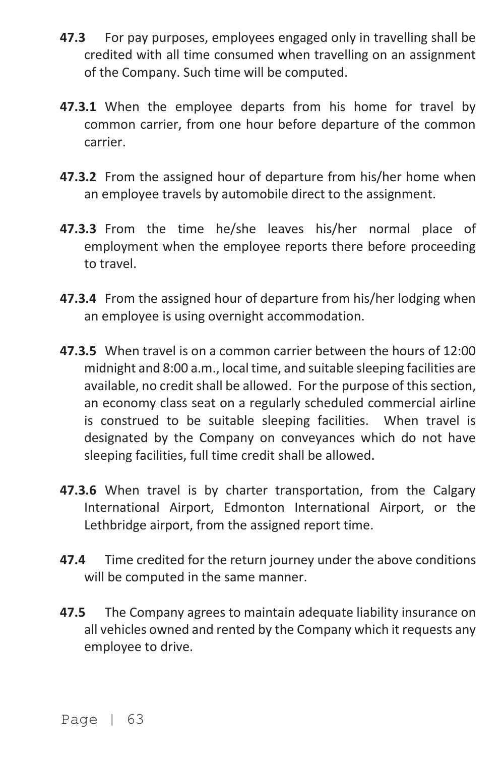**47.3** For pay purposes, employees engaged only in travelling shall be credited with all time consumed when travelling on an assignment of the Company. Such time will be computed.

**47.3.1** When the employee departs from his home for travel by common carrier, from one hour before departure of the common carrier.

**47.3.2** From the assigned hour of departure from his/her home when an employee travels by automobile direct to the assignment.

**47.3.3** From the time he/she leaves his/her normal place of employment when the employee reports there before proceeding to travel.

**47.3.4** From the assigned hour of departure from his/her lodging when an employee is using overnight accommodation.

**47.3.5** When travel is on a common carrier between the hours of 12:00 midnight and 8:00 a.m., local time, and suitable sleeping facilities are available, no credit shall be allowed. For the purpose of this section, an economy class seat on a regularly scheduled commercial airline is construed to be suitable sleeping facilities. When travel is designated by the Company on conveyances which do not have sleeping facilities, full time credit shall be allowed.

**47.3.6** When travel is by charter transportation, from the Calgary International Airport, Edmonton International Airport, or the Lethbridge airport, from the assigned report time.

**47.4** Time credited for the return journey under the above conditions will be computed in the same manner.

**47.5** The Company agrees to maintain adequate liability insurance on all vehicles owned and rented by the Company which it requests any employee to drive.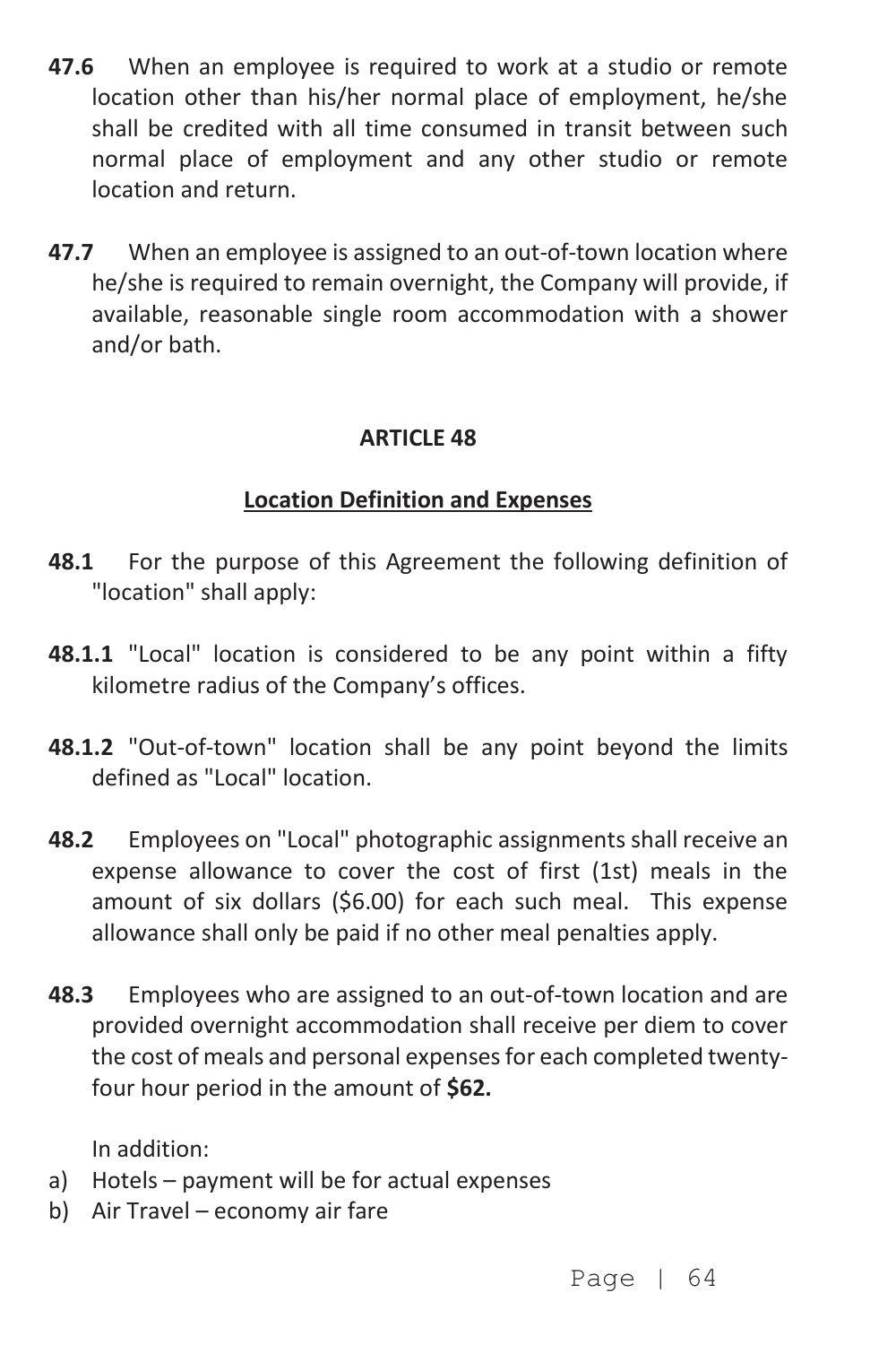**47.6** When an employee is required to work at a studio or remote location other than his/her normal place of employment, he/she shall be credited with all time consumed in transit between such normal place of employment and any other studio or remote location and return.

**47.7** When an employee is assigned to an out-of-town location where he/she is required to remain overnight, the Company will provide, if available, reasonable single room accommodation with a shower and/or bath.

## ARTICLE 48

### Location Definition and Expenses

**48.1** For the purpose of this Agreement the following definition of "location" shall apply:

**48.1.1** "Local" location is considered to be any point within a fifty kilometre radius of the Company's offices.

**48.1.2** "Out-of-town" location shall be any point beyond the limits defined as "Local" location.

**48.2** Employees on "Local" photographic assignments shall receive an expense allowance to cover the cost of first (1st) meals in the amount of six dollars ($6.00) for each such meal. This expense allowance shall only be paid if no other meal penalties apply.

**48.3** Employees who are assigned to an out-of-town location and are provided overnight accommodation shall receive per diem to cover the cost of meals and personal expenses for each completed twenty-four hour period in the amount of **$62.**

In addition:

a) Hotels – payment will be for actual expenses
b) Air Travel – economy air fare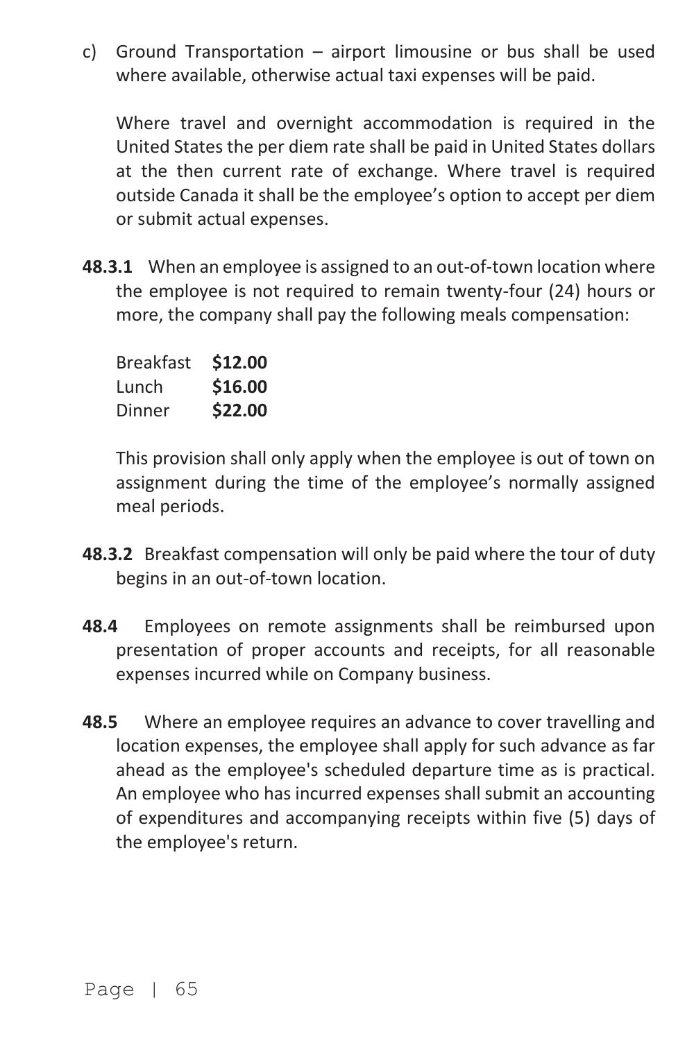c) Ground Transportation – airport limousine or bus shall be used where available, otherwise actual taxi expenses will be paid.

Where travel and overnight accommodation is required in the United States the per diem rate shall be paid in United States dollars at the then current rate of exchange. Where travel is required outside Canada it shall be the employee's option to accept per diem or submit actual expenses.

**48.3.1** When an employee is assigned to an out-of-town location where the employee is not required to remain twenty-four (24) hours or more, the company shall pay the following meals compensation:

| | |
|---|---|
| Breakfast | **$12.00** |
| Lunch | **$16.00** |
| Dinner | **$22.00** |

This provision shall only apply when the employee is out of town on assignment during the time of the employee's normally assigned meal periods.

**48.3.2** Breakfast compensation will only be paid where the tour of duty begins in an out-of-town location.

**48.4** Employees on remote assignments shall be reimbursed upon presentation of proper accounts and receipts, for all reasonable expenses incurred while on Company business.

**48.5** Where an employee requires an advance to cover travelling and location expenses, the employee shall apply for such advance as far ahead as the employee's scheduled departure time as is practical. An employee who has incurred expenses shall submit an accounting of expenditures and accompanying receipts within five (5) days of the employee's return.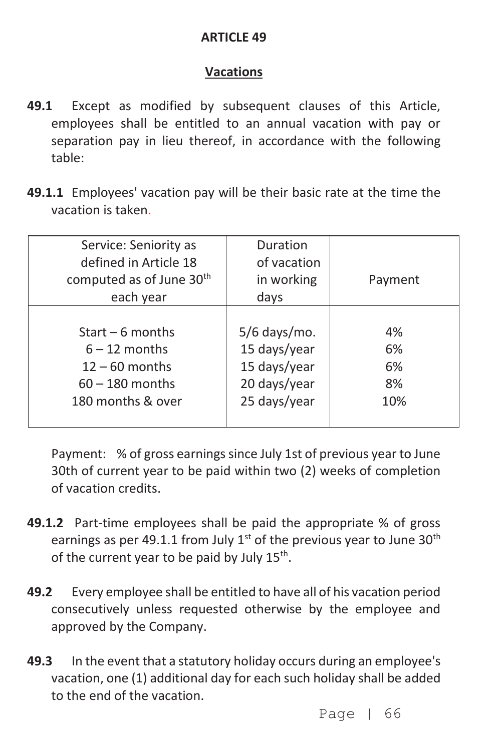**ARTICLE 49**

**Vacations**

**49.1** Except as modified by subsequent clauses of this Article, employees shall be entitled to an annual vacation with pay or separation pay in lieu thereof, in accordance with the following table:

**49.1.1** Employees' vacation pay will be their basic rate at the time the vacation is taken.

| Service: Seniority as defined in Article 18 computed as of June 30th each year | Duration of vacation in working days | Payment |
|---|---|---|
| Start – 6 months | 5/6 days/mo. | 4% |
| 6 – 12 months | 15 days/year | 6% |
| 12 – 60 months | 15 days/year | 6% |
| 60 – 180 months | 20 days/year | 8% |
| 180 months & over | 25 days/year | 10% |

Payment: % of gross earnings since July 1st of previous year to June 30th of current year to be paid within two (2) weeks of completion of vacation credits.

**49.1.2** Part-time employees shall be paid the appropriate % of gross earnings as per 49.1.1 from July 1st of the previous year to June 30th of the current year to be paid by July 15th.

**49.2** Every employee shall be entitled to have all of his vacation period consecutively unless requested otherwise by the employee and approved by the Company.

**49.3** In the event that a statutory holiday occurs during an employee's vacation, one (1) additional day for each such holiday shall be added to the end of the vacation.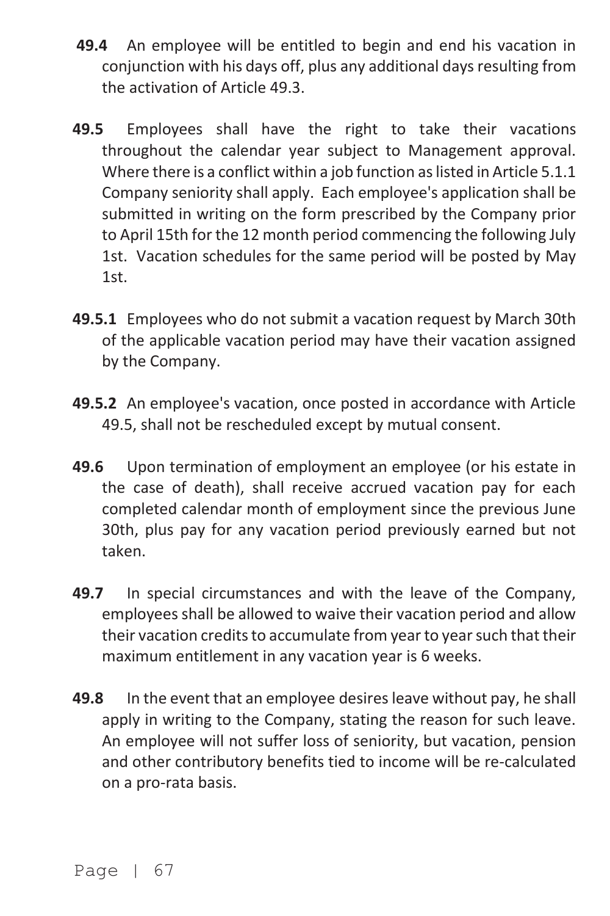**49.4** An employee will be entitled to begin and end his vacation in conjunction with his days off, plus any additional days resulting from the activation of Article 49.3.

**49.5** Employees shall have the right to take their vacations throughout the calendar year subject to Management approval. Where there is a conflict within a job function as listed in Article 5.1.1 Company seniority shall apply. Each employee's application shall be submitted in writing on the form prescribed by the Company prior to April 15th for the 12 month period commencing the following July 1st. Vacation schedules for the same period will be posted by May 1st.

**49.5.1** Employees who do not submit a vacation request by March 30th of the applicable vacation period may have their vacation assigned by the Company.

**49.5.2** An employee's vacation, once posted in accordance with Article 49.5, shall not be rescheduled except by mutual consent.

**49.6** Upon termination of employment an employee (or his estate in the case of death), shall receive accrued vacation pay for each completed calendar month of employment since the previous June 30th, plus pay for any vacation period previously earned but not taken.

**49.7** In special circumstances and with the leave of the Company, employees shall be allowed to waive their vacation period and allow their vacation credits to accumulate from year to year such that their maximum entitlement in any vacation year is 6 weeks.

**49.8** In the event that an employee desires leave without pay, he shall apply in writing to the Company, stating the reason for such leave. An employee will not suffer loss of seniority, but vacation, pension and other contributory benefits tied to income will be re-calculated on a pro-rata basis.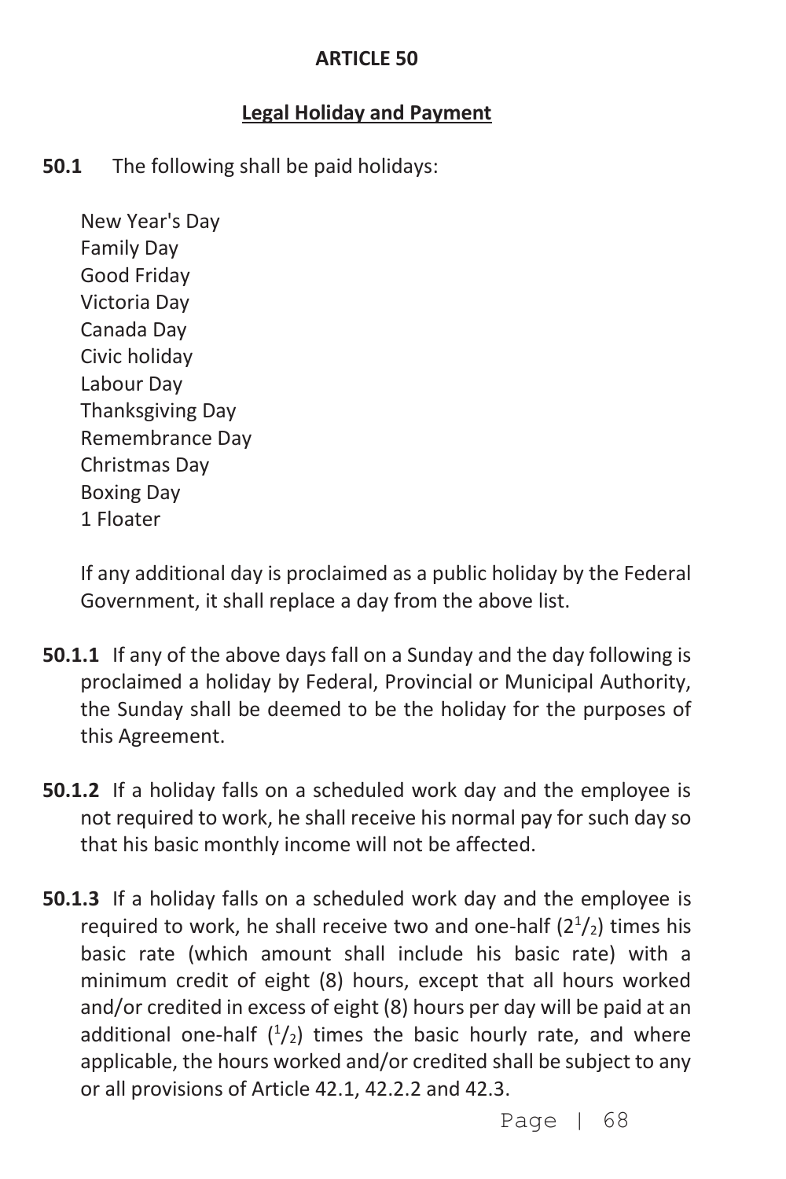## ARTICLE 50

### Legal Holiday and Payment

**50.1** The following shall be paid holidays:

New Year's Day
Family Day
Good Friday
Victoria Day
Canada Day
Civic holiday
Labour Day
Thanksgiving Day
Remembrance Day
Christmas Day
Boxing Day
1 Floater

If any additional day is proclaimed as a public holiday by the Federal Government, it shall replace a day from the above list.

**50.1.1** If any of the above days fall on a Sunday and the day following is proclaimed a holiday by Federal, Provincial or Municipal Authority, the Sunday shall be deemed to be the holiday for the purposes of this Agreement.

**50.1.2** If a holiday falls on a scheduled work day and the employee is not required to work, he shall receive his normal pay for such day so that his basic monthly income will not be affected.

**50.1.3** If a holiday falls on a scheduled work day and the employee is required to work, he shall receive two and one-half ($2^1/_2$) times his basic rate (which amount shall include his basic rate) with a minimum credit of eight (8) hours, except that all hours worked and/or credited in excess of eight (8) hours per day will be paid at an additional one-half ($^1/_2$) times the basic hourly rate, and where applicable, the hours worked and/or credited shall be subject to any or all provisions of Article 42.1, 42.2.2 and 42.3.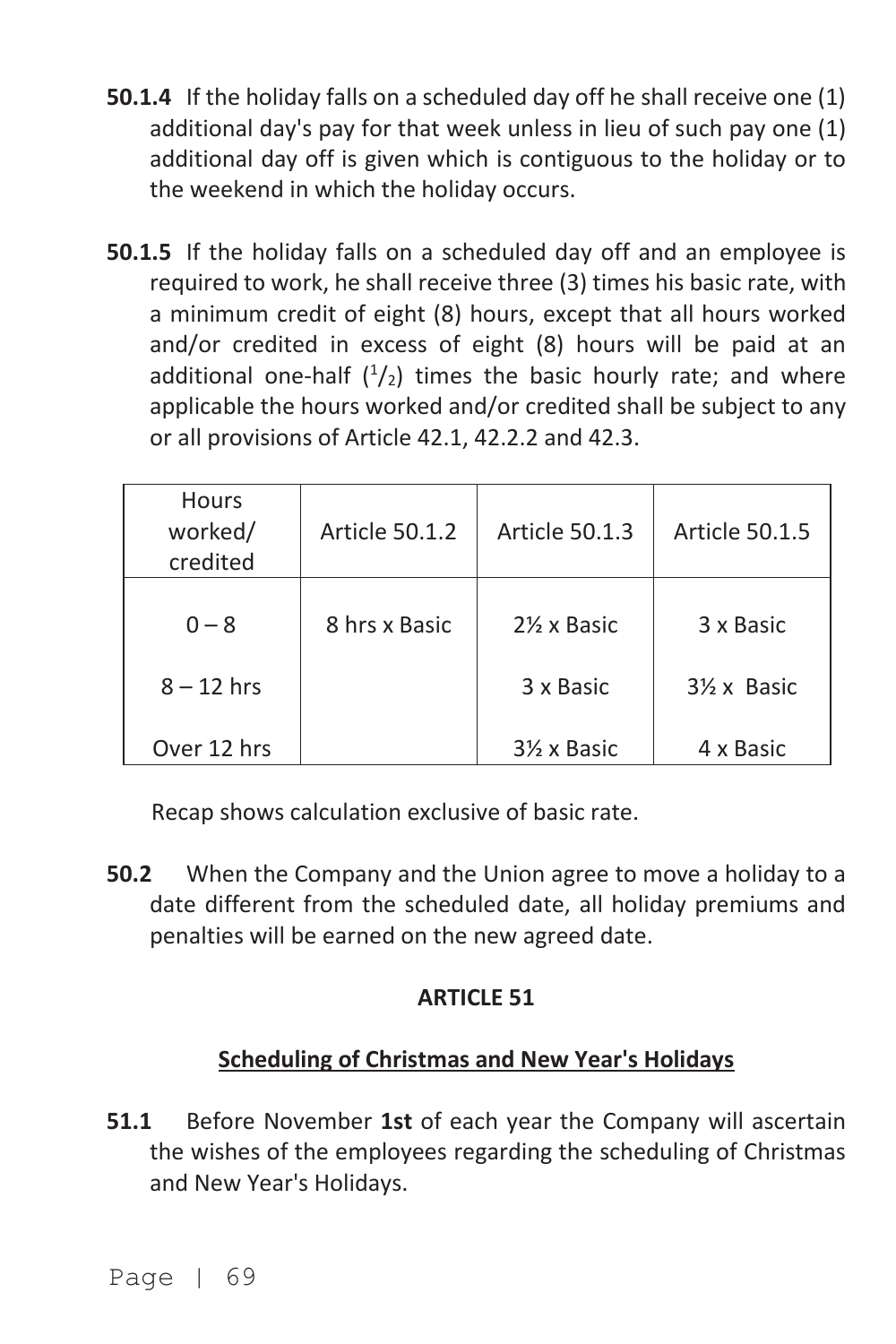**50.1.4** If the holiday falls on a scheduled day off he shall receive one (1) additional day's pay for that week unless in lieu of such pay one (1) additional day off is given which is contiguous to the holiday or to the weekend in which the holiday occurs.

**50.1.5** If the holiday falls on a scheduled day off and an employee is required to work, he shall receive three (3) times his basic rate, with a minimum credit of eight (8) hours, except that all hours worked and/or credited in excess of eight (8) hours will be paid at an additional one-half ($^1/_2$) times the basic hourly rate; and where applicable the hours worked and/or credited shall be subject to any or all provisions of Article 42.1, 42.2.2 and 42.3.

| Hours worked/ credited | Article 50.1.2 | Article 50.1.3 | Article 50.1.5 |
|---|---|---|---|
| 0 – 8 | 8 hrs x Basic | 2½ x Basic | 3 x Basic |
| 8 – 12 hrs | | 3 x Basic | 3½ x Basic |
| Over 12 hrs | | 3½ x Basic | 4 x Basic |

Recap shows calculation exclusive of basic rate.

**50.2** When the Company and the Union agree to move a holiday to a date different from the scheduled date, all holiday premiums and penalties will be earned on the new agreed date.

## ARTICLE 51

### Scheduling of Christmas and New Year's Holidays

**51.1** Before November **1st** of each year the Company will ascertain the wishes of the employees regarding the scheduling of Christmas and New Year's Holidays.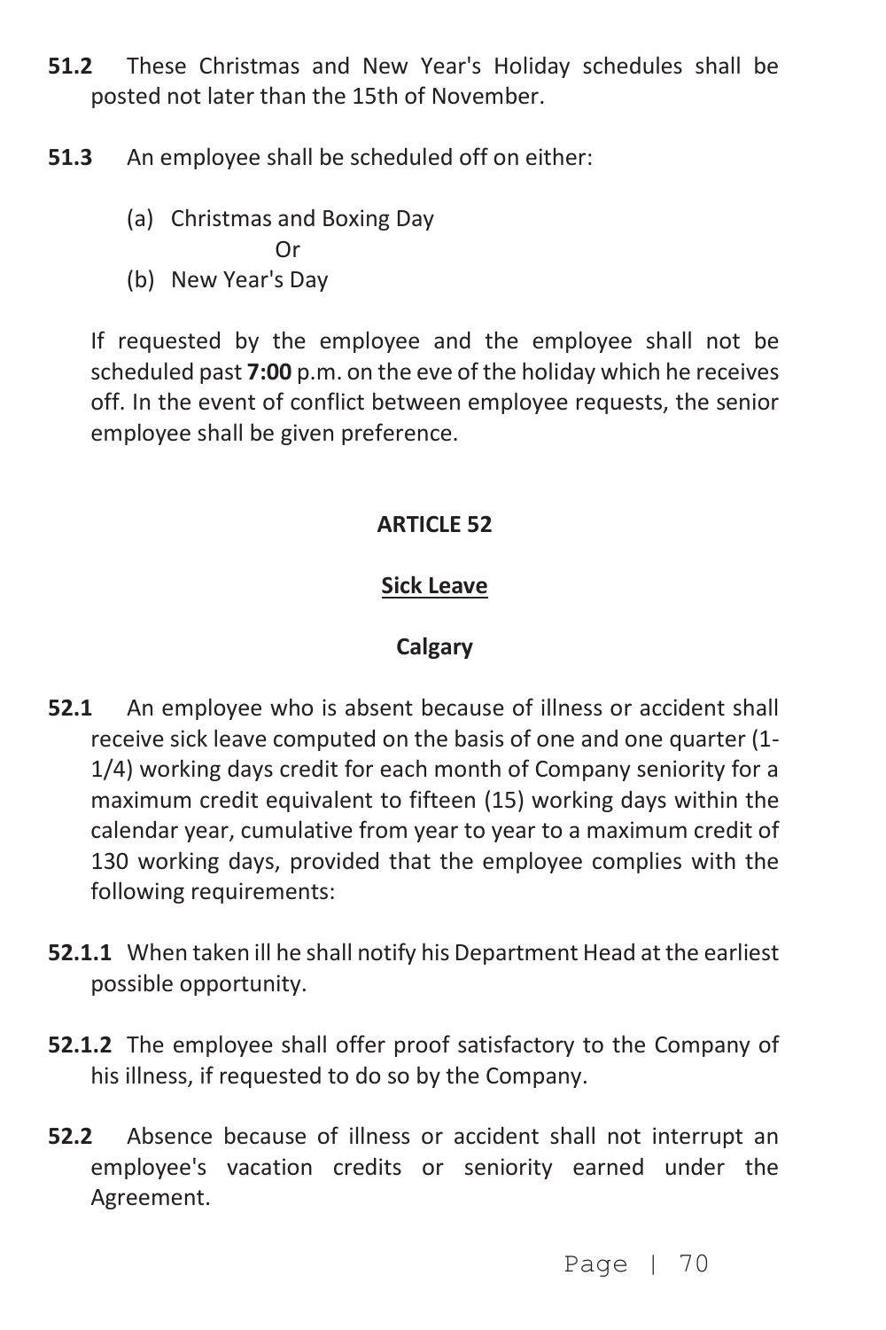**51.2** These Christmas and New Year's Holiday schedules shall be posted not later than the 15th of November.

**51.3** An employee shall be scheduled off on either:

(a) Christmas and Boxing Day

Or

(b) New Year's Day

If requested by the employee and the employee shall not be scheduled past **7:00** p.m. on the eve of the holiday which he receives off. In the event of conflict between employee requests, the senior employee shall be given preference.

## ARTICLE 52

### Sick Leave

### Calgary

**52.1** An employee who is absent because of illness or accident shall receive sick leave computed on the basis of one and one quarter (1-1/4) working days credit for each month of Company seniority for a maximum credit equivalent to fifteen (15) working days within the calendar year, cumulative from year to year to a maximum credit of 130 working days, provided that the employee complies with the following requirements:

**52.1.1** When taken ill he shall notify his Department Head at the earliest possible opportunity.

**52.1.2** The employee shall offer proof satisfactory to the Company of his illness, if requested to do so by the Company.

**52.2** Absence because of illness or accident shall not interrupt an employee's vacation credits or seniority earned under the Agreement.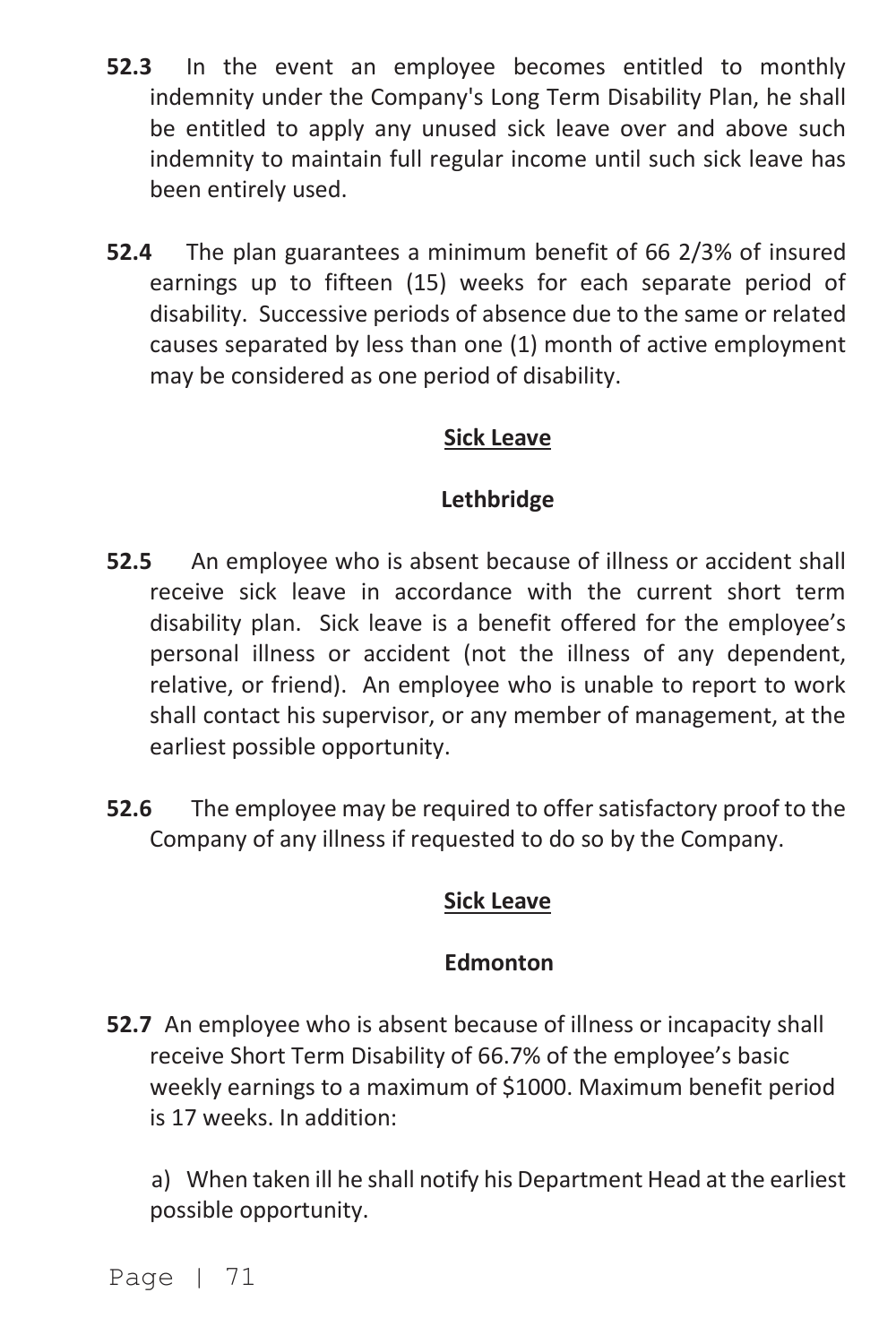**52.3** In the event an employee becomes entitled to monthly indemnity under the Company's Long Term Disability Plan, he shall be entitled to apply any unused sick leave over and above such indemnity to maintain full regular income until such sick leave has been entirely used.

**52.4** The plan guarantees a minimum benefit of 66 2/3% of insured earnings up to fifteen (15) weeks for each separate period of disability. Successive periods of absence due to the same or related causes separated by less than one (1) month of active employment may be considered as one period of disability.

## Sick Leave

### Lethbridge

**52.5** An employee who is absent because of illness or accident shall receive sick leave in accordance with the current short term disability plan. Sick leave is a benefit offered for the employee's personal illness or accident (not the illness of any dependent, relative, or friend). An employee who is unable to report to work shall contact his supervisor, or any member of management, at the earliest possible opportunity.

**52.6** The employee may be required to offer satisfactory proof to the Company of any illness if requested to do so by the Company.

## Sick Leave

### Edmonton

**52.7** An employee who is absent because of illness or incapacity shall receive Short Term Disability of 66.7% of the employee's basic weekly earnings to a maximum of $1000. Maximum benefit period is 17 weeks. In addition:

a) When taken ill he shall notify his Department Head at the earliest possible opportunity.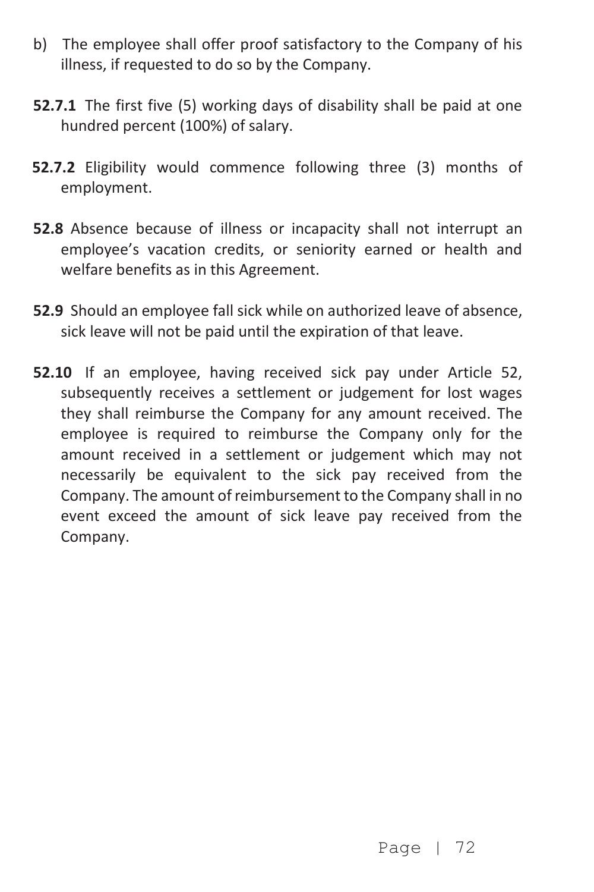b) The employee shall offer proof satisfactory to the Company of his illness, if requested to do so by the Company.

**52.7.1** The first five (5) working days of disability shall be paid at one hundred percent (100%) of salary.

**52.7.2** Eligibility would commence following three (3) months of employment.

**52.8** Absence because of illness or incapacity shall not interrupt an employee's vacation credits, or seniority earned or health and welfare benefits as in this Agreement.

**52.9** Should an employee fall sick while on authorized leave of absence, sick leave will not be paid until the expiration of that leave.

**52.10** If an employee, having received sick pay under Article 52, subsequently receives a settlement or judgement for lost wages they shall reimburse the Company for any amount received. The employee is required to reimburse the Company only for the amount received in a settlement or judgement which may not necessarily be equivalent to the sick pay received from the Company. The amount of reimbursement to the Company shall in no event exceed the amount of sick leave pay received from the Company.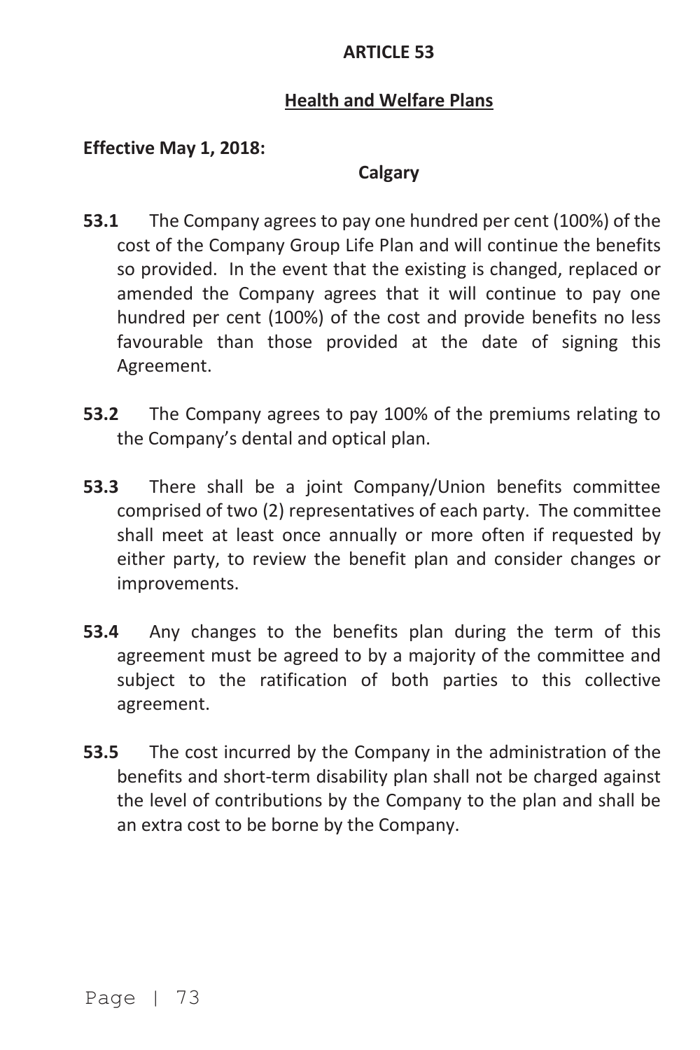# ARTICLE 53

## Health and Welfare Plans

**Effective May 1, 2018:**

**Calgary**

**53.1** The Company agrees to pay one hundred per cent (100%) of the cost of the Company Group Life Plan and will continue the benefits so provided. In the event that the existing is changed, replaced or amended the Company agrees that it will continue to pay one hundred per cent (100%) of the cost and provide benefits no less favourable than those provided at the date of signing this Agreement.

**53.2** The Company agrees to pay 100% of the premiums relating to the Company's dental and optical plan.

**53.3** There shall be a joint Company/Union benefits committee comprised of two (2) representatives of each party. The committee shall meet at least once annually or more often if requested by either party, to review the benefit plan and consider changes or improvements.

**53.4** Any changes to the benefits plan during the term of this agreement must be agreed to by a majority of the committee and subject to the ratification of both parties to this collective agreement.

**53.5** The cost incurred by the Company in the administration of the benefits and short-term disability plan shall not be charged against the level of contributions by the Company to the plan and shall be an extra cost to be borne by the Company.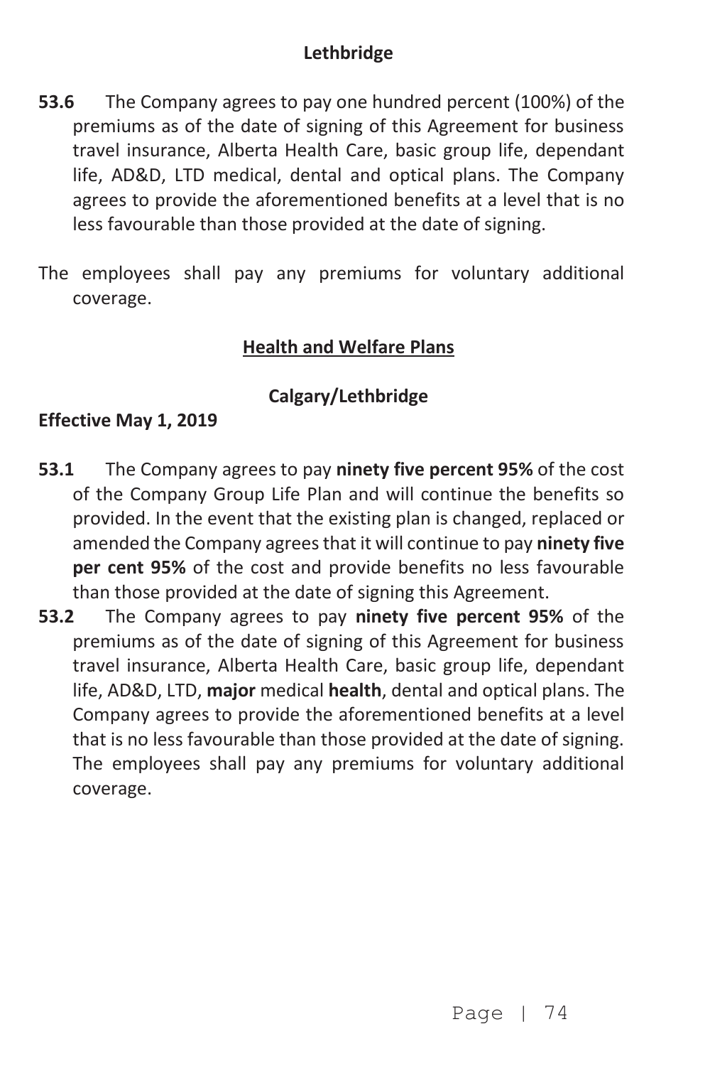**Lethbridge**

**53.6** The Company agrees to pay one hundred percent (100%) of the premiums as of the date of signing of this Agreement for business travel insurance, Alberta Health Care, basic group life, dependant life, AD&D, LTD medical, dental and optical plans. The Company agrees to provide the aforementioned benefits at a level that is no less favourable than those provided at the date of signing.

The employees shall pay any premiums for voluntary additional coverage.

## Health and Welfare Plans

### Calgary/Lethbridge

**Effective May 1, 2019**

**53.1** The Company agrees to pay **ninety five percent 95%** of the cost of the Company Group Life Plan and will continue the benefits so provided. In the event that the existing plan is changed, replaced or amended the Company agrees that it will continue to pay **ninety five per cent 95%** of the cost and provide benefits no less favourable than those provided at the date of signing this Agreement.

**53.2** The Company agrees to pay **ninety five percent 95%** of the premiums as of the date of signing of this Agreement for business travel insurance, Alberta Health Care, basic group life, dependant life, AD&D, LTD, **major** medical **health**, dental and optical plans. The Company agrees to provide the aforementioned benefits at a level that is no less favourable than those provided at the date of signing. The employees shall pay any premiums for voluntary additional coverage.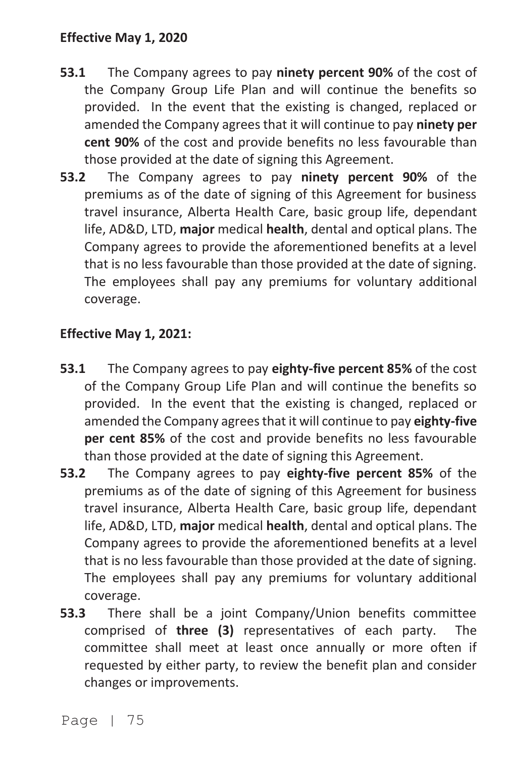**Effective May 1, 2020**

**53.1** The Company agrees to pay **ninety percent 90%** of the cost of the Company Group Life Plan and will continue the benefits so provided. In the event that the existing is changed, replaced or amended the Company agrees that it will continue to pay **ninety per cent 90%** of the cost and provide benefits no less favourable than those provided at the date of signing this Agreement.

**53.2** The Company agrees to pay **ninety percent 90%** of the premiums as of the date of signing of this Agreement for business travel insurance, Alberta Health Care, basic group life, dependant life, AD&D, LTD, **major** medical **health**, dental and optical plans. The Company agrees to provide the aforementioned benefits at a level that is no less favourable than those provided at the date of signing. The employees shall pay any premiums for voluntary additional coverage.

**Effective May 1, 2021:**

**53.1** The Company agrees to pay **eighty-five percent 85%** of the cost of the Company Group Life Plan and will continue the benefits so provided. In the event that the existing is changed, replaced or amended the Company agrees that it will continue to pay **eighty-five per cent 85%** of the cost and provide benefits no less favourable than those provided at the date of signing this Agreement.

**53.2** The Company agrees to pay **eighty-five percent 85%** of the premiums as of the date of signing of this Agreement for business travel insurance, Alberta Health Care, basic group life, dependant life, AD&D, LTD, **major** medical **health**, dental and optical plans. The Company agrees to provide the aforementioned benefits at a level that is no less favourable than those provided at the date of signing. The employees shall pay any premiums for voluntary additional coverage.

**53.3** There shall be a joint Company/Union benefits committee comprised of **three (3)** representatives of each party. The committee shall meet at least once annually or more often if requested by either party, to review the benefit plan and consider changes or improvements.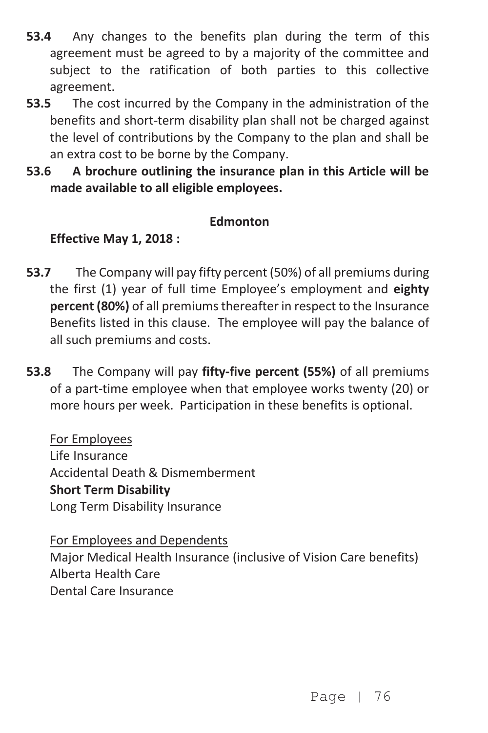**53.4** Any changes to the benefits plan during the term of this agreement must be agreed to by a majority of the committee and subject to the ratification of both parties to this collective agreement.

**53.5** The cost incurred by the Company in the administration of the benefits and short-term disability plan shall not be charged against the level of contributions by the Company to the plan and shall be an extra cost to be borne by the Company.

**53.6** **A brochure outlining the insurance plan in this Article will be made available to all eligible employees.**

**Edmonton**

**Effective May 1, 2018 :**

**53.7** The Company will pay fifty percent (50%) of all premiums during the first (1) year of full time Employee's employment and **eighty percent (80%)** of all premiums thereafter in respect to the Insurance Benefits listed in this clause. The employee will pay the balance of all such premiums and costs.

**53.8** The Company will pay **fifty-five percent (55%)** of all premiums of a part-time employee when that employee works twenty (20) or more hours per week. Participation in these benefits is optional.

<u>For Employees</u>
Life Insurance
Accidental Death & Dismemberment
**Short Term Disability**
Long Term Disability Insurance

<u>For Employees and Dependents</u>
Major Medical Health Insurance (inclusive of Vision Care benefits)
Alberta Health Care
Dental Care Insurance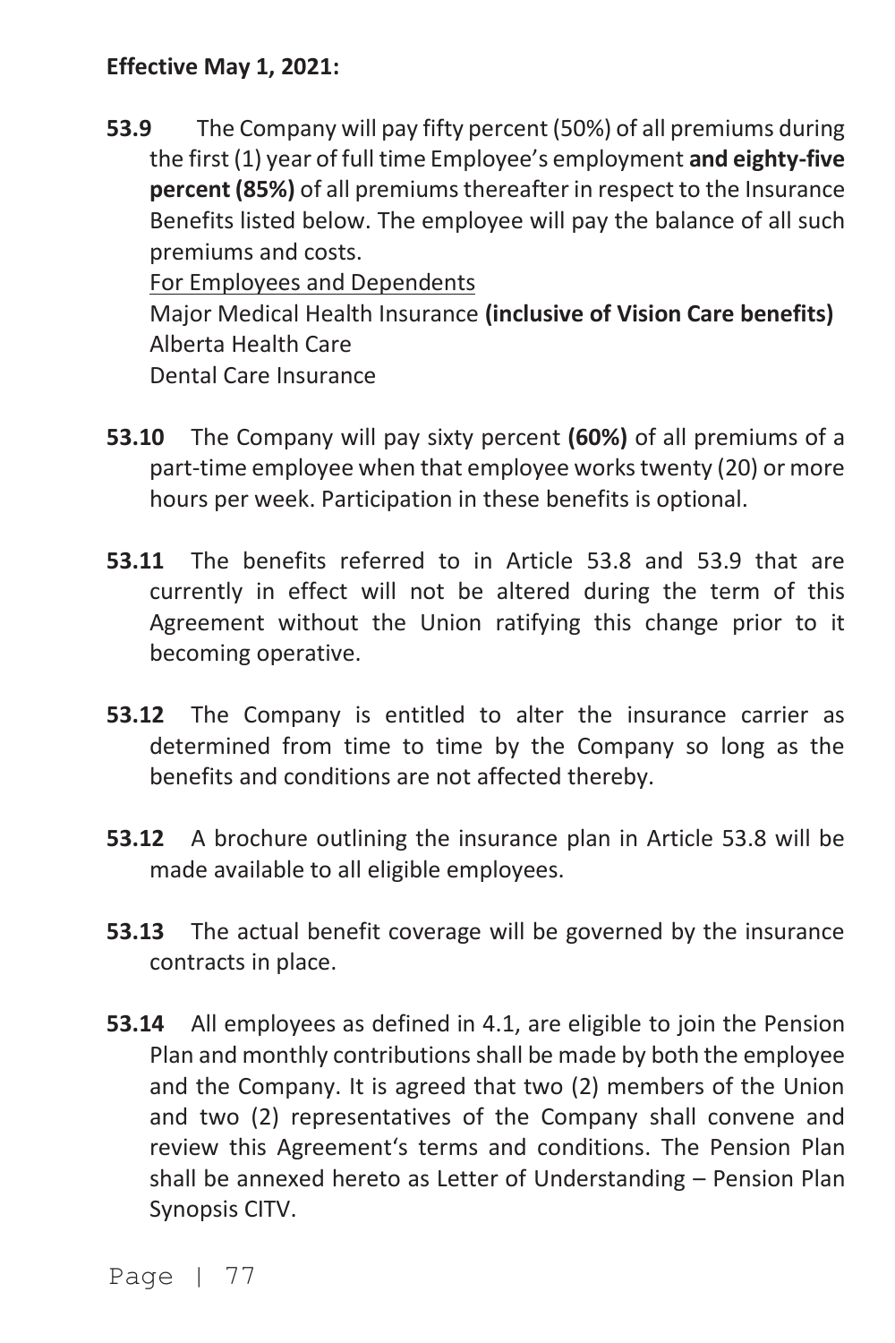**Effective May 1, 2021:**

**53.9** The Company will pay fifty percent (50%) of all premiums during the first (1) year of full time Employee's employment **and eighty-five percent (85%)** of all premiums thereafter in respect to the Insurance Benefits listed below. The employee will pay the balance of all such premiums and costs.

For Employees and Dependents

Major Medical Health Insurance **(inclusive of Vision Care benefits)**
Alberta Health Care
Dental Care Insurance

**53.10** The Company will pay sixty percent **(60%)** of all premiums of a part-time employee when that employee works twenty (20) or more hours per week. Participation in these benefits is optional.

**53.11** The benefits referred to in Article 53.8 and 53.9 that are currently in effect will not be altered during the term of this Agreement without the Union ratifying this change prior to it becoming operative.

**53.12** The Company is entitled to alter the insurance carrier as determined from time to time by the Company so long as the benefits and conditions are not affected thereby.

**53.12** A brochure outlining the insurance plan in Article 53.8 will be made available to all eligible employees.

**53.13** The actual benefit coverage will be governed by the insurance contracts in place.

**53.14** All employees as defined in 4.1, are eligible to join the Pension Plan and monthly contributions shall be made by both the employee and the Company. It is agreed that two (2) members of the Union and two (2) representatives of the Company shall convene and review this Agreement's terms and conditions. The Pension Plan shall be annexed hereto as Letter of Understanding – Pension Plan Synopsis CITV.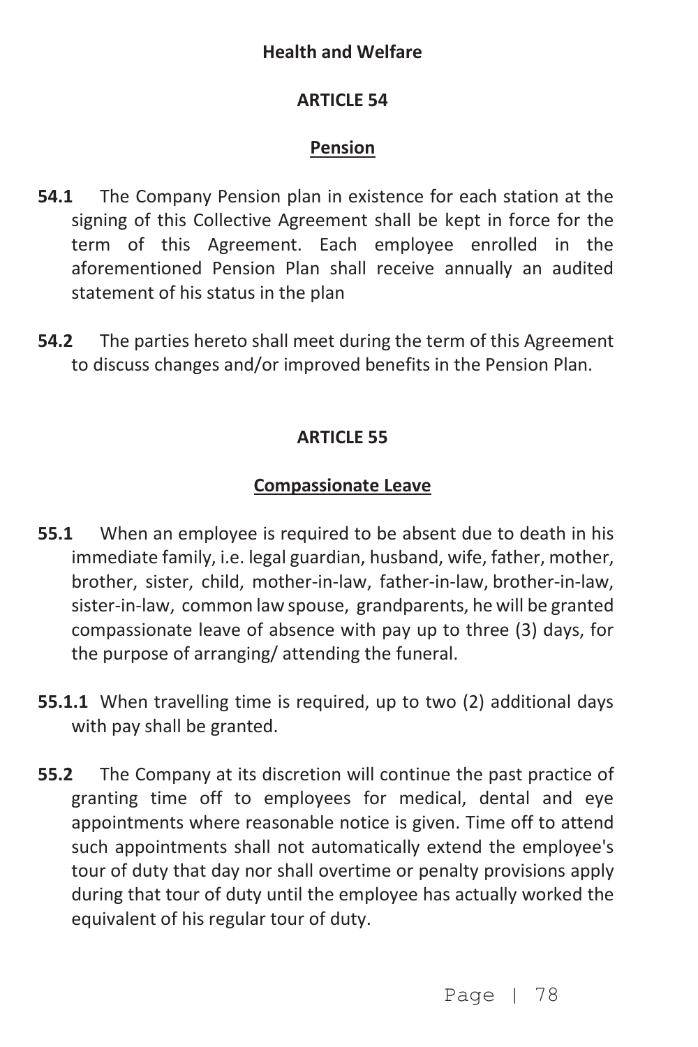**Health and Welfare**

## ARTICLE 54

### Pension

**54.1** The Company Pension plan in existence for each station at the signing of this Collective Agreement shall be kept in force for the term of this Agreement. Each employee enrolled in the aforementioned Pension Plan shall receive annually an audited statement of his status in the plan

**54.2** The parties hereto shall meet during the term of this Agreement to discuss changes and/or improved benefits in the Pension Plan.

## ARTICLE 55

### Compassionate Leave

**55.1** When an employee is required to be absent due to death in his immediate family, i.e. legal guardian, husband, wife, father, mother, brother, sister, child, mother-in-law, father-in-law, brother-in-law, sister-in-law, common law spouse, grandparents, he will be granted compassionate leave of absence with pay up to three (3) days, for the purpose of arranging/ attending the funeral.

**55.1.1** When travelling time is required, up to two (2) additional days with pay shall be granted.

**55.2** The Company at its discretion will continue the past practice of granting time off to employees for medical, dental and eye appointments where reasonable notice is given. Time off to attend such appointments shall not automatically extend the employee's tour of duty that day nor shall overtime or penalty provisions apply during that tour of duty until the employee has actually worked the equivalent of his regular tour of duty.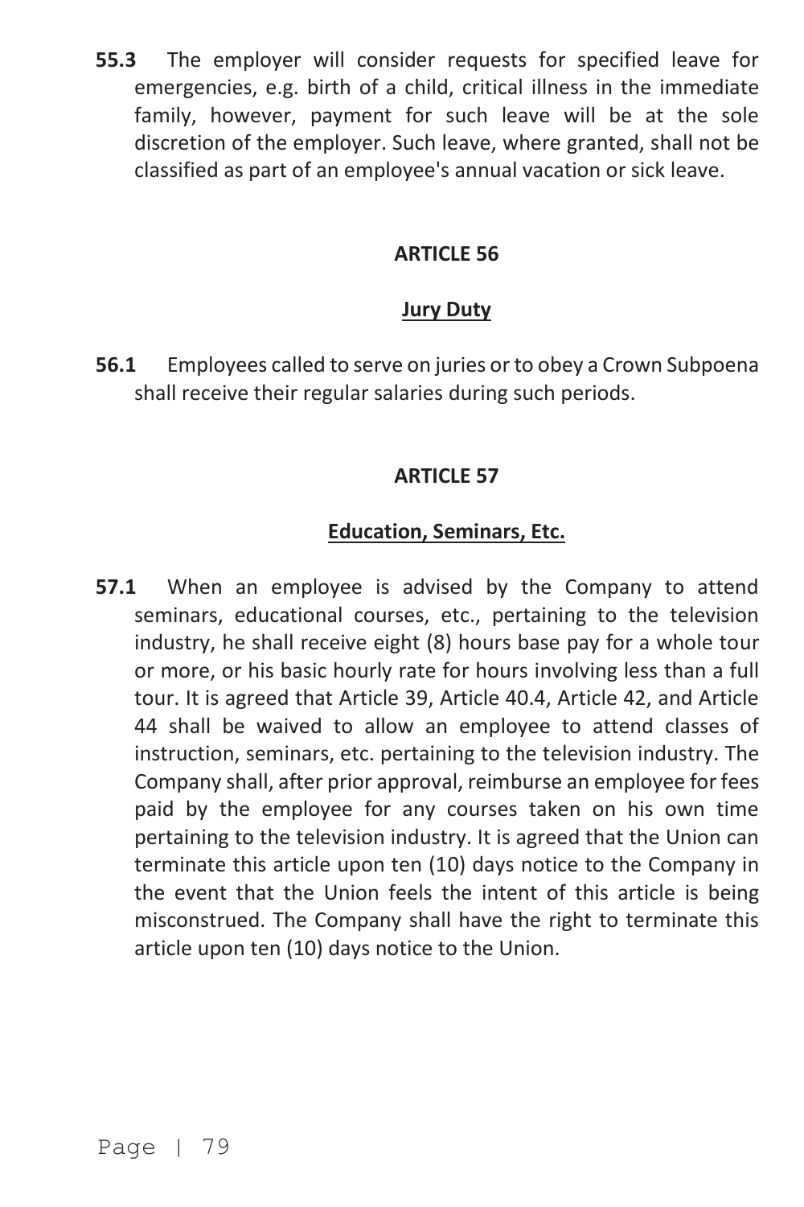**55.3** The employer will consider requests for specified leave for emergencies, e.g. birth of a child, critical illness in the immediate family, however, payment for such leave will be at the sole discretion of the employer. Such leave, where granted, shall not be classified as part of an employee's annual vacation or sick leave.

## ARTICLE 56

### Jury Duty

**56.1** Employees called to serve on juries or to obey a Crown Subpoena shall receive their regular salaries during such periods.

## ARTICLE 57

### Education, Seminars, Etc.

**57.1** When an employee is advised by the Company to attend seminars, educational courses, etc., pertaining to the television industry, he shall receive eight (8) hours base pay for a whole tour or more, or his basic hourly rate for hours involving less than a full tour. It is agreed that Article 39, Article 40.4, Article 42, and Article 44 shall be waived to allow an employee to attend classes of instruction, seminars, etc. pertaining to the television industry. The Company shall, after prior approval, reimburse an employee for fees paid by the employee for any courses taken on his own time pertaining to the television industry. It is agreed that the Union can terminate this article upon ten (10) days notice to the Company in the event that the Union feels the intent of this article is being misconstrued. The Company shall have the right to terminate this article upon ten (10) days notice to the Union.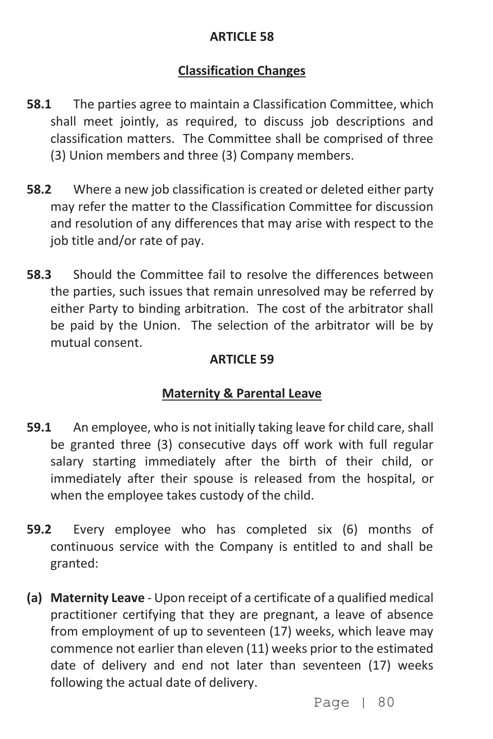## ARTICLE 58

### Classification Changes

**58.1** The parties agree to maintain a Classification Committee, which shall meet jointly, as required, to discuss job descriptions and classification matters. The Committee shall be comprised of three (3) Union members and three (3) Company members.

**58.2** Where a new job classification is created or deleted either party may refer the matter to the Classification Committee for discussion and resolution of any differences that may arise with respect to the job title and/or rate of pay.

**58.3** Should the Committee fail to resolve the differences between the parties, such issues that remain unresolved may be referred by either Party to binding arbitration. The cost of the arbitrator shall be paid by the Union. The selection of the arbitrator will be by mutual consent.

## ARTICLE 59

### Maternity & Parental Leave

**59.1** An employee, who is not initially taking leave for child care, shall be granted three (3) consecutive days off work with full regular salary starting immediately after the birth of their child, or immediately after their spouse is released from the hospital, or when the employee takes custody of the child.

**59.2** Every employee who has completed six (6) months of continuous service with the Company is entitled to and shall be granted:

**(a) Maternity Leave** - Upon receipt of a certificate of a qualified medical practitioner certifying that they are pregnant, a leave of absence from employment of up to seventeen (17) weeks, which leave may commence not earlier than eleven (11) weeks prior to the estimated date of delivery and end not later than seventeen (17) weeks following the actual date of delivery.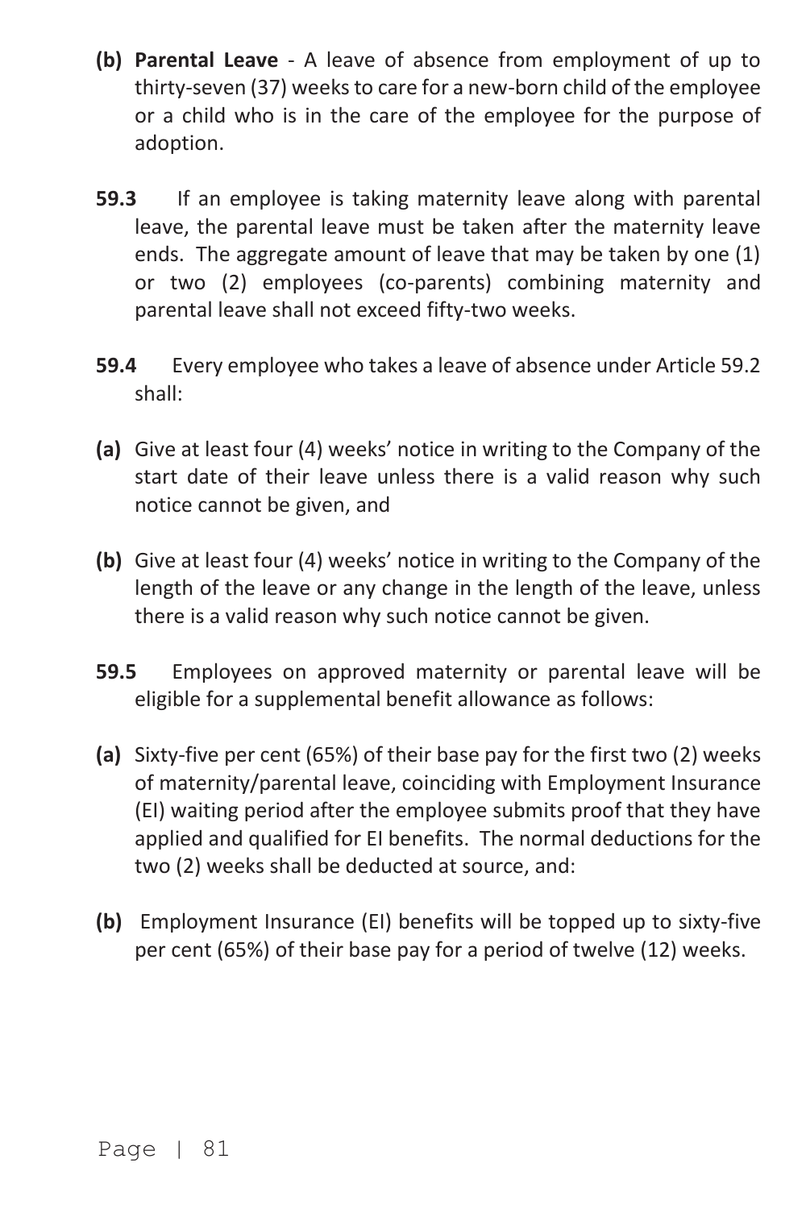**(b) Parental Leave** - A leave of absence from employment of up to thirty-seven (37) weeks to care for a new-born child of the employee or a child who is in the care of the employee for the purpose of adoption.

**59.3** If an employee is taking maternity leave along with parental leave, the parental leave must be taken after the maternity leave ends. The aggregate amount of leave that may be taken by one (1) or two (2) employees (co-parents) combining maternity and parental leave shall not exceed fifty-two weeks.

**59.4** Every employee who takes a leave of absence under Article 59.2 shall:

**(a)** Give at least four (4) weeks' notice in writing to the Company of the start date of their leave unless there is a valid reason why such notice cannot be given, and

**(b)** Give at least four (4) weeks' notice in writing to the Company of the length of the leave or any change in the length of the leave, unless there is a valid reason why such notice cannot be given.

**59.5** Employees on approved maternity or parental leave will be eligible for a supplemental benefit allowance as follows:

**(a)** Sixty-five per cent (65%) of their base pay for the first two (2) weeks of maternity/parental leave, coinciding with Employment Insurance (EI) waiting period after the employee submits proof that they have applied and qualified for EI benefits. The normal deductions for the two (2) weeks shall be deducted at source, and:

**(b)** Employment Insurance (EI) benefits will be topped up to sixty-five per cent (65%) of their base pay for a period of twelve (12) weeks.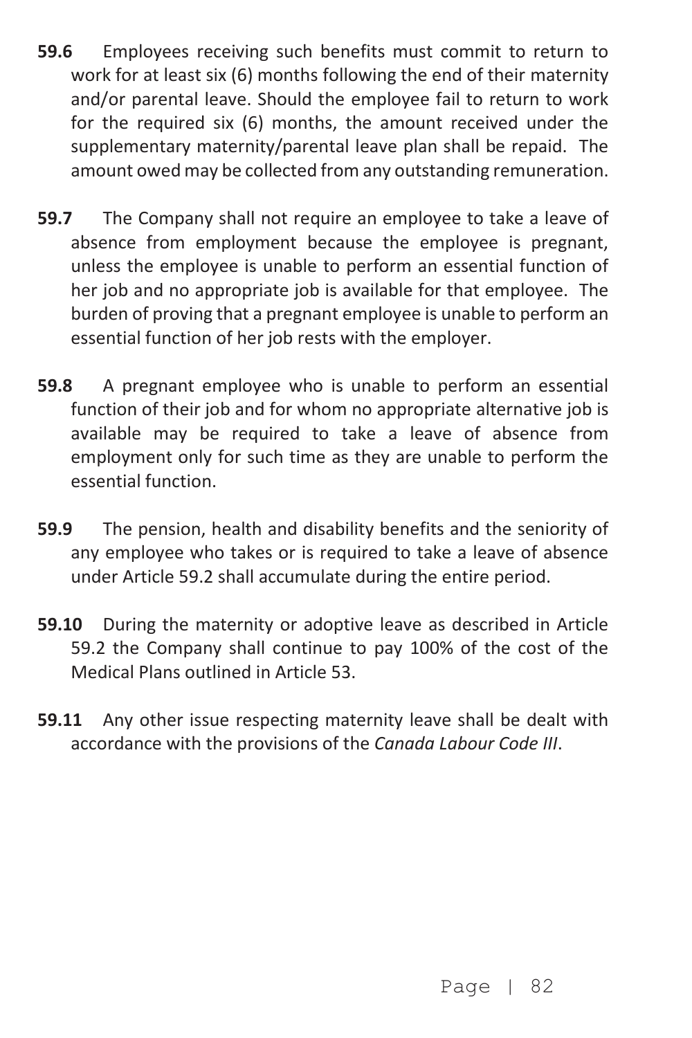**59.6** Employees receiving such benefits must commit to return to work for at least six (6) months following the end of their maternity and/or parental leave. Should the employee fail to return to work for the required six (6) months, the amount received under the supplementary maternity/parental leave plan shall be repaid. The amount owed may be collected from any outstanding remuneration.

**59.7** The Company shall not require an employee to take a leave of absence from employment because the employee is pregnant, unless the employee is unable to perform an essential function of her job and no appropriate job is available for that employee. The burden of proving that a pregnant employee is unable to perform an essential function of her job rests with the employer.

**59.8** A pregnant employee who is unable to perform an essential function of their job and for whom no appropriate alternative job is available may be required to take a leave of absence from employment only for such time as they are unable to perform the essential function.

**59.9** The pension, health and disability benefits and the seniority of any employee who takes or is required to take a leave of absence under Article 59.2 shall accumulate during the entire period.

**59.10** During the maternity or adoptive leave as described in Article 59.2 the Company shall continue to pay 100% of the cost of the Medical Plans outlined in Article 53.

**59.11** Any other issue respecting maternity leave shall be dealt with accordance with the provisions of the *Canada Labour Code III*.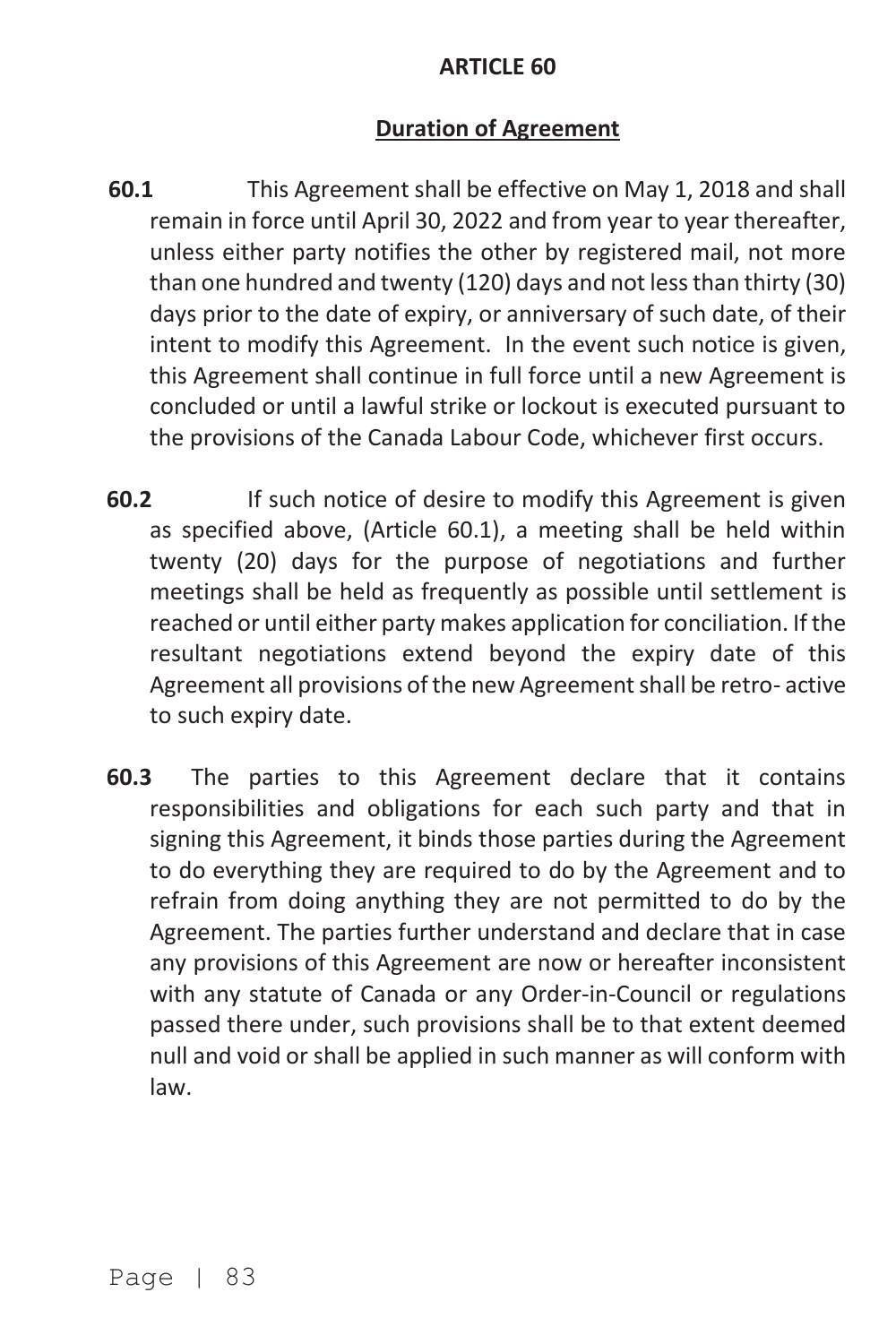## ARTICLE 60

### Duration of Agreement

**60.1** This Agreement shall be effective on May 1, 2018 and shall remain in force until April 30, 2022 and from year to year thereafter, unless either party notifies the other by registered mail, not more than one hundred and twenty (120) days and not less than thirty (30) days prior to the date of expiry, or anniversary of such date, of their intent to modify this Agreement. In the event such notice is given, this Agreement shall continue in full force until a new Agreement is concluded or until a lawful strike or lockout is executed pursuant to the provisions of the Canada Labour Code, whichever first occurs.

**60.2** If such notice of desire to modify this Agreement is given as specified above, (Article 60.1), a meeting shall be held within twenty (20) days for the purpose of negotiations and further meetings shall be held as frequently as possible until settlement is reached or until either party makes application for conciliation. If the resultant negotiations extend beyond the expiry date of this Agreement all provisions of the new Agreement shall be retro- active to such expiry date.

**60.3** The parties to this Agreement declare that it contains responsibilities and obligations for each such party and that in signing this Agreement, it binds those parties during the Agreement to do everything they are required to do by the Agreement and to refrain from doing anything they are not permitted to do by the Agreement. The parties further understand and declare that in case any provisions of this Agreement are now or hereafter inconsistent with any statute of Canada or any Order-in-Council or regulations passed there under, such provisions shall be to that extent deemed null and void or shall be applied in such manner as will conform with law.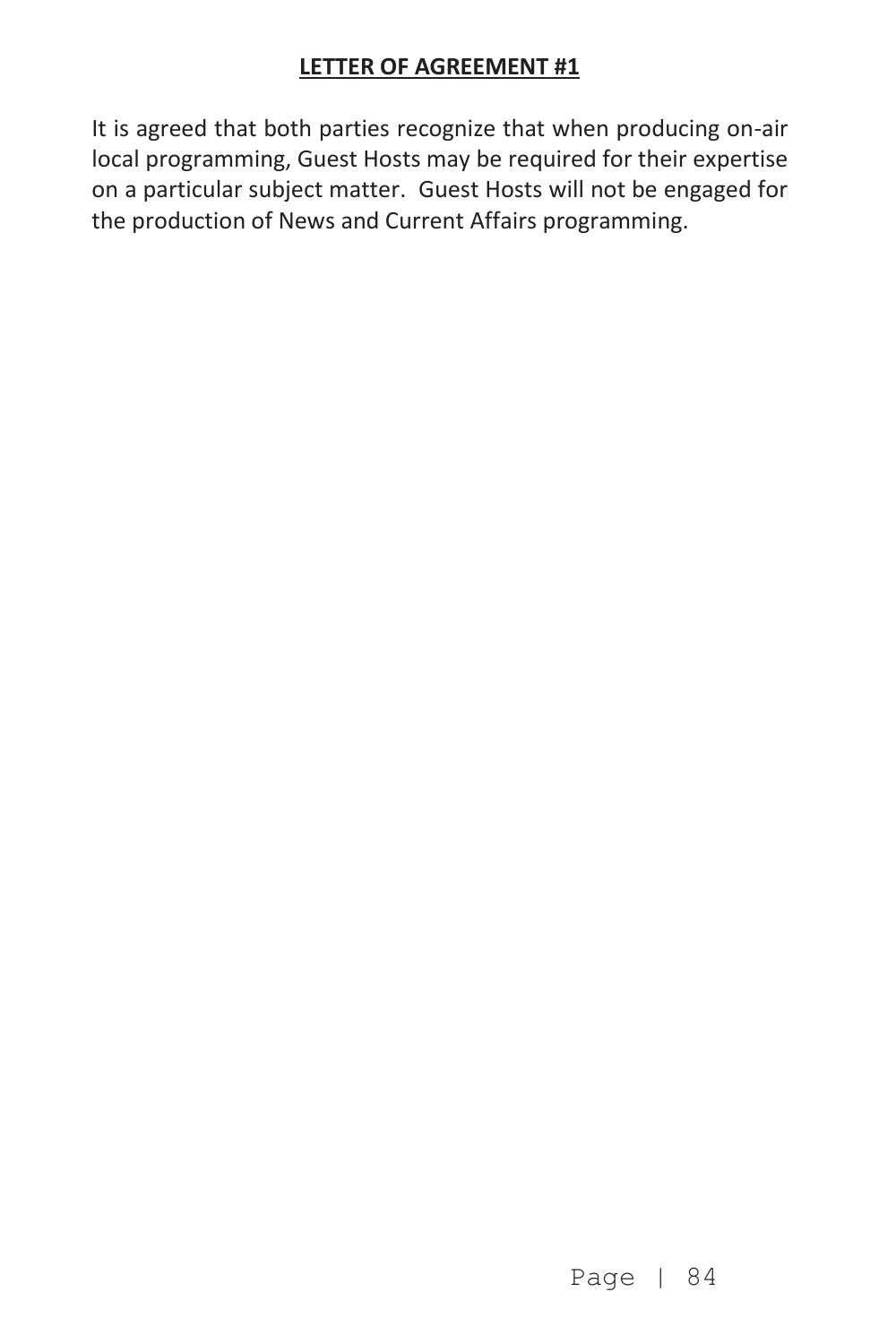## LETTER OF AGREEMENT #1

It is agreed that both parties recognize that when producing on-air local programming, Guest Hosts may be required for their expertise on a particular subject matter. Guest Hosts will not be engaged for the production of News and Current Affairs programming.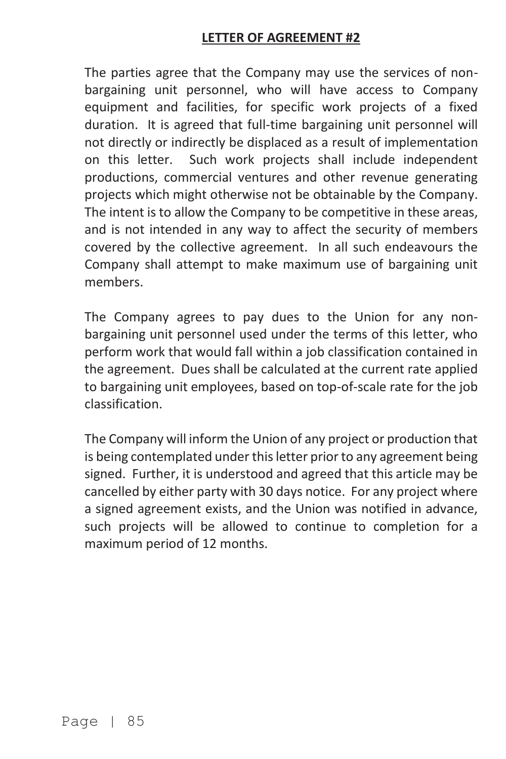## LETTER OF AGREEMENT #2

The parties agree that the Company may use the services of non-bargaining unit personnel, who will have access to Company equipment and facilities, for specific work projects of a fixed duration. It is agreed that full-time bargaining unit personnel will not directly or indirectly be displaced as a result of implementation on this letter. Such work projects shall include independent productions, commercial ventures and other revenue generating projects which might otherwise not be obtainable by the Company. The intent is to allow the Company to be competitive in these areas, and is not intended in any way to affect the security of members covered by the collective agreement. In all such endeavours the Company shall attempt to make maximum use of bargaining unit members.

The Company agrees to pay dues to the Union for any non-bargaining unit personnel used under the terms of this letter, who perform work that would fall within a job classification contained in the agreement. Dues shall be calculated at the current rate applied to bargaining unit employees, based on top-of-scale rate for the job classification.

The Company will inform the Union of any project or production that is being contemplated under this letter prior to any agreement being signed. Further, it is understood and agreed that this article may be cancelled by either party with 30 days notice. For any project where a signed agreement exists, and the Union was notified in advance, such projects will be allowed to continue to completion for a maximum period of 12 months.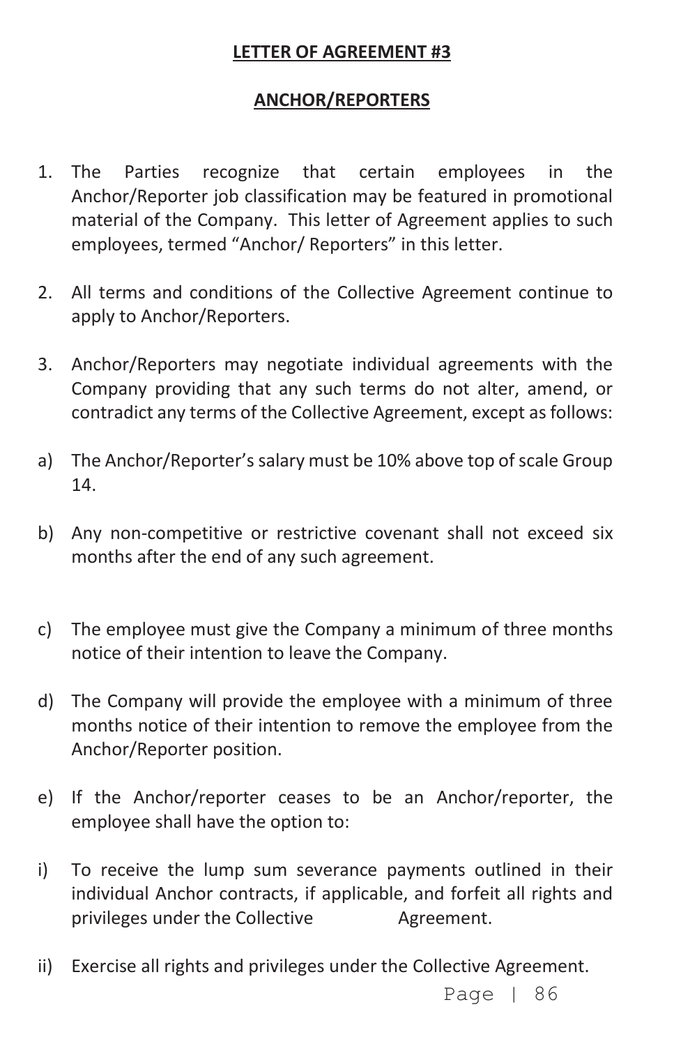**LETTER OF AGREEMENT #3**

**ANCHOR/REPORTERS**

1. The Parties recognize that certain employees in the Anchor/Reporter job classification may be featured in promotional material of the Company. This letter of Agreement applies to such employees, termed "Anchor/ Reporters" in this letter.

2. All terms and conditions of the Collective Agreement continue to apply to Anchor/Reporters.

3. Anchor/Reporters may negotiate individual agreements with the Company providing that any such terms do not alter, amend, or contradict any terms of the Collective Agreement, except as follows:

a) The Anchor/Reporter's salary must be 10% above top of scale Group 14.

b) Any non-competitive or restrictive covenant shall not exceed six months after the end of any such agreement.

c) The employee must give the Company a minimum of three months notice of their intention to leave the Company.

d) The Company will provide the employee with a minimum of three months notice of their intention to remove the employee from the Anchor/Reporter position.

e) If the Anchor/reporter ceases to be an Anchor/reporter, the employee shall have the option to:

i) To receive the lump sum severance payments outlined in their individual Anchor contracts, if applicable, and forfeit all rights and privileges under the Collective Agreement.

ii) Exercise all rights and privileges under the Collective Agreement.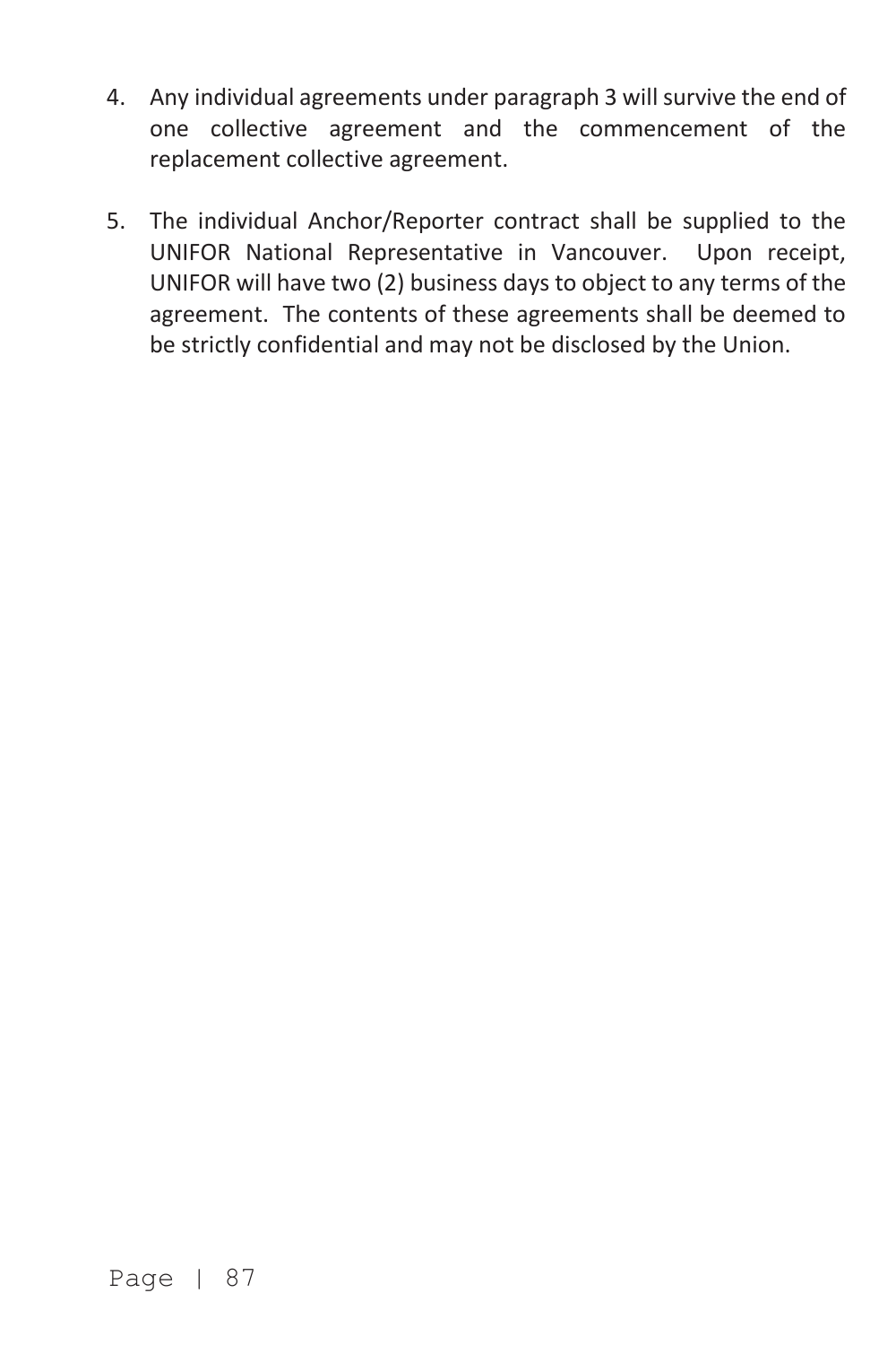4. Any individual agreements under paragraph 3 will survive the end of one collective agreement and the commencement of the replacement collective agreement.

5. The individual Anchor/Reporter contract shall be supplied to the UNIFOR National Representative in Vancouver. Upon receipt, UNIFOR will have two (2) business days to object to any terms of the agreement. The contents of these agreements shall be deemed to be strictly confidential and may not be disclosed by the Union.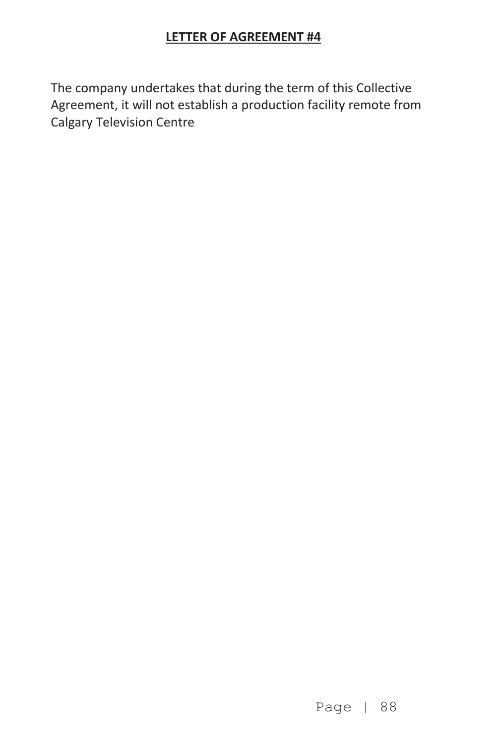## **LETTER OF AGREEMENT #4**

The company undertakes that during the term of this Collective Agreement, it will not establish a production facility remote from Calgary Television Centre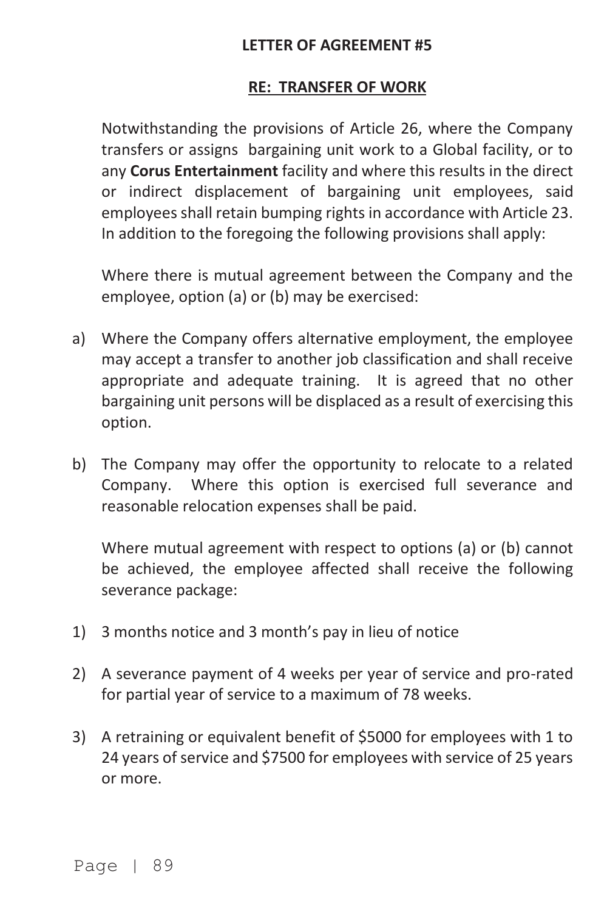## LETTER OF AGREEMENT #5

### RE: TRANSFER OF WORK

Notwithstanding the provisions of Article 26, where the Company transfers or assigns bargaining unit work to a Global facility, or to any **Corus Entertainment** facility and where this results in the direct or indirect displacement of bargaining unit employees, said employees shall retain bumping rights in accordance with Article 23. In addition to the foregoing the following provisions shall apply:

Where there is mutual agreement between the Company and the employee, option (a) or (b) may be exercised:

a) Where the Company offers alternative employment, the employee may accept a transfer to another job classification and shall receive appropriate and adequate training. It is agreed that no other bargaining unit persons will be displaced as a result of exercising this option.

b) The Company may offer the opportunity to relocate to a related Company. Where this option is exercised full severance and reasonable relocation expenses shall be paid.

Where mutual agreement with respect to options (a) or (b) cannot be achieved, the employee affected shall receive the following severance package:

1) 3 months notice and 3 month's pay in lieu of notice

2) A severance payment of 4 weeks per year of service and pro-rated for partial year of service to a maximum of 78 weeks.

3) A retraining or equivalent benefit of $5000 for employees with 1 to 24 years of service and $7500 for employees with service of 25 years or more.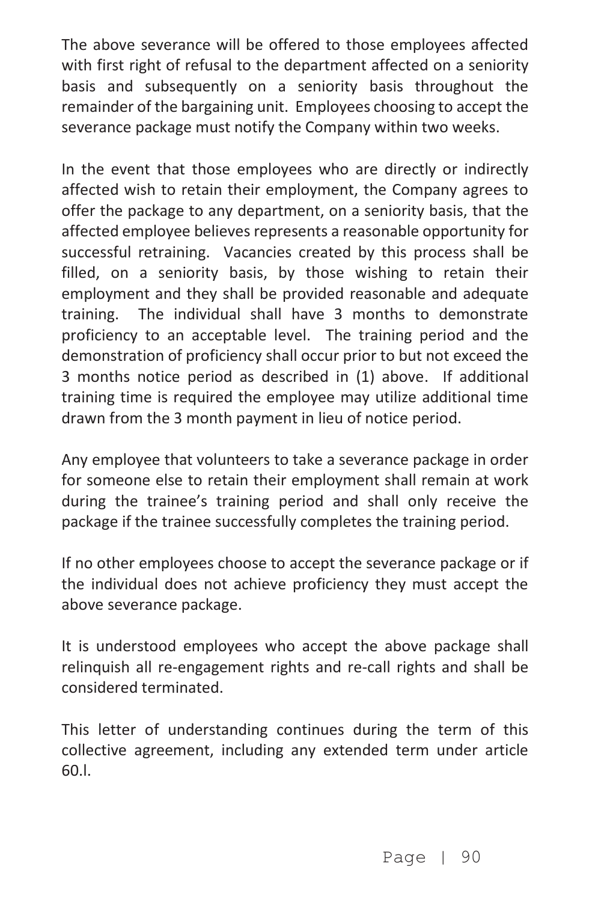The above severance will be offered to those employees affected with first right of refusal to the department affected on a seniority basis and subsequently on a seniority basis throughout the remainder of the bargaining unit. Employees choosing to accept the severance package must notify the Company within two weeks.

In the event that those employees who are directly or indirectly affected wish to retain their employment, the Company agrees to offer the package to any department, on a seniority basis, that the affected employee believes represents a reasonable opportunity for successful retraining. Vacancies created by this process shall be filled, on a seniority basis, by those wishing to retain their employment and they shall be provided reasonable and adequate training. The individual shall have 3 months to demonstrate proficiency to an acceptable level. The training period and the demonstration of proficiency shall occur prior to but not exceed the 3 months notice period as described in (1) above. If additional training time is required the employee may utilize additional time drawn from the 3 month payment in lieu of notice period.

Any employee that volunteers to take a severance package in order for someone else to retain their employment shall remain at work during the trainee's training period and shall only receive the package if the trainee successfully completes the training period.

If no other employees choose to accept the severance package or if the individual does not achieve proficiency they must accept the above severance package.

It is understood employees who accept the above package shall relinquish all re-engagement rights and re-call rights and shall be considered terminated.

This letter of understanding continues during the term of this collective agreement, including any extended term under article 60.l.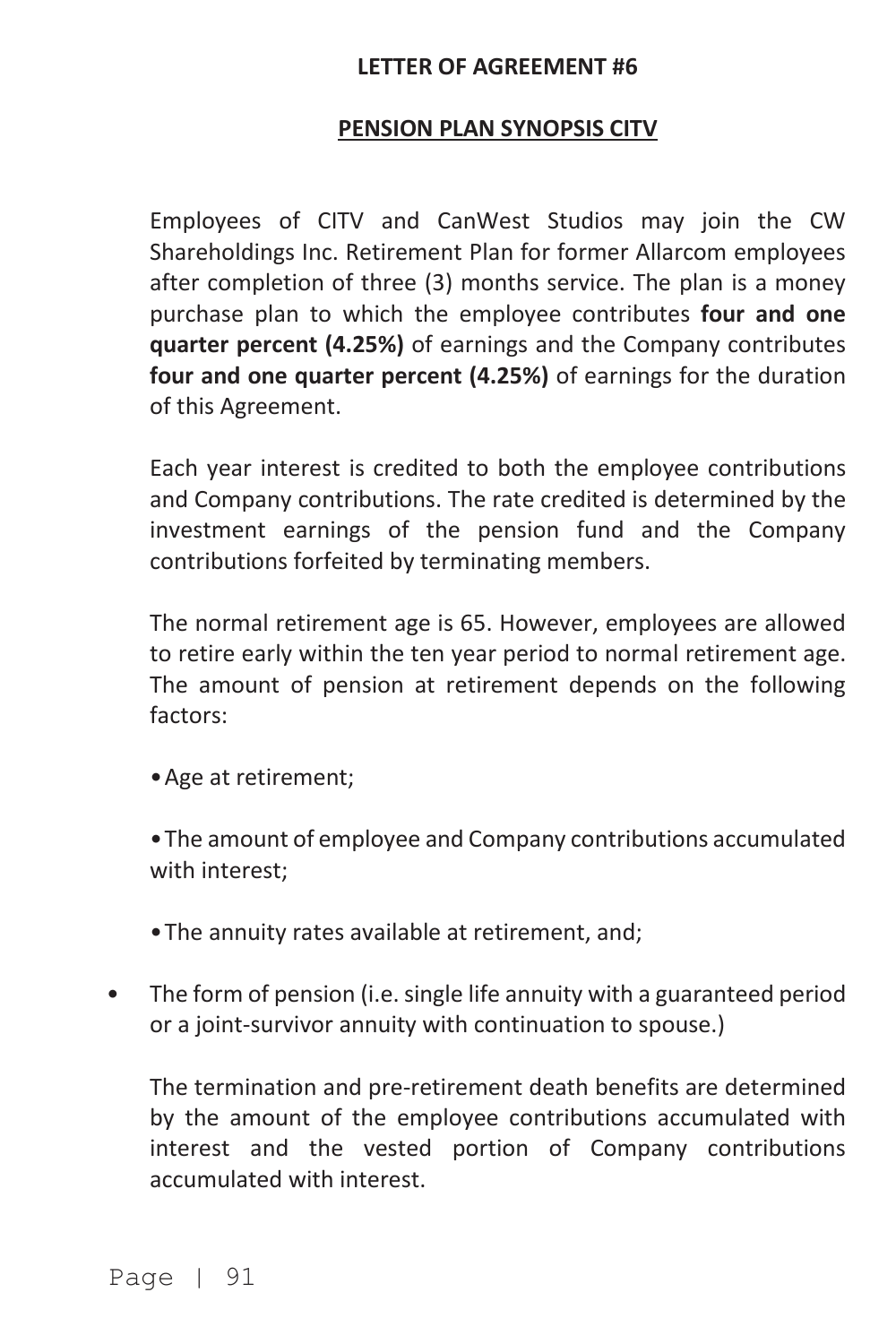**LETTER OF AGREEMENT #6**

**PENSION PLAN SYNOPSIS CITV**

Employees of CITV and CanWest Studios may join the CW Shareholdings Inc. Retirement Plan for former Allarcom employees after completion of three (3) months service. The plan is a money purchase plan to which the employee contributes **four and one quarter percent (4.25%)** of earnings and the Company contributes **four and one quarter percent (4.25%)** of earnings for the duration of this Agreement.

Each year interest is credited to both the employee contributions and Company contributions. The rate credited is determined by the investment earnings of the pension fund and the Company contributions forfeited by terminating members.

The normal retirement age is 65. However, employees are allowed to retire early within the ten year period to normal retirement age. The amount of pension at retirement depends on the following factors:

- Age at retirement;
- The amount of employee and Company contributions accumulated with interest;
- The annuity rates available at retirement, and;
- The form of pension (i.e. single life annuity with a guaranteed period or a joint-survivor annuity with continuation to spouse.)

The termination and pre-retirement death benefits are determined by the amount of the employee contributions accumulated with interest and the vested portion of Company contributions accumulated with interest.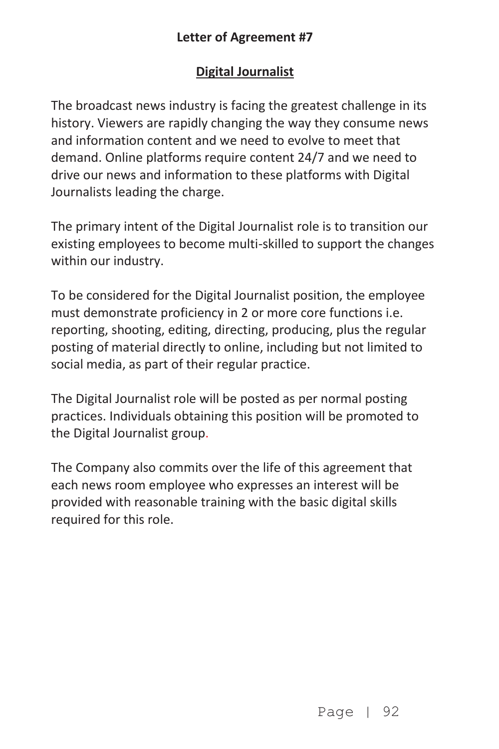**Letter of Agreement #7**

**Digital Journalist**

The broadcast news industry is facing the greatest challenge in its history. Viewers are rapidly changing the way they consume news and information content and we need to evolve to meet that demand. Online platforms require content 24/7 and we need to drive our news and information to these platforms with Digital Journalists leading the charge.

The primary intent of the Digital Journalist role is to transition our existing employees to become multi-skilled to support the changes within our industry.

To be considered for the Digital Journalist position, the employee must demonstrate proficiency in 2 or more core functions i.e. reporting, shooting, editing, directing, producing, plus the regular posting of material directly to online, including but not limited to social media, as part of their regular practice.

The Digital Journalist role will be posted as per normal posting practices. Individuals obtaining this position will be promoted to the Digital Journalist group.

The Company also commits over the life of this agreement that each news room employee who expresses an interest will be provided with reasonable training with the basic digital skills required for this role.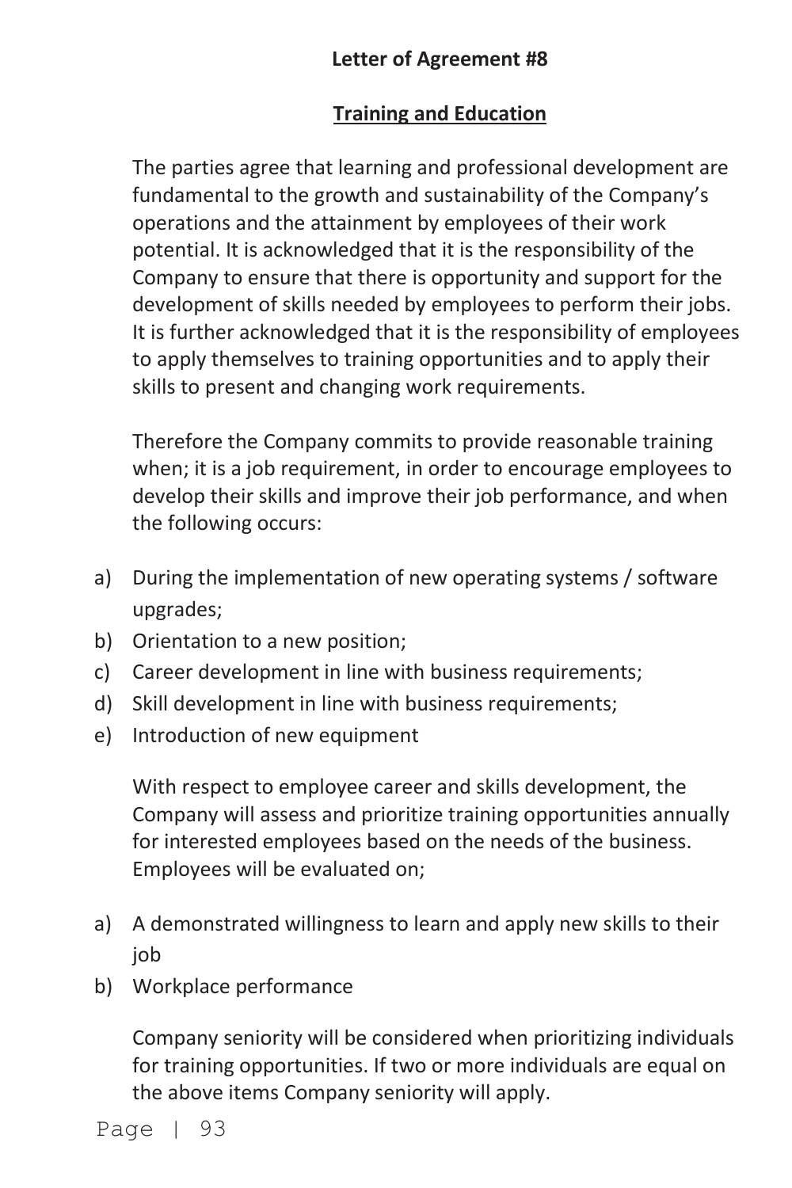## Letter of Agreement #8

### Training and Education

The parties agree that learning and professional development are fundamental to the growth and sustainability of the Company's operations and the attainment by employees of their work potential. It is acknowledged that it is the responsibility of the Company to ensure that there is opportunity and support for the development of skills needed by employees to perform their jobs. It is further acknowledged that it is the responsibility of employees to apply themselves to training opportunities and to apply their skills to present and changing work requirements.

Therefore the Company commits to provide reasonable training when; it is a job requirement, in order to encourage employees to develop their skills and improve their job performance, and when the following occurs:

a) During the implementation of new operating systems / software upgrades;
b) Orientation to a new position;
c) Career development in line with business requirements;
d) Skill development in line with business requirements;
e) Introduction of new equipment

With respect to employee career and skills development, the Company will assess and prioritize training opportunities annually for interested employees based on the needs of the business. Employees will be evaluated on;

a) A demonstrated willingness to learn and apply new skills to their job
b) Workplace performance

Company seniority will be considered when prioritizing individuals for training opportunities. If two or more individuals are equal on the above items Company seniority will apply.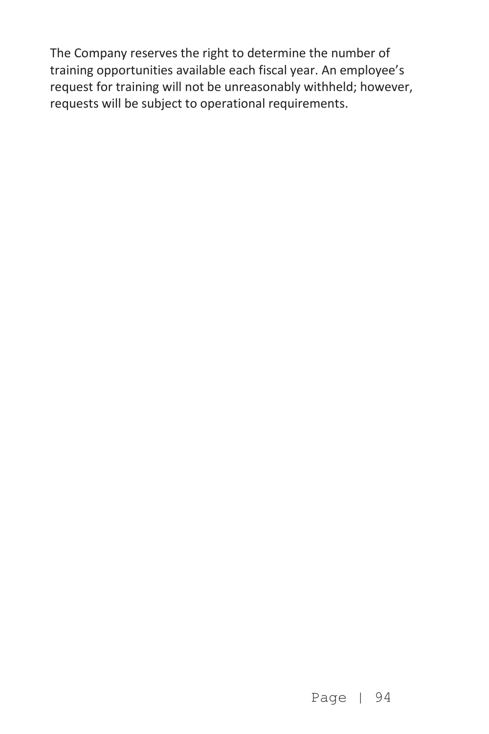The Company reserves the right to determine the number of training opportunities available each fiscal year. An employee's request for training will not be unreasonably withheld; however, requests will be subject to operational requirements.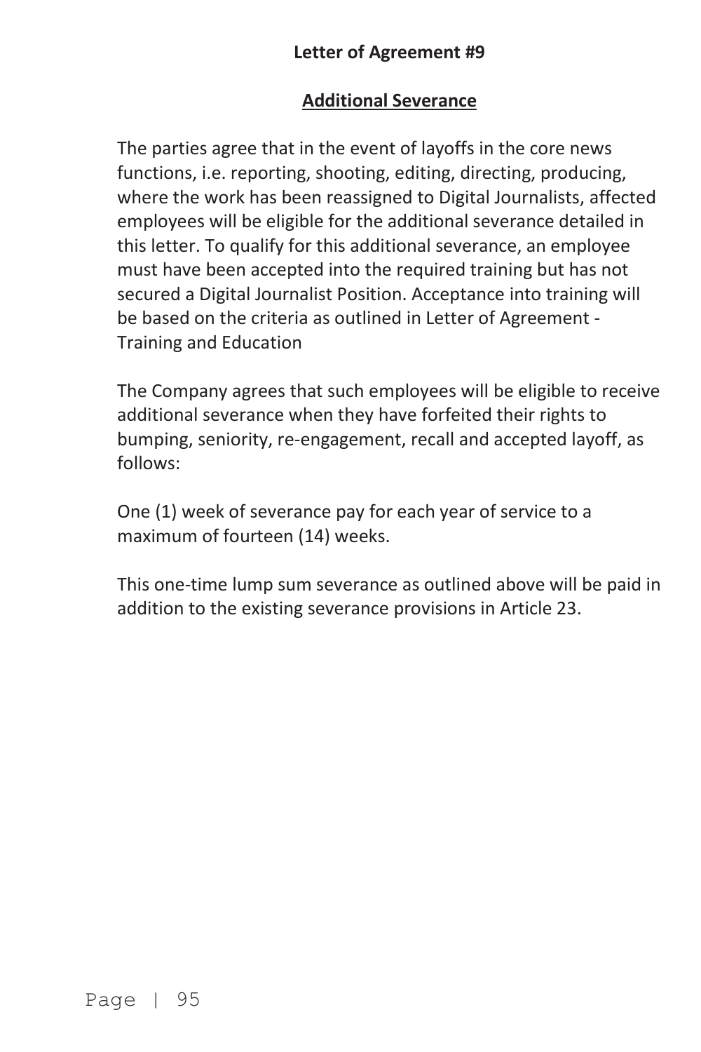**Letter of Agreement #9**

**Additional Severance**

The parties agree that in the event of layoffs in the core news functions, i.e. reporting, shooting, editing, directing, producing, where the work has been reassigned to Digital Journalists, affected employees will be eligible for the additional severance detailed in this letter. To qualify for this additional severance, an employee must have been accepted into the required training but has not secured a Digital Journalist Position. Acceptance into training will be based on the criteria as outlined in Letter of Agreement - Training and Education

The Company agrees that such employees will be eligible to receive additional severance when they have forfeited their rights to bumping, seniority, re-engagement, recall and accepted layoff, as follows:

One (1) week of severance pay for each year of service to a maximum of fourteen (14) weeks.

This one-time lump sum severance as outlined above will be paid in addition to the existing severance provisions in Article 23.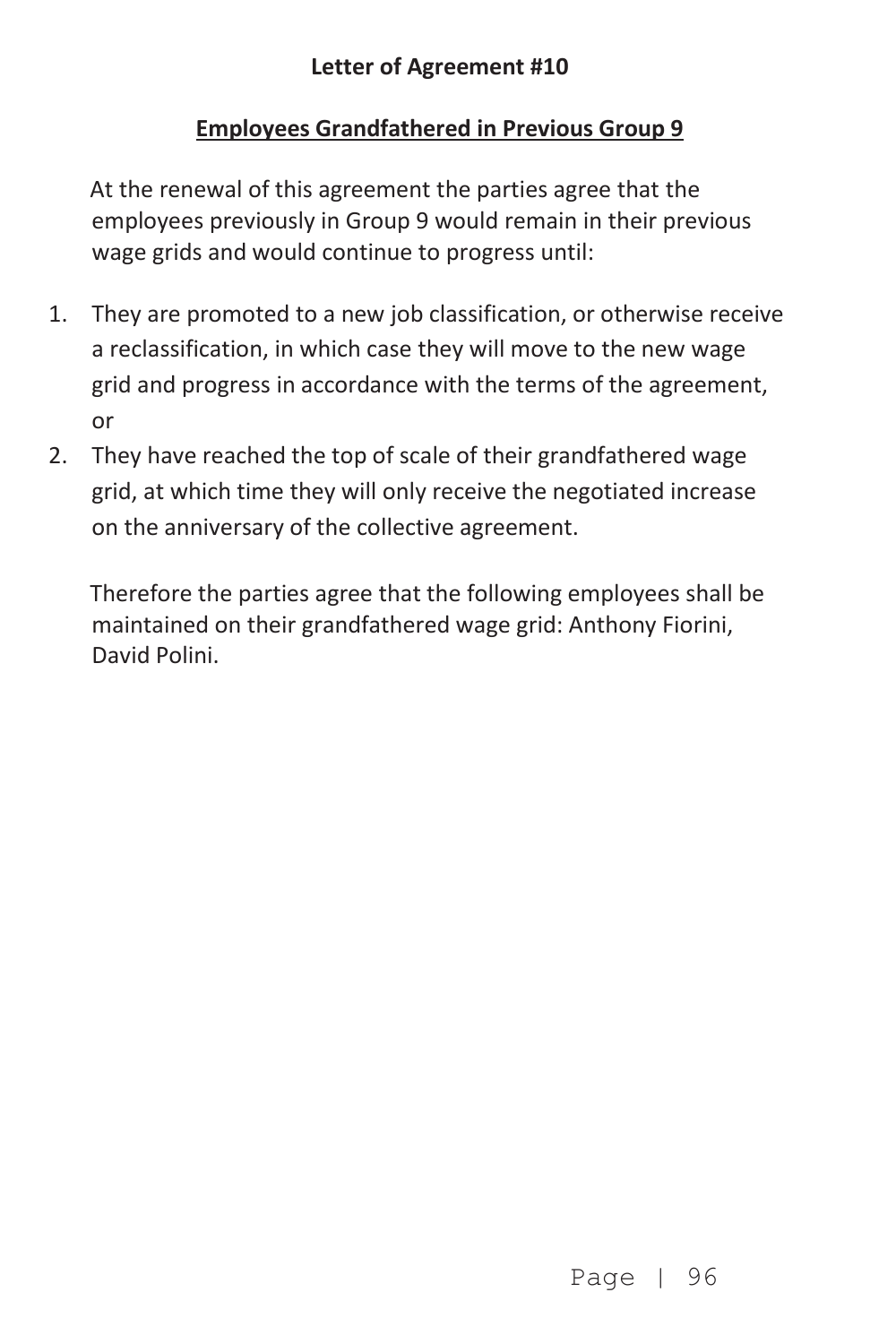## Letter of Agreement #10

### Employees Grandfathered in Previous Group 9

At the renewal of this agreement the parties agree that the employees previously in Group 9 would remain in their previous wage grids and would continue to progress until:

1. They are promoted to a new job classification, or otherwise receive a reclassification, in which case they will move to the new wage grid and progress in accordance with the terms of the agreement, or
2. They have reached the top of scale of their grandfathered wage grid, at which time they will only receive the negotiated increase on the anniversary of the collective agreement.

Therefore the parties agree that the following employees shall be maintained on their grandfathered wage grid: Anthony Fiorini, David Polini.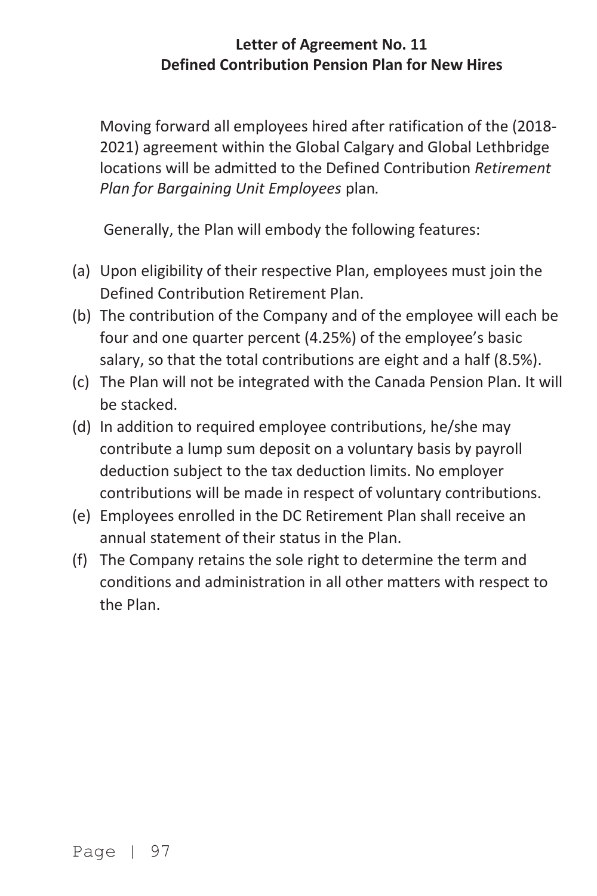## Letter of Agreement No. 11
## Defined Contribution Pension Plan for New Hires

Moving forward all employees hired after ratification of the (2018-2021) agreement within the Global Calgary and Global Lethbridge locations will be admitted to the Defined Contribution *Retirement Plan for Bargaining Unit Employees* plan*.*

Generally, the Plan will embody the following features:

(a) Upon eligibility of their respective Plan, employees must join the Defined Contribution Retirement Plan.

(b) The contribution of the Company and of the employee will each be four and one quarter percent (4.25%) of the employee's basic salary, so that the total contributions are eight and a half (8.5%).

(c) The Plan will not be integrated with the Canada Pension Plan. It will be stacked.

(d) In addition to required employee contributions, he/she may contribute a lump sum deposit on a voluntary basis by payroll deduction subject to the tax deduction limits. No employer contributions will be made in respect of voluntary contributions.

(e) Employees enrolled in the DC Retirement Plan shall receive an annual statement of their status in the Plan.

(f) The Company retains the sole right to determine the term and conditions and administration in all other matters with respect to the Plan.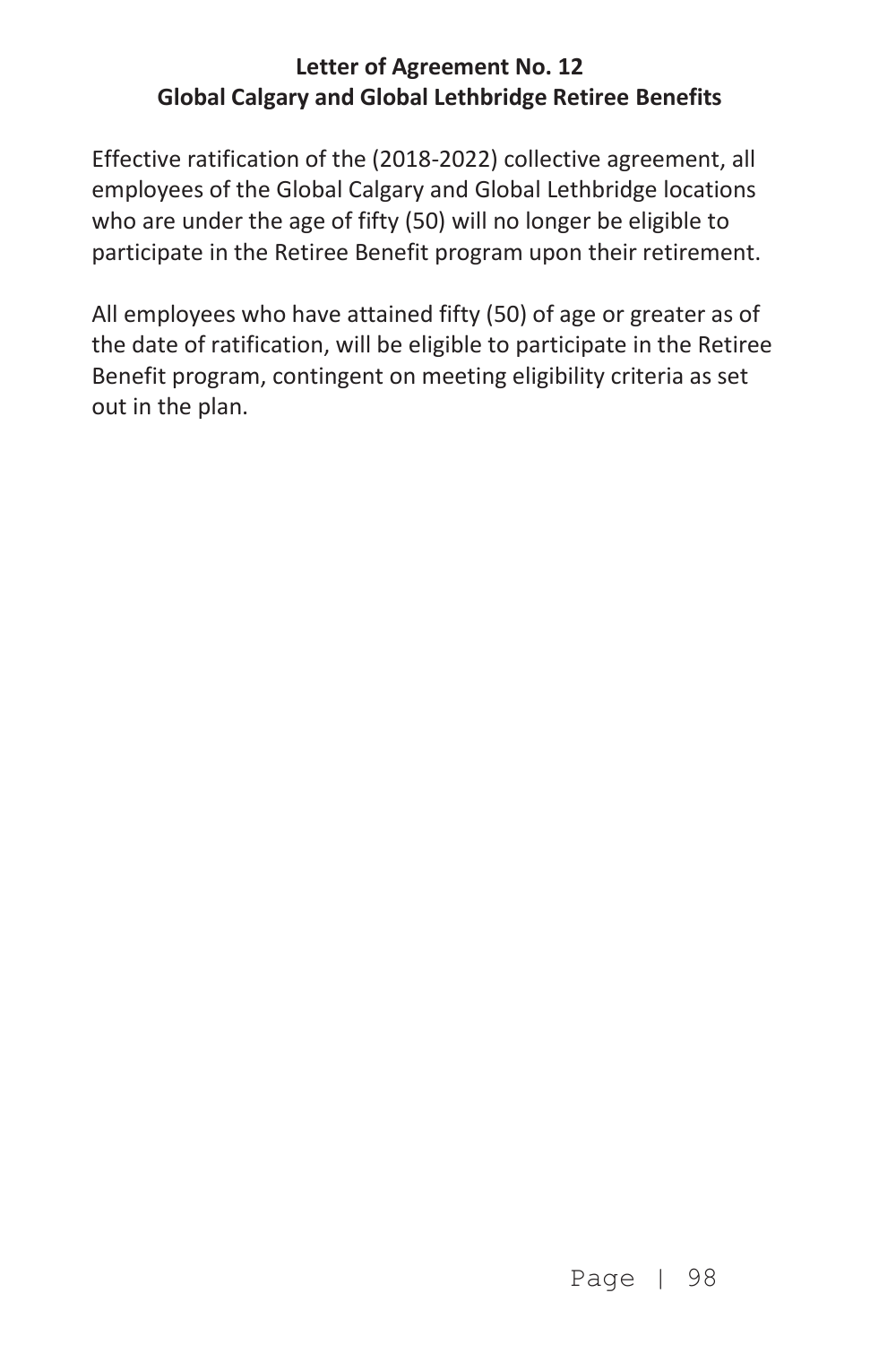## Letter of Agreement No. 12
## Global Calgary and Global Lethbridge Retiree Benefits

Effective ratification of the (2018-2022) collective agreement, all employees of the Global Calgary and Global Lethbridge locations who are under the age of fifty (50) will no longer be eligible to participate in the Retiree Benefit program upon their retirement.

All employees who have attained fifty (50) of age or greater as of the date of ratification, will be eligible to participate in the Retiree Benefit program, contingent on meeting eligibility criteria as set out in the plan.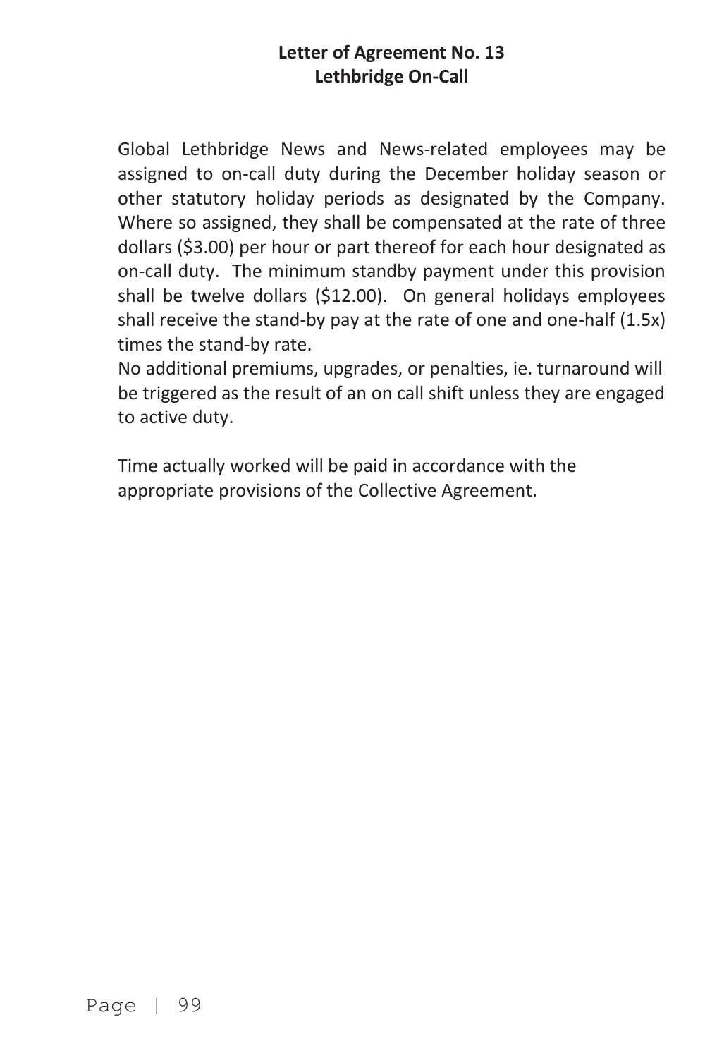## Letter of Agreement No. 13
## Lethbridge On-Call

Global Lethbridge News and News-related employees may be assigned to on-call duty during the December holiday season or other statutory holiday periods as designated by the Company. Where so assigned, they shall be compensated at the rate of three dollars ($3.00) per hour or part thereof for each hour designated as on-call duty. The minimum standby payment under this provision shall be twelve dollars ($12.00). On general holidays employees shall receive the stand-by pay at the rate of one and one-half (1.5x) times the stand-by rate.

No additional premiums, upgrades, or penalties, ie. turnaround will be triggered as the result of an on call shift unless they are engaged to active duty.

Time actually worked will be paid in accordance with the appropriate provisions of the Collective Agreement.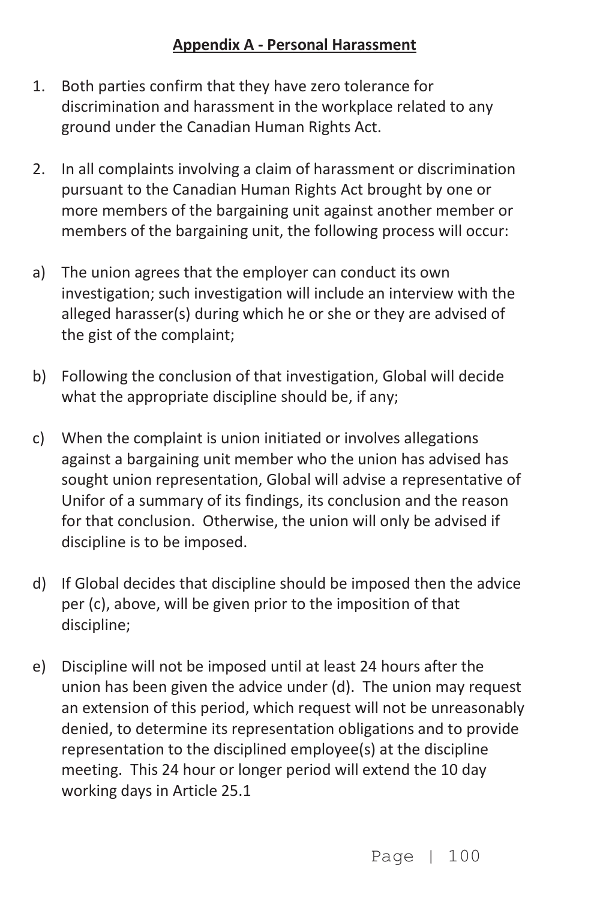## Appendix A - Personal Harassment

1. Both parties confirm that they have zero tolerance for discrimination and harassment in the workplace related to any ground under the Canadian Human Rights Act.

2. In all complaints involving a claim of harassment or discrimination pursuant to the Canadian Human Rights Act brought by one or more members of the bargaining unit against another member or members of the bargaining unit, the following process will occur:

a) The union agrees that the employer can conduct its own investigation; such investigation will include an interview with the alleged harasser(s) during which he or she or they are advised of the gist of the complaint;

b) Following the conclusion of that investigation, Global will decide what the appropriate discipline should be, if any;

c) When the complaint is union initiated or involves allegations against a bargaining unit member who the union has advised has sought union representation, Global will advise a representative of Unifor of a summary of its findings, its conclusion and the reason for that conclusion. Otherwise, the union will only be advised if discipline is to be imposed.

d) If Global decides that discipline should be imposed then the advice per (c), above, will be given prior to the imposition of that discipline;

e) Discipline will not be imposed until at least 24 hours after the union has been given the advice under (d). The union may request an extension of this period, which request will not be unreasonably denied, to determine its representation obligations and to provide representation to the disciplined employee(s) at the discipline meeting. This 24 hour or longer period will extend the 10 day working days in Article 25.1